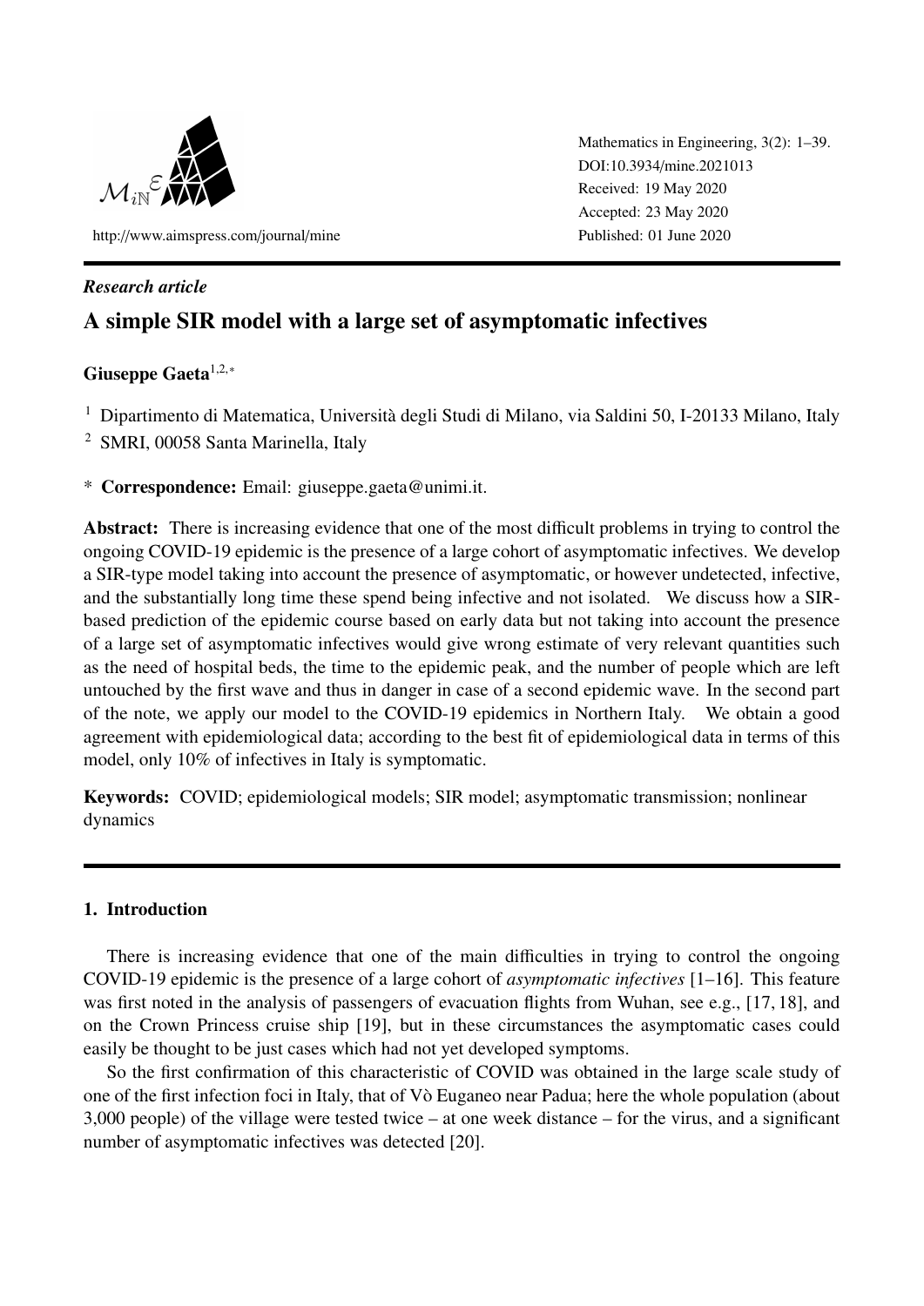Mathematics in Engineering, 3(2): 1–39.
DOI:10.3934/mine.2021013
Received: 19 May 2020
Accepted: 23 May 2020
Published: 01 June 2020

http://www.aimspress.com/journal/mine

*Research article*

# A simple SIR model with a large set of asymptomatic infectives

**Giuseppe Gaeta**[1,2,*]

[1] Dipartimento di Matematica, Università degli Studi di Milano, via Saldini 50, I-20133 Milano, Italy

[2] SMRI, 00058 Santa Marinella, Italy

\* **Correspondence:** Email: giuseppe.gaeta@unimi.it.

**Abstract:** There is increasing evidence that one of the most difficult problems in trying to control the ongoing COVID-19 epidemic is the presence of a large cohort of asymptomatic infectives. We develop a SIR-type model taking into account the presence of asymptomatic, or however undetected, infective, and the substantially long time these spend being infective and not isolated. We discuss how a SIR-based prediction of the epidemic course based on early data but not taking into account the presence of a large set of asymptomatic infectives would give wrong estimate of very relevant quantities such as the need of hospital beds, the time to the epidemic peak, and the number of people which are left untouched by the first wave and thus in danger in case of a second epidemic wave. In the second part of the note, we apply our model to the COVID-19 epidemics in Northern Italy. We obtain a good agreement with epidemiological data; according to the best fit of epidemiological data in terms of this model, only 10% of infectives in Italy is symptomatic.

**Keywords:** COVID; epidemiological models; SIR model; asymptomatic transmission; nonlinear dynamics

## 1. Introduction

There is increasing evidence that one of the main difficulties in trying to control the ongoing COVID-19 epidemic is the presence of a large cohort of *asymptomatic infectives* [1–16]. This feature was first noted in the analysis of passengers of evacuation flights from Wuhan, see e.g., [17, 18], and on the Crown Princess cruise ship [19], but in these circumstances the asymptomatic cases could easily be thought to be just cases which had not yet developed symptoms.

So the first confirmation of this characteristic of COVID was obtained in the large scale study of one of the first infection foci in Italy, that of Vò Euganeo near Padua; here the whole population (about 3,000 people) of the village were tested twice – at one week distance – for the virus, and a significant number of asymptomatic infectives was detected [20].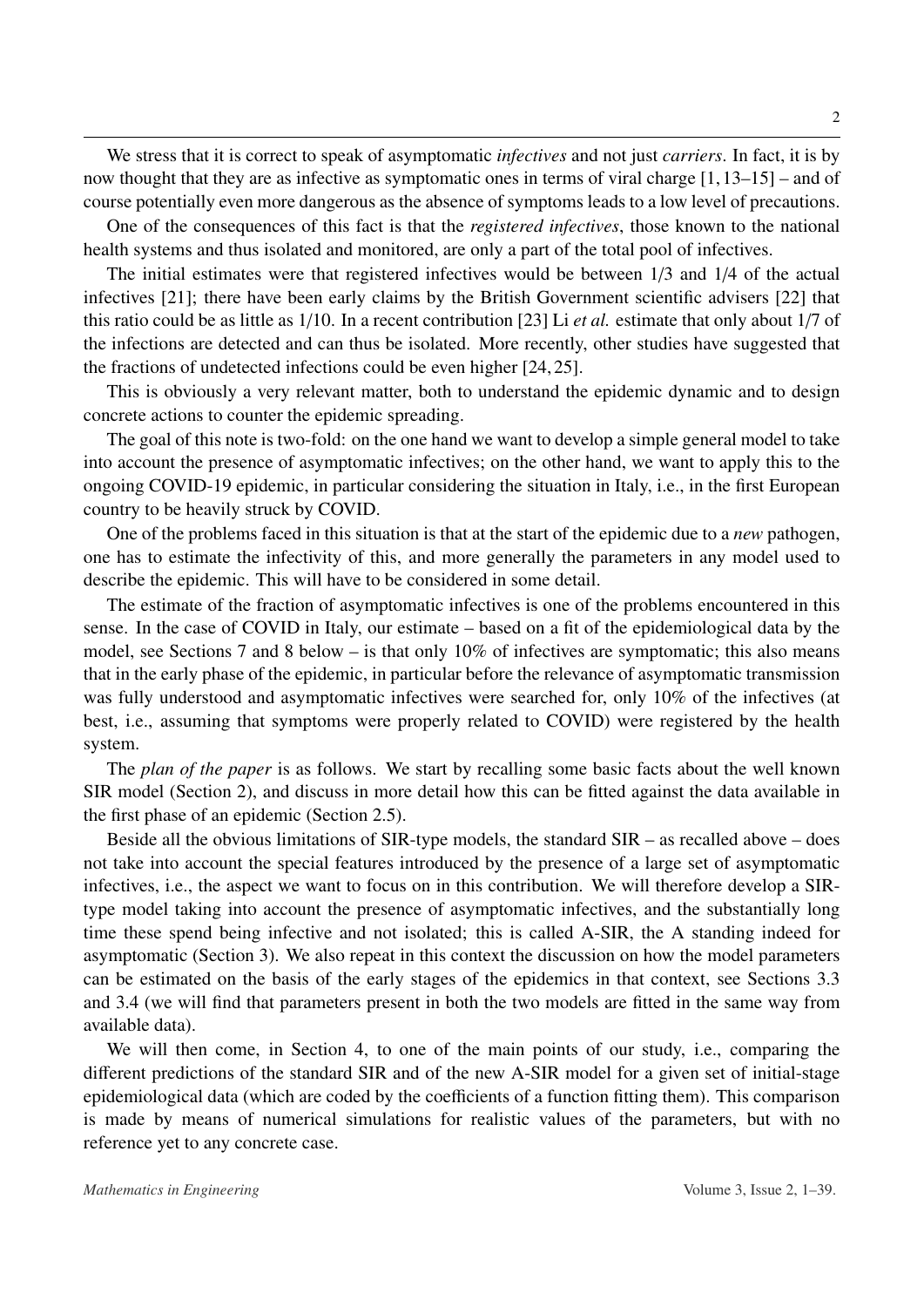We stress that it is correct to speak of asymptomatic *infectives* and not just *carriers*. In fact, it is by now thought that they are as infective as symptomatic ones in terms of viral charge [1, 13–15] – and of course potentially even more dangerous as the absence of symptoms leads to a low level of precautions.

One of the consequences of this fact is that the *registered infectives*, those known to the national health systems and thus isolated and monitored, are only a part of the total pool of infectives.

The initial estimates were that registered infectives would be between 1/3 and 1/4 of the actual infectives [21]; there have been early claims by the British Government scientific advisers [22] that this ratio could be as little as 1/10. In a recent contribution [23] Li *et al.* estimate that only about 1/7 of the infections are detected and can thus be isolated. More recently, other studies have suggested that the fractions of undetected infections could be even higher [24, 25].

This is obviously a very relevant matter, both to understand the epidemic dynamic and to design concrete actions to counter the epidemic spreading.

The goal of this note is two-fold: on the one hand we want to develop a simple general model to take into account the presence of asymptomatic infectives; on the other hand, we want to apply this to the ongoing COVID-19 epidemic, in particular considering the situation in Italy, i.e., in the first European country to be heavily struck by COVID.

One of the problems faced in this situation is that at the start of the epidemic due to a *new* pathogen, one has to estimate the infectivity of this, and more generally the parameters in any model used to describe the epidemic. This will have to be considered in some detail.

The estimate of the fraction of asymptomatic infectives is one of the problems encountered in this sense. In the case of COVID in Italy, our estimate – based on a fit of the epidemiological data by the model, see Sections 7 and 8 below – is that only 10% of infectives are symptomatic; this also means that in the early phase of the epidemic, in particular before the relevance of asymptomatic transmission was fully understood and asymptomatic infectives were searched for, only 10% of the infectives (at best, i.e., assuming that symptoms were properly related to COVID) were registered by the health system.

The *plan of the paper* is as follows. We start by recalling some basic facts about the well known SIR model (Section 2), and discuss in more detail how this can be fitted against the data available in the first phase of an epidemic (Section 2.5).

Beside all the obvious limitations of SIR-type models, the standard SIR – as recalled above – does not take into account the special features introduced by the presence of a large set of asymptomatic infectives, i.e., the aspect we want to focus on in this contribution. We will therefore develop a SIR-type model taking into account the presence of asymptomatic infectives, and the substantially long time these spend being infective and not isolated; this is called A-SIR, the A standing indeed for asymptomatic (Section 3). We also repeat in this context the discussion on how the model parameters can be estimated on the basis of the early stages of the epidemics in that context, see Sections 3.3 and 3.4 (we will find that parameters present in both the two models are fitted in the same way from available data).

We will then come, in Section 4, to one of the main points of our study, i.e., comparing the different predictions of the standard SIR and of the new A-SIR model for a given set of initial-stage epidemiological data (which are coded by the coefficients of a function fitting them). This comparison is made by means of numerical simulations for realistic values of the parameters, but with no reference yet to any concrete case.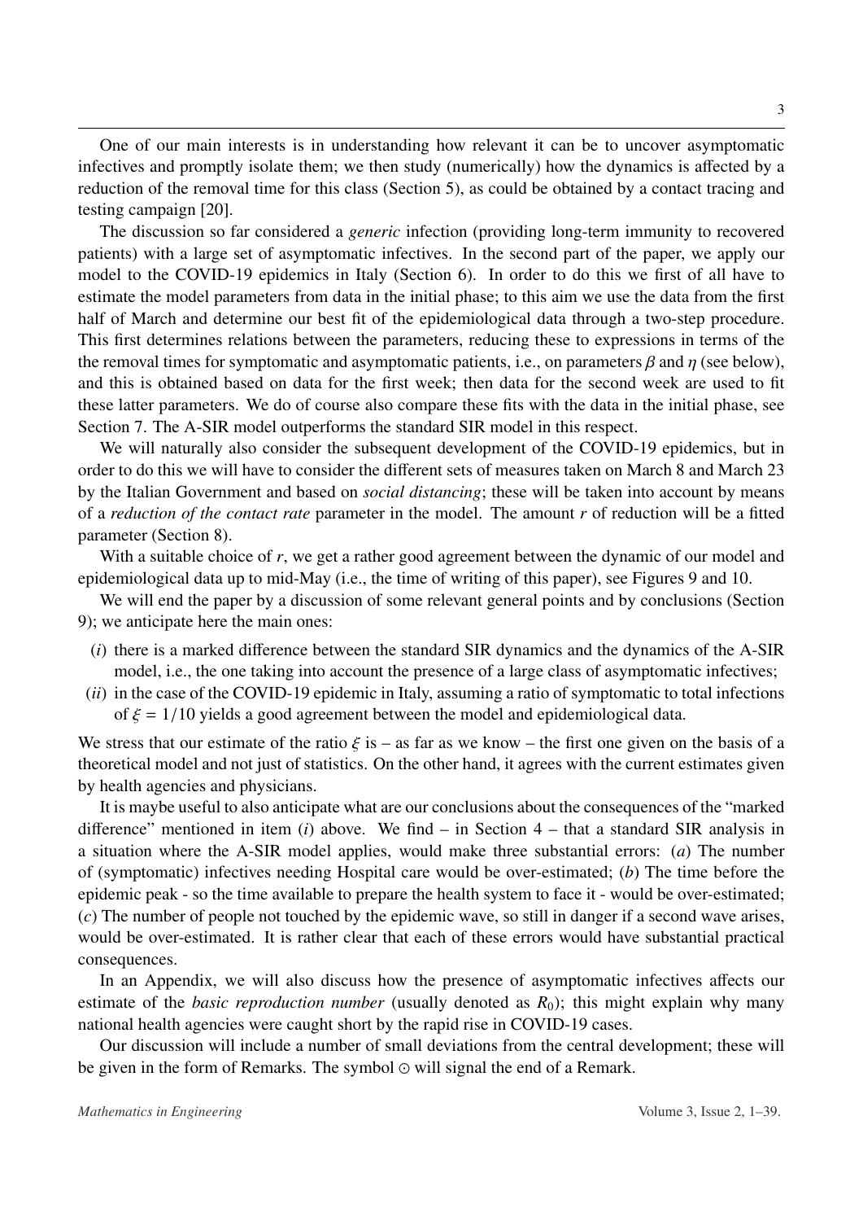One of our main interests is in understanding how relevant it can be to uncover asymptomatic infectives and promptly isolate them; we then study (numerically) how the dynamics is affected by a reduction of the removal time for this class (Section 5), as could be obtained by a contact tracing and testing campaign [20].

The discussion so far considered a *generic* infection (providing long-term immunity to recovered patients) with a large set of asymptomatic infectives. In the second part of the paper, we apply our model to the COVID-19 epidemics in Italy (Section 6). In order to do this we first of all have to estimate the model parameters from data in the initial phase; to this aim we use the data from the first half of March and determine our best fit of the epidemiological data through a two-step procedure. This first determines relations between the parameters, reducing these to expressions in terms of the the removal times for symptomatic and asymptomatic patients, i.e., on parameters $\beta$ and $\eta$ (see below), and this is obtained based on data for the first week; then data for the second week are used to fit these latter parameters. We do of course also compare these fits with the data in the initial phase, see Section 7. The A-SIR model outperforms the standard SIR model in this respect.

We will naturally also consider the subsequent development of the COVID-19 epidemics, but in order to do this we will have to consider the different sets of measures taken on March 8 and March 23 by the Italian Government and based on *social distancing*; these will be taken into account by means of a *reduction of the contact rate* parameter in the model. The amount $r$ of reduction will be a fitted parameter (Section 8).

With a suitable choice of $r$, we get a rather good agreement between the dynamic of our model and epidemiological data up to mid-May (i.e., the time of writing of this paper), see Figures 9 and 10.

We will end the paper by a discussion of some relevant general points and by conclusions (Section 9); we anticipate here the main ones:

- ($i$) there is a marked difference between the standard SIR dynamics and the dynamics of the A-SIR model, i.e., the one taking into account the presence of a large class of asymptomatic infectives;
- ($ii$) in the case of the COVID-19 epidemic in Italy, assuming a ratio of symptomatic to total infections of $\xi = 1/10$ yields a good agreement between the model and epidemiological data.

We stress that our estimate of the ratio $\xi$ is – as far as we know – the first one given on the basis of a theoretical model and not just of statistics. On the other hand, it agrees with the current estimates given by health agencies and physicians.

It is maybe useful to also anticipate what are our conclusions about the consequences of the "marked difference" mentioned in item ($i$) above. We find – in Section 4 – that a standard SIR analysis in a situation where the A-SIR model applies, would make three substantial errors: ($a$) The number of (symptomatic) infectives needing Hospital care would be over-estimated; ($b$) The time before the epidemic peak - so the time available to prepare the health system to face it - would be over-estimated; ($c$) The number of people not touched by the epidemic wave, so still in danger if a second wave arises, would be over-estimated. It is rather clear that each of these errors would have substantial practical consequences.

In an Appendix, we will also discuss how the presence of asymptomatic infectives affects our estimate of the *basic reproduction number* (usually denoted as $R_0$); this might explain why many national health agencies were caught short by the rapid rise in COVID-19 cases.

Our discussion will include a number of small deviations from the central development; these will be given in the form of Remarks. The symbol $\odot$ will signal the end of a Remark.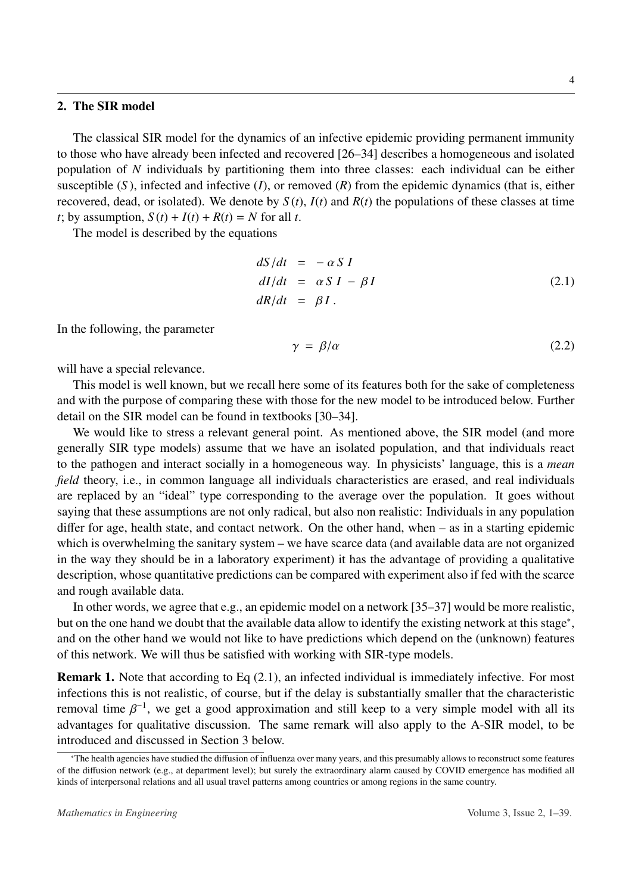## 2. The SIR model

The classical SIR model for the dynamics of an infective epidemic providing permanent immunity to those who have already been infected and recovered [26–34] describes a homogeneous and isolated population of $N$ individuals by partitioning them into three classes: each individual can be either susceptible ($S$), infected and infective ($I$), or removed ($R$) from the epidemic dynamics (that is, either recovered, dead, or isolated). We denote by $S(t)$, $I(t)$ and $R(t)$ the populations of these classes at time $t$; by assumption, $S(t) + I(t) + R(t) = N$ for all $t$.

The model is described by the equations

$$\begin{aligned} dS/dt &= -\alpha S I \\ dI/dt &= \alpha S I - \beta I \\ dR/dt &= \beta I . \end{aligned} \tag{2.1}$$

In the following, the parameter

$$\gamma = \beta/\alpha \tag{2.2}$$

will have a special relevance.

This model is well known, but we recall here some of its features both for the sake of completeness and with the purpose of comparing these with those for the new model to be introduced below. Further detail on the SIR model can be found in textbooks [30–34].

We would like to stress a relevant general point. As mentioned above, the SIR model (and more generally SIR type models) assume that we have an isolated population, and that individuals react to the pathogen and interact socially in a homogeneous way. In physicists' language, this is a *mean field* theory, i.e., in common language all individuals characteristics are erased, and real individuals are replaced by an "ideal" type corresponding to the average over the population. It goes without saying that these assumptions are not only radical, but also non realistic: Individuals in any population differ for age, health state, and contact network. On the other hand, when – as in a starting epidemic which is overwhelming the sanitary system – we have scarce data (and available data are not organized in the way they should be in a laboratory experiment) it has the advantage of providing a qualitative description, whose quantitative predictions can be compared with experiment also if fed with the scarce and rough available data.

In other words, we agree that e.g., an epidemic model on a network [35–37] would be more realistic, but on the one hand we doubt that the available data allow to identify the existing network at this stage*, and on the other hand we would not like to have predictions which depend on the (unknown) features of this network. We will thus be satisfied with working with SIR-type models.

**Remark 1.** Note that according to Eq (2.1), an infected individual is immediately infective. For most infections this is not realistic, of course, but if the delay is substantially smaller that the characteristic removal time $\beta^{-1}$, we get a good approximation and still keep to a very simple model with all its advantages for qualitative discussion. The same remark will also apply to the A-SIR model, to be introduced and discussed in Section 3 below.

*The health agencies have studied the diffusion of influenza over many years, and this presumably allows to reconstruct some features of the diffusion network (e.g., at department level); but surely the extraordinary alarm caused by COVID emergence has modified all kinds of interpersonal relations and all usual travel patterns among countries or among regions in the same country.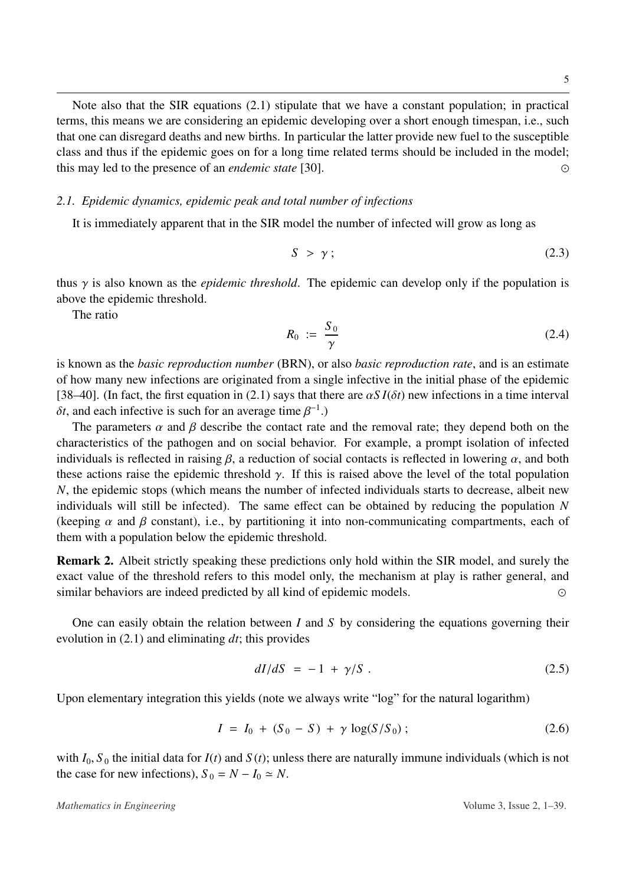Note also that the SIR equations (2.1) stipulate that we have a constant population; in practical terms, this means we are considering an epidemic developing over a short enough timespan, i.e., such that one can disregard deaths and new births. In particular the latter provide new fuel to the susceptible class and thus if the epidemic goes on for a long time related terms should be included in the model; this may led to the presence of an *endemic state* [30]. ⊙

### 2.1. *Epidemic dynamics, epidemic peak and total number of infections*

It is immediately apparent that in the SIR model the number of infected will grow as long as

$$S \ > \ \gamma \ ; \tag{2.3}$$

thus $\gamma$ is also known as the *epidemic threshold*. The epidemic can develop only if the population is above the epidemic threshold.

The ratio

$$R_0 \ := \ \frac{S_0}{\gamma} \tag{2.4}$$

is known as the *basic reproduction number* (BRN), or also *basic reproduction rate*, and is an estimate of how many new infections are originated from a single infective in the initial phase of the epidemic [38–40]. (In fact, the first equation in (2.1) says that there are $\alpha S I(\delta t)$ new infections in a time interval $\delta t$, and each infective is such for an average time $\beta^{-1}$.)

The parameters $\alpha$ and $\beta$ describe the contact rate and the removal rate; they depend both on the characteristics of the pathogen and on social behavior. For example, a prompt isolation of infected individuals is reflected in raising $\beta$, a reduction of social contacts is reflected in lowering $\alpha$, and both these actions raise the epidemic threshold $\gamma$. If this is raised above the level of the total population $N$, the epidemic stops (which means the number of infected individuals starts to decrease, albeit new individuals will still be infected). The same effect can be obtained by reducing the population $N$ (keeping $\alpha$ and $\beta$ constant), i.e., by partitioning it into non-communicating compartments, each of them with a population below the epidemic threshold.

**Remark 2.** Albeit strictly speaking these predictions only hold within the SIR model, and surely the exact value of the threshold refers to this model only, the mechanism at play is rather general, and similar behaviors are indeed predicted by all kind of epidemic models. ⊙

One can easily obtain the relation between $I$ and $S$ by considering the equations governing their evolution in (2.1) and eliminating $dt$; this provides

$$dI/dS \ = \ -1 \ + \ \gamma/S \ . \tag{2.5}$$

Upon elementary integration this yields (note we always write "log" for the natural logarithm)

$$I \ = \ I_0 \ + \ (S_0 \ - \ S) \ + \ \gamma \ \log(S/S_0) \ ; \tag{2.6}$$

with $I_0, S_0$ the initial data for $I(t)$ and $S(t)$; unless there are naturally immune individuals (which is not the case for new infections), $S_0 = N - I_0 \simeq N$.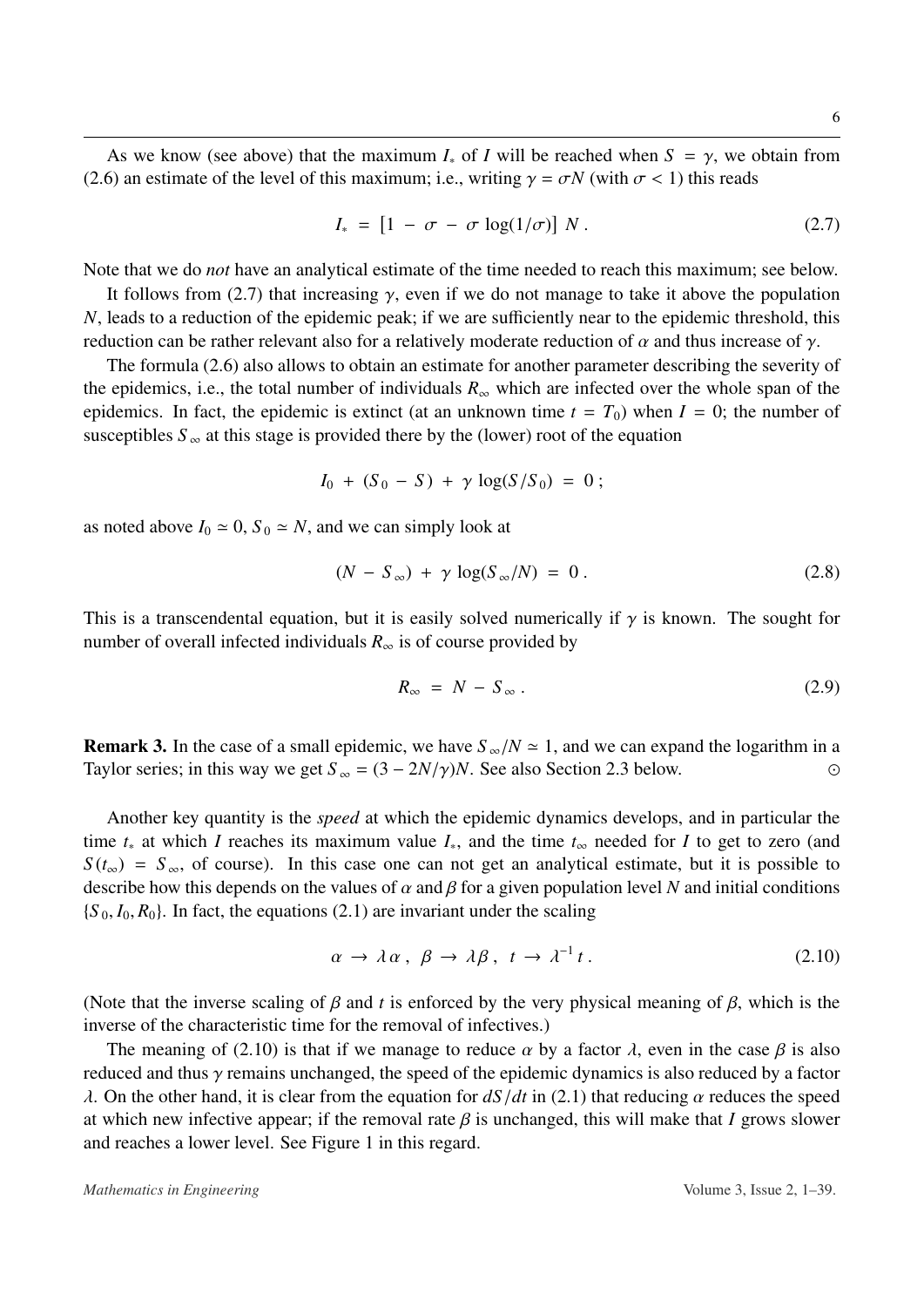As we know (see above) that the maximum $I_*$ of $I$ will be reached when $S = \gamma$, we obtain from (2.6) an estimate of the level of this maximum; i.e., writing $\gamma = \sigma N$ (with $\sigma < 1$) this reads

$$I_* = [1 - \sigma - \sigma \log(1/\sigma)] N . \tag{2.7}$$

Note that we do *not* have an analytical estimate of the time needed to reach this maximum; see below.

It follows from (2.7) that increasing $\gamma$, even if we do not manage to take it above the population $N$, leads to a reduction of the epidemic peak; if we are sufficiently near to the epidemic threshold, this reduction can be rather relevant also for a relatively moderate reduction of $\alpha$ and thus increase of $\gamma$.

The formula (2.6) also allows to obtain an estimate for another parameter describing the severity of the epidemics, i.e., the total number of individuals $R_\infty$ which are infected over the whole span of the epidemics. In fact, the epidemic is extinct (at an unknown time $t = T_0$) when $I = 0$; the number of susceptibles $S_\infty$ at this stage is provided there by the (lower) root of the equation

$$I_0 + (S_0 - S) + \gamma \log(S/S_0) = 0 ;$$

as noted above $I_0 \simeq 0$, $S_0 \simeq N$, and we can simply look at

$$(N - S_\infty) + \gamma \log(S_\infty/N) = 0 . \tag{2.8}$$

This is a transcendental equation, but it is easily solved numerically if $\gamma$ is known. The sought for number of overall infected individuals $R_\infty$ is of course provided by

$$R_\infty = N - S_\infty . \tag{2.9}$$

**Remark 3.** In the case of a small epidemic, we have $S_\infty/N \simeq 1$, and we can expand the logarithm in a Taylor series; in this way we get $S_\infty = (3 - 2N/\gamma)N$. See also Section 2.3 below. ⊙

Another key quantity is the *speed* at which the epidemic dynamics develops, and in particular the time $t_*$ at which $I$ reaches its maximum value $I_*$, and the time $t_\infty$ needed for $I$ to get to zero (and $S(t_\infty) = S_\infty$, of course). In this case one can not get an analytical estimate, but it is possible to describe how this depends on the values of $\alpha$ and $\beta$ for a given population level $N$ and initial conditions $\{S_0, I_0, R_0\}$. In fact, the equations (2.1) are invariant under the scaling

$$\alpha \to \lambda \alpha , \ \beta \to \lambda \beta , \ t \to \lambda^{-1} t . \tag{2.10}$$

(Note that the inverse scaling of $\beta$ and $t$ is enforced by the very physical meaning of $\beta$, which is the inverse of the characteristic time for the removal of infectives.)

The meaning of (2.10) is that if we manage to reduce $\alpha$ by a factor $\lambda$, even in the case $\beta$ is also reduced and thus $\gamma$ remains unchanged, the speed of the epidemic dynamics is also reduced by a factor $\lambda$. On the other hand, it is clear from the equation for $dS/dt$ in (2.1) that reducing $\alpha$ reduces the speed at which new infective appear; if the removal rate $\beta$ is unchanged, this will make that $I$ grows slower and reaches a lower level. See Figure 1 in this regard.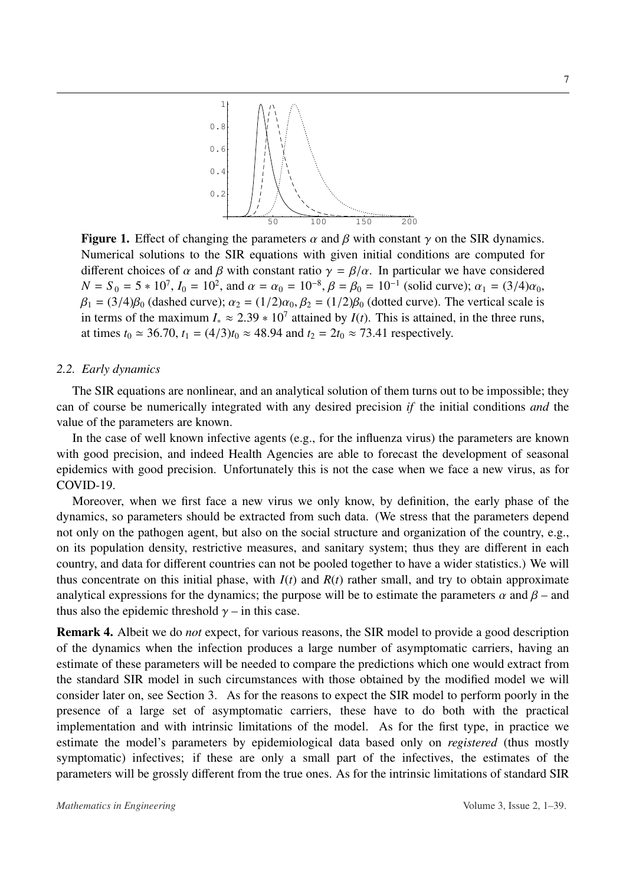**Figure 1.** Effect of changing the parameters $\alpha$ and $\beta$ with constant $\gamma$ on the SIR dynamics. Numerical solutions to the SIR equations with given initial conditions are computed for different choices of $\alpha$ and $\beta$ with constant ratio $\gamma = \beta/\alpha$. In particular we have considered $N = S_0 = 5 * 10^7$, $I_0 = 10^2$, and $\alpha = \alpha_0 = 10^{-8}$, $\beta = \beta_0 = 10^{-1}$ (solid curve); $\alpha_1 = (3/4)\alpha_0$, $\beta_1 = (3/4)\beta_0$ (dashed curve); $\alpha_2 = (1/2)\alpha_0$, $\beta_2 = (1/2)\beta_0$ (dotted curve). The vertical scale is in terms of the maximum $I_* \approx 2.39 * 10^7$ attained by $I(t)$. This is attained, in the three runs, at times $t_0 \simeq 36.70$, $t_1 = (4/3)t_0 \approx 48.94$ and $t_2 = 2t_0 \approx 73.41$ respectively.

### 2.2. *Early dynamics*

The SIR equations are nonlinear, and an analytical solution of them turns out to be impossible; they can of course be numerically integrated with any desired precision *if* the initial conditions *and* the value of the parameters are known.

In the case of well known infective agents (e.g., for the influenza virus) the parameters are known with good precision, and indeed Health Agencies are able to forecast the development of seasonal epidemics with good precision. Unfortunately this is not the case when we face a new virus, as for COVID-19.

Moreover, when we first face a new virus we only know, by definition, the early phase of the dynamics, so parameters should be extracted from such data. (We stress that the parameters depend not only on the pathogen agent, but also on the social structure and organization of the country, e.g., on its population density, restrictive measures, and sanitary system; thus they are different in each country, and data for different countries can not be pooled together to have a wider statistics.) We will thus concentrate on this initial phase, with $I(t)$ and $R(t)$ rather small, and try to obtain approximate analytical expressions for the dynamics; the purpose will be to estimate the parameters $\alpha$ and $\beta$ – and thus also the epidemic threshold $\gamma$ – in this case.

**Remark 4.** Albeit we do *not* expect, for various reasons, the SIR model to provide a good description of the dynamics when the infection produces a large number of asymptomatic carriers, having an estimate of these parameters will be needed to compare the predictions which one would extract from the standard SIR model in such circumstances with those obtained by the modified model we will consider later on, see Section 3. As for the reasons to expect the SIR model to perform poorly in the presence of a large set of asymptomatic carriers, these have to do both with the practical implementation and with intrinsic limitations of the model. As for the first type, in practice we estimate the model's parameters by epidemiological data based only on *registered* (thus mostly symptomatic) infectives; if these are only a small part of the infectives, the estimates of the parameters will be grossly different from the true ones. As for the intrinsic limitations of standard SIR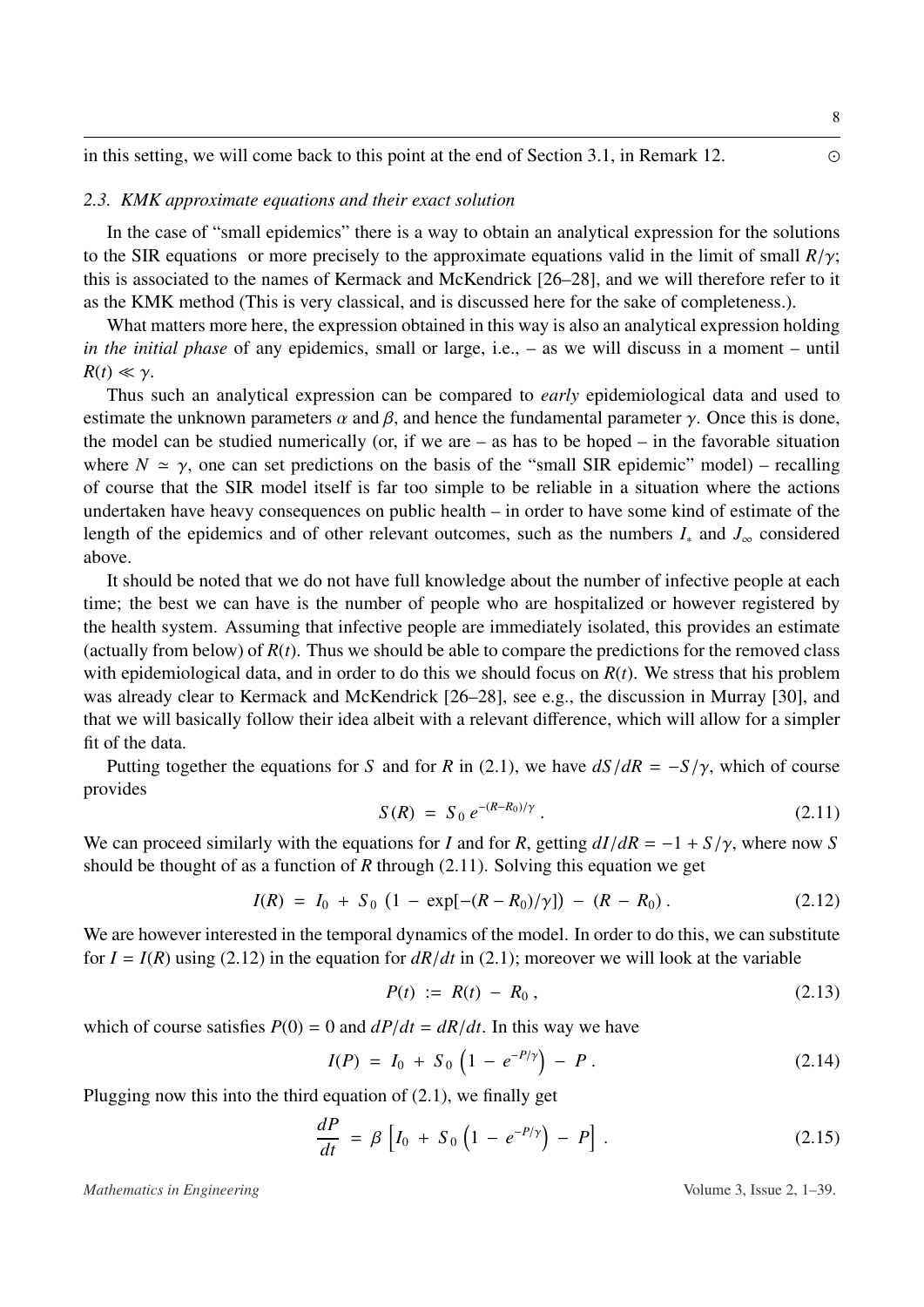in this setting, we will come back to this point at the end of Section 3.1, in Remark 12. ⊙

### 2.3. KMK approximate equations and their exact solution

In the case of "small epidemics" there is a way to obtain an analytical expression for the solutions to the SIR equations or more precisely to the approximate equations valid in the limit of small $R/\gamma$; this is associated to the names of Kermack and McKendrick [26–28], and we will therefore refer to it as the KMK method (This is very classical, and is discussed here for the sake of completeness.).

What matters more here, the expression obtained in this way is also an analytical expression holding *in the initial phase* of any epidemics, small or large, i.e., – as we will discuss in a moment – until $R(t) \ll \gamma$.

Thus such an analytical expression can be compared to *early* epidemiological data and used to estimate the unknown parameters $\alpha$ and $\beta$, and hence the fundamental parameter $\gamma$. Once this is done, the model can be studied numerically (or, if we are – as has to be hoped – in the favorable situation where $N \simeq \gamma$, one can set predictions on the basis of the "small SIR epidemic" model) – recalling of course that the SIR model itself is far too simple to be reliable in a situation where the actions undertaken have heavy consequences on public health – in order to have some kind of estimate of the length of the epidemics and of other relevant outcomes, such as the numbers $I_*$ and $J_\infty$ considered above.

It should be noted that we do not have full knowledge about the number of infective people at each time; the best we can have is the number of people who are hospitalized or however registered by the health system. Assuming that infective people are immediately isolated, this provides an estimate (actually from below) of $R(t)$. Thus we should be able to compare the predictions for the removed class with epidemiological data, and in order to do this we should focus on $R(t)$. We stress that his problem was already clear to Kermack and McKendrick [26–28], see e.g., the discussion in Murray [30], and that we will basically follow their idea albeit with a relevant difference, which will allow for a simpler fit of the data.

Putting together the equations for $S$ and for $R$ in (2.1), we have $dS/dR = -S/\gamma$, which of course provides

$$S(R) = S_0 \, e^{-(R-R_0)/\gamma} . \tag{2.11}$$

We can proceed similarly with the equations for $I$ and for $R$, getting $dI/dR = -1 + S/\gamma$, where now $S$ should be thought of as a function of $R$ through (2.11). Solving this equation we get

$$I(R) = I_0 + S_0 \, (1 - \exp[-(R - R_0)/\gamma]) - (R - R_0) . \tag{2.12}$$

We are however interested in the temporal dynamics of the model. In order to do this, we can substitute for $I = I(R)$ using (2.12) in the equation for $dR/dt$ in (2.1); moreover we will look at the variable

$$P(t) := R(t) - R_0 , \tag{2.13}$$

which of course satisfies $P(0) = 0$ and $dP/dt = dR/dt$. In this way we have

$$I(P) = I_0 + S_0 \left(1 - e^{-P/\gamma}\right) - P . \tag{2.14}$$

Plugging now this into the third equation of (2.1), we finally get

$$\frac{dP}{dt} = \beta \left[ I_0 + S_0 \left(1 - e^{-P/\gamma}\right) - P \right] . \tag{2.15}$$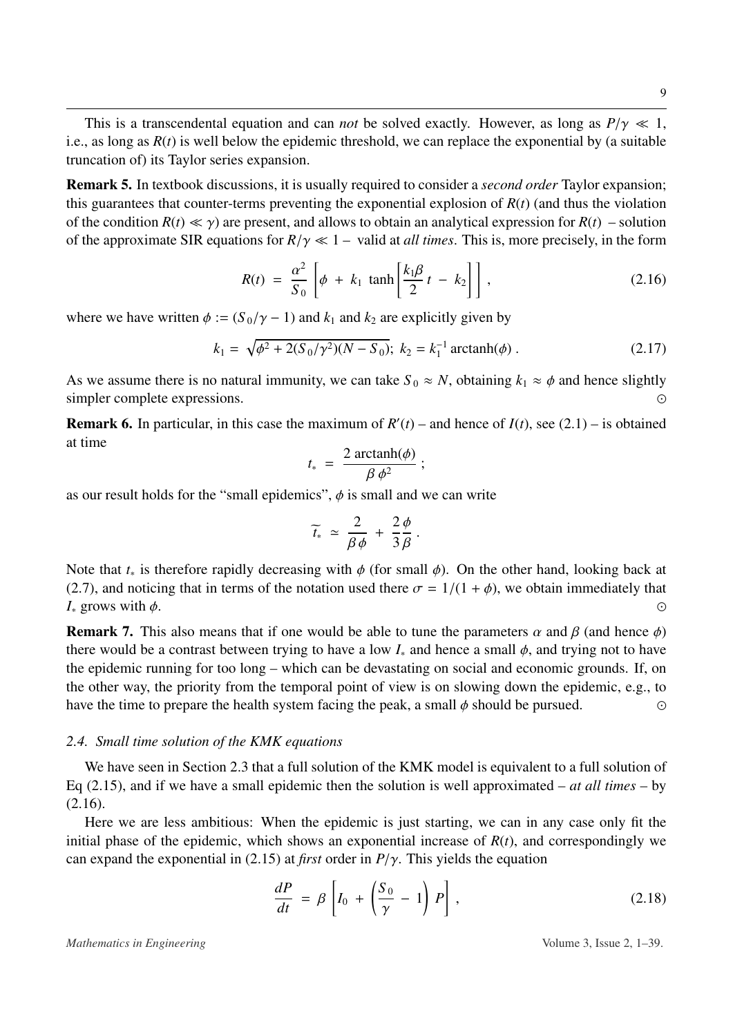This is a transcendental equation and can *not* be solved exactly. However, as long as $P/\gamma \ll 1$, i.e., as long as $R(t)$ is well below the epidemic threshold, we can replace the exponential by (a suitable truncation of) its Taylor series expansion.

**Remark 5.** In textbook discussions, it is usually required to consider a *second order* Taylor expansion; this guarantees that counter-terms preventing the exponential explosion of $R(t)$ (and thus the violation of the condition $R(t) \ll \gamma$) are present, and allows to obtain an analytical expression for $R(t)$ – solution of the approximate SIR equations for $R/\gamma \ll 1$ – valid at *all times*. This is, more precisely, in the form

$$R(t) \ = \ \frac{\alpha^2}{S_0} \left[ \phi \ + \ k_1 \ \tanh \left[ \frac{k_1 \beta}{2} \, t \ - \ k_2 \right] \right] \, , \tag{2.16}$$

where we have written $\phi := (S_0/\gamma - 1)$ and $k_1$ and $k_2$ are explicitly given by

$$k_1 = \sqrt{\phi^2 + 2(S_0/\gamma^2)(N - S_0)}; \ k_2 = k_1^{-1} \, \mathrm{arctanh}(\phi) \, . \tag{2.17}$$

As we assume there is no natural immunity, we can take $S_0 \approx N$, obtaining $k_1 \approx \phi$ and hence slightly simpler complete expressions. ⊙

**Remark 6.** In particular, in this case the maximum of $R'(t)$ – and hence of $I(t)$, see (2.1) – is obtained at time

$$t_* \ = \ \frac{2 \ \mathrm{arctanh}(\phi)}{\beta \, \phi^2} \ ;$$

as our result holds for the "small epidemics", $\phi$ is small and we can write

$$\widetilde{t_*} \ \simeq \ \frac{2}{\beta \, \phi} \ + \ \frac{2 \, \phi}{3 \, \beta} \, .$$

Note that $t_*$ is therefore rapidly decreasing with $\phi$ (for small $\phi$). On the other hand, looking back at (2.7), and noticing that in terms of the notation used there $\sigma = 1/(1 + \phi)$, we obtain immediately that $I_*$ grows with $\phi$. ⊙

**Remark 7.** This also means that if one would be able to tune the parameters $\alpha$ and $\beta$ (and hence $\phi$) there would be a contrast between trying to have a low $I_*$ and hence a small $\phi$, and trying not to have the epidemic running for too long – which can be devastating on social and economic grounds. If, on the other way, the priority from the temporal point of view is on slowing down the epidemic, e.g., to have the time to prepare the health system facing the peak, a small $\phi$ should be pursued. ⊙

### 2.4. Small time solution of the KMK equations

We have seen in Section 2.3 that a full solution of the KMK model is equivalent to a full solution of Eq (2.15), and if we have a small epidemic then the solution is well approximated – *at all times* – by (2.16).

Here we are less ambitious: When the epidemic is just starting, we can in any case only fit the initial phase of the epidemic, which shows an exponential increase of $R(t)$, and correspondingly we can expand the exponential in (2.15) at *first* order in $P/\gamma$. This yields the equation

$$\frac{dP}{dt} \ = \ \beta \left[ I_0 \ + \ \left( \frac{S_0}{\gamma} \ - \ 1 \right) \, P \right] \, , \tag{2.18}$$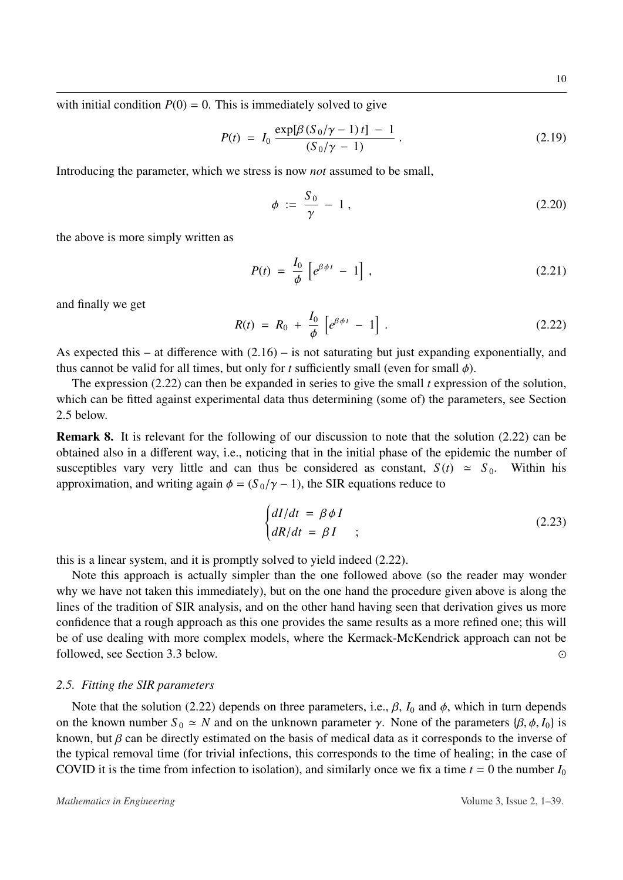with initial condition $P(0) = 0$. This is immediately solved to give

$$P(t) \;=\; I_0 \,\frac{\exp[\beta\,(S_0/\gamma - 1)\,t] \;-\; 1}{(S_0/\gamma \;-\; 1)} \;. \tag{2.19}$$

Introducing the parameter, which we stress is now *not* assumed to be small,

$$\phi \;:=\; \frac{S_0}{\gamma} \;-\; 1 \;, \tag{2.20}$$

the above is more simply written as

$$P(t) \;=\; \frac{I_0}{\phi} \left[ e^{\beta\phi t} \;-\; 1 \right] \;, \tag{2.21}$$

and finally we get

$$R(t) \;=\; R_0 \;+\; \frac{I_0}{\phi} \left[ e^{\beta\phi t} \;-\; 1 \right] \;. \tag{2.22}$$

As expected this – at difference with (2.16) – is not saturating but just expanding exponentially, and thus cannot be valid for all times, but only for $t$ sufficiently small (even for small $\phi$).

The expression (2.22) can then be expanded in series to give the small $t$ expression of the solution, which can be fitted against experimental data thus determining (some of) the parameters, see Section 2.5 below.

**Remark 8.** It is relevant for the following of our discussion to note that the solution (2.22) can be obtained also in a different way, i.e., noticing that in the initial phase of the epidemic the number of susceptibles vary very little and can thus be considered as constant, $S(t) \;\simeq\; S_0$. Within his approximation, and writing again $\phi = (S_0/\gamma - 1)$, the SIR equations reduce to

$$\begin{cases} dI/dt \;=\; \beta\,\phi\,I \\ dR/dt \;=\; \beta\,I \quad\;\; ; \end{cases} \tag{2.23}$$

this is a linear system, and it is promptly solved to yield indeed (2.22).

Note this approach is actually simpler than the one followed above (so the reader may wonder why we have not taken this immediately), but on the one hand the procedure given above is along the lines of the tradition of SIR analysis, and on the other hand having seen that derivation gives us more confidence that a rough approach as this one provides the same results as a more refined one; this will be of use dealing with more complex models, where the Kermack-McKendrick approach can not be followed, see Section 3.3 below. ⊙

### *2.5. Fitting the SIR parameters*

Note that the solution (2.22) depends on three parameters, i.e., $\beta$, $I_0$ and $\phi$, which in turn depends on the known number $S_0 \simeq N$ and on the unknown parameter $\gamma$. None of the parameters $\{\beta, \phi, I_0\}$ is known, but $\beta$ can be directly estimated on the basis of medical data as it corresponds to the inverse of the typical removal time (for trivial infections, this corresponds to the time of healing; in the case of COVID it is the time from infection to isolation), and similarly once we fix a time $t = 0$ the number $I_0$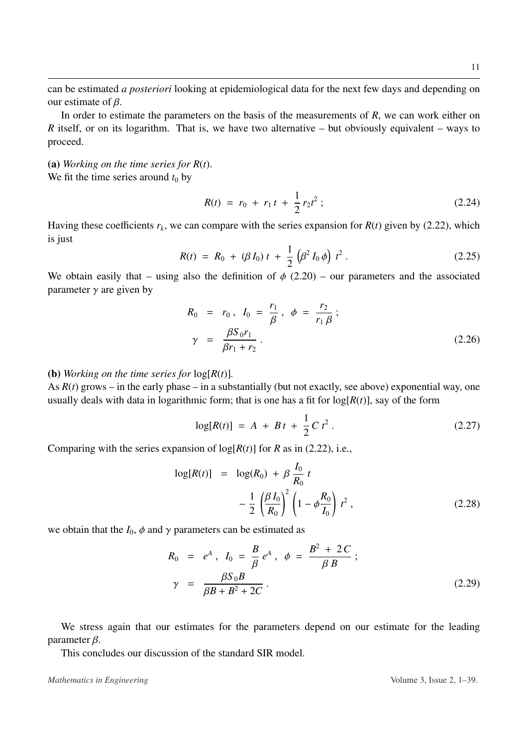can be estimated *a posteriori* looking at epidemiological data for the next few days and depending on our estimate of $\beta$.

In order to estimate the parameters on the basis of the measurements of $R$, we can work either on $R$ itself, or on its logarithm. That is, we have two alternative – but obviously equivalent – ways to proceed.

**(a)** *Working on the time series for* $R(t)$.
We fit the time series around $t_0$ by

$$R(t) \ = \ r_0 \ + \ r_1\, t \ + \ \frac{1}{2}\, r_2 t^2 \ ; \tag{2.24}$$

Having these coefficients $r_k$, we can compare with the series expansion for $R(t)$ given by (2.22), which is just

$$R(t) \ = \ R_0 \ + \ (\beta\, I_0)\, t \ + \ \frac{1}{2} \left(\beta^2\, I_0\, \phi\right) \ t^2 \ . \tag{2.25}$$

We obtain easily that – using also the definition of $\phi$ (2.20) – our parameters and the associated parameter $\gamma$ are given by

$$\begin{aligned} R_0 &= r_0 \ , \ \ I_0 \ = \ \frac{r_1}{\beta} \ , \ \ \phi \ = \ \frac{r_2}{r_1\, \beta} \ ; \\ \gamma &= \frac{\beta S_0 r_1}{\beta r_1 + r_2} \ . \end{aligned} \tag{2.26}$$

**(b)** *Working on the time series for* $\log[R(t)]$.
As $R(t)$ grows – in the early phase – in a substantially (but not exactly, see above) exponential way, one usually deals with data in logarithmic form; that is one has a fit for $\log[R(t)]$, say of the form

$$\log[R(t)] \ = \ A \ + \ B\, t \ + \ \frac{1}{2}\, C\, t^2 \ . \tag{2.27}$$

Comparing with the series expansion of $\log[R(t)]$ for $R$ as in (2.22), i.e.,

$$\begin{aligned} \log[R(t)] \ &= \ \log(R_0) \ + \ \beta\, \frac{I_0}{R_0}\, t \\ &\quad - \frac{1}{2} \left(\frac{\beta\, I_0}{R_0}\right)^2 \left(1 - \phi \frac{R_0}{I_0}\right) t^2 \ , \end{aligned} \tag{2.28}$$

we obtain that the $I_0$, $\phi$ and $\gamma$ parameters can be estimated as

$$\begin{aligned} R_0 &= e^A \ , \ \ I_0 \ = \ \frac{B}{\beta}\, e^A \ , \ \ \phi \ = \ \frac{B^2 \ + \ 2\, C}{\beta\, B} \ ; \\ \gamma &= \frac{\beta S_0 B}{\beta B + B^2 + 2C} \ . \end{aligned} \tag{2.29}$$

We stress again that our estimates for the parameters depend on our estimate for the leading parameter $\beta$.

This concludes our discussion of the standard SIR model.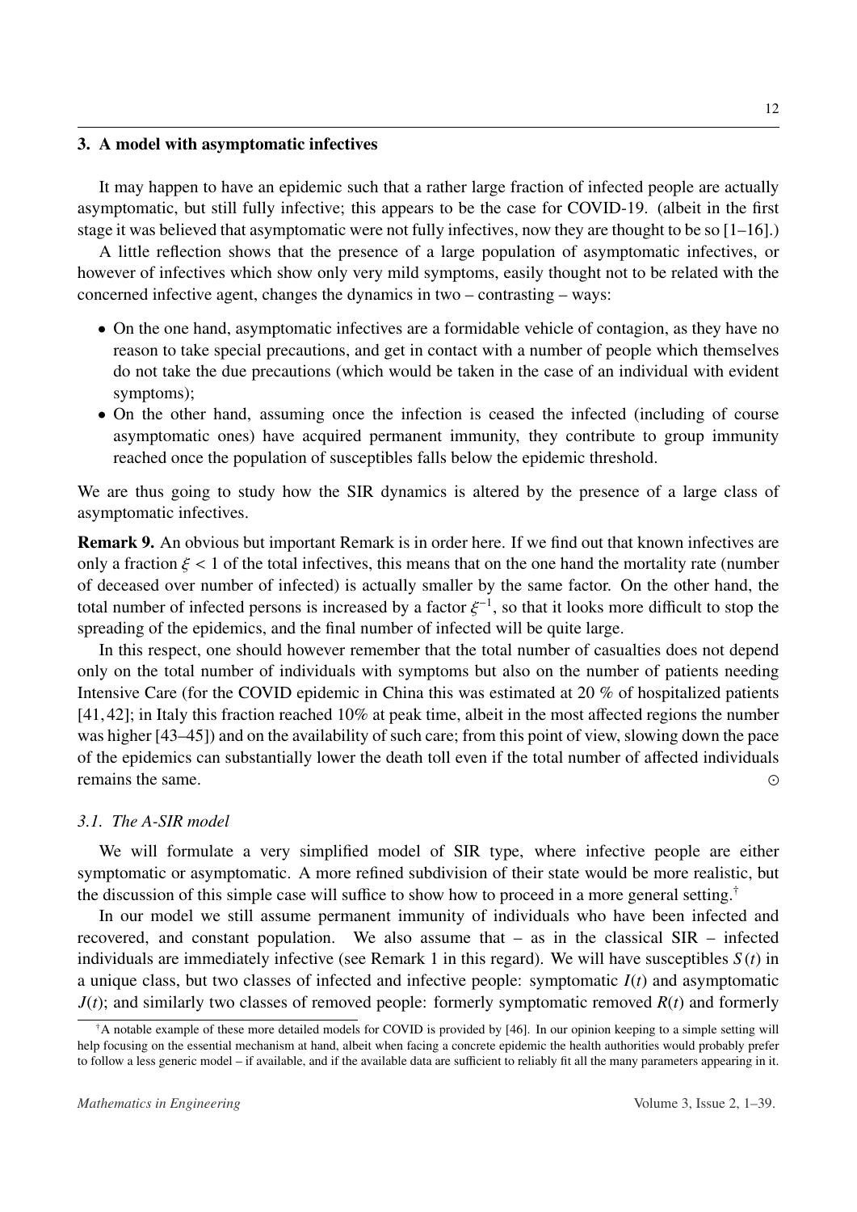## 3. A model with asymptomatic infectives

It may happen to have an epidemic such that a rather large fraction of infected people are actually asymptomatic, but still fully infective; this appears to be the case for COVID-19. (albeit in the first stage it was believed that asymptomatic were not fully infectives, now they are thought to be so [1–16].)

A little reflection shows that the presence of a large population of asymptomatic infectives, or however of infectives which show only very mild symptoms, easily thought not to be related with the concerned infective agent, changes the dynamics in two – contrasting – ways:

- On the one hand, asymptomatic infectives are a formidable vehicle of contagion, as they have no reason to take special precautions, and get in contact with a number of people which themselves do not take the due precautions (which would be taken in the case of an individual with evident symptoms);
- On the other hand, assuming once the infection is ceased the infected (including of course asymptomatic ones) have acquired permanent immunity, they contribute to group immunity reached once the population of susceptibles falls below the epidemic threshold.

We are thus going to study how the SIR dynamics is altered by the presence of a large class of asymptomatic infectives.

**Remark 9.** An obvious but important Remark is in order here. If we find out that known infectives are only a fraction $\xi < 1$ of the total infectives, this means that on the one hand the mortality rate (number of deceased over number of infected) is actually smaller by the same factor. On the other hand, the total number of infected persons is increased by a factor $\xi^{-1}$, so that it looks more difficult to stop the spreading of the epidemics, and the final number of infected will be quite large.

In this respect, one should however remember that the total number of casualties does not depend only on the total number of individuals with symptoms but also on the number of patients needing Intensive Care (for the COVID epidemic in China this was estimated at 20 % of hospitalized patients [41, 42]; in Italy this fraction reached 10% at peak time, albeit in the most affected regions the number was higher [43–45]) and on the availability of such care; from this point of view, slowing down the pace of the epidemics can substantially lower the death toll even if the total number of affected individuals remains the same. $\odot$

### *3.1. The A-SIR model*

We will formulate a very simplified model of SIR type, where infective people are either symptomatic or asymptomatic. A more refined subdivision of their state would be more realistic, but the discussion of this simple case will suffice to show how to proceed in a more general setting.[†]

In our model we still assume permanent immunity of individuals who have been infected and recovered, and constant population. We also assume that – as in the classical SIR – infected individuals are immediately infective (see Remark 1 in this regard). We will have susceptibles $S(t)$ in a unique class, but two classes of infected and infective people: symptomatic $I(t)$ and asymptomatic $J(t)$; and similarly two classes of removed people: formerly symptomatic removed $R(t)$ and formerly

[†]A notable example of these more detailed models for COVID is provided by [46]. In our opinion keeping to a simple setting will help focusing on the essential mechanism at hand, albeit when facing a concrete epidemic the health authorities would probably prefer to follow a less generic model – if available, and if the available data are sufficient to reliably fit all the many parameters appearing in it.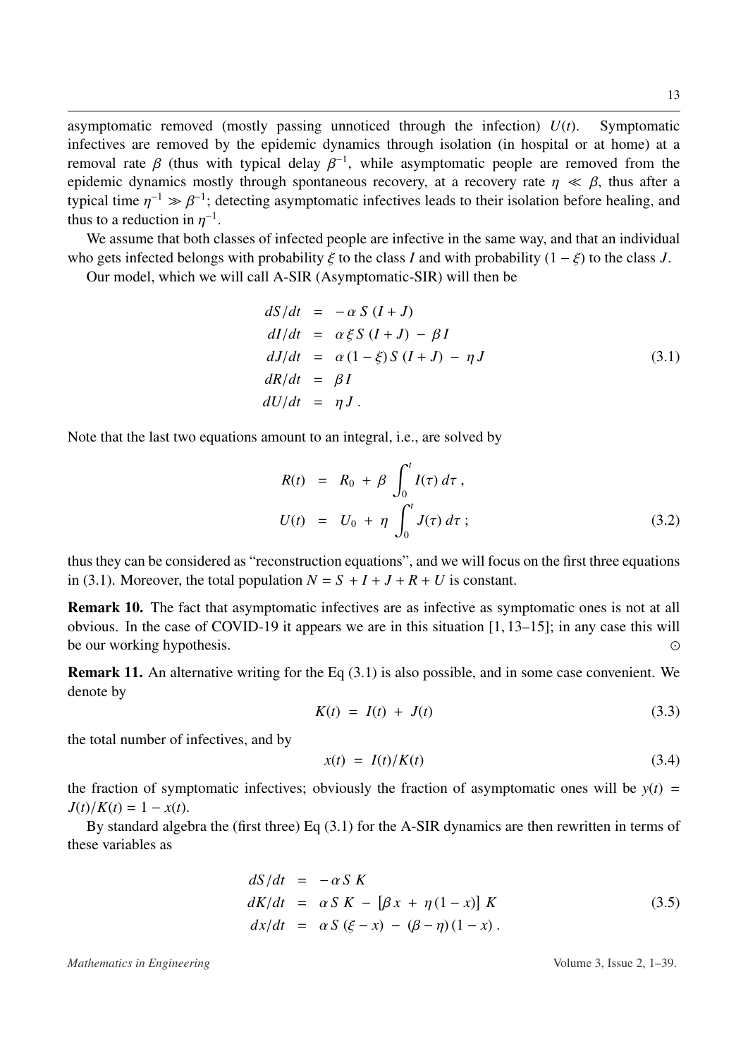asymptomatic removed (mostly passing unnoticed through the infection) $U(t)$. Symptomatic infectives are removed by the epidemic dynamics through isolation (in hospital or at home) at a removal rate $\beta$ (thus with typical delay $\beta^{-1}$, while asymptomatic people are removed from the epidemic dynamics mostly through spontaneous recovery, at a recovery rate $\eta \ll \beta$, thus after a typical time $\eta^{-1} \gg \beta^{-1}$; detecting asymptomatic infectives leads to their isolation before healing, and thus to a reduction in $\eta^{-1}$.

We assume that both classes of infected people are infective in the same way, and that an individual who gets infected belongs with probability $\xi$ to the class $I$ and with probability $(1-\xi)$ to the class $J$.

Our model, which we will call A-SIR (Asymptomatic-SIR) will then be

$$
\begin{aligned}
dS/dt &= -\alpha S (I+J) \\
dI/dt &= \alpha \xi S (I+J) - \beta I \\
dJ/dt &= \alpha (1-\xi) S (I+J) - \eta J \\
dR/dt &= \beta I \\
dU/dt &= \eta J .
\end{aligned}
\tag{3.1}
$$

Note that the last two equations amount to an integral, i.e., are solved by

$$
\begin{aligned}
R(t) &= R_0 + \beta \int_0^t I(\tau)\, d\tau , \\
U(t) &= U_0 + \eta \int_0^t J(\tau)\, d\tau ;
\end{aligned}
\tag{3.2}
$$

thus they can be considered as "reconstruction equations", and we will focus on the first three equations in (3.1). Moreover, the total population $N = S + I + J + R + U$ is constant.

**Remark 10.** The fact that asymptomatic infectives are as infective as symptomatic ones is not at all obvious. In the case of COVID-19 it appears we are in this situation [1, 13–15]; in any case this will be our working hypothesis. ⊙

**Remark 11.** An alternative writing for the Eq (3.1) is also possible, and in some case convenient. We denote by

$$
K(t) = I(t) + J(t) \tag{3.3}
$$

the total number of infectives, and by

$$
x(t) = I(t)/K(t) \tag{3.4}
$$

the fraction of symptomatic infectives; obviously the fraction of asymptomatic ones will be $y(t) = J(t)/K(t) = 1 - x(t)$.

By standard algebra the (first three) Eq (3.1) for the A-SIR dynamics are then rewritten in terms of these variables as

$$
\begin{aligned}
dS/dt &= -\alpha S K \\
dK/dt &= \alpha S K - [\beta x + \eta (1-x)] K \\
dx/dt &= \alpha S (\xi - x) - (\beta - \eta)(1-x) .
\end{aligned}
\tag{3.5}
$$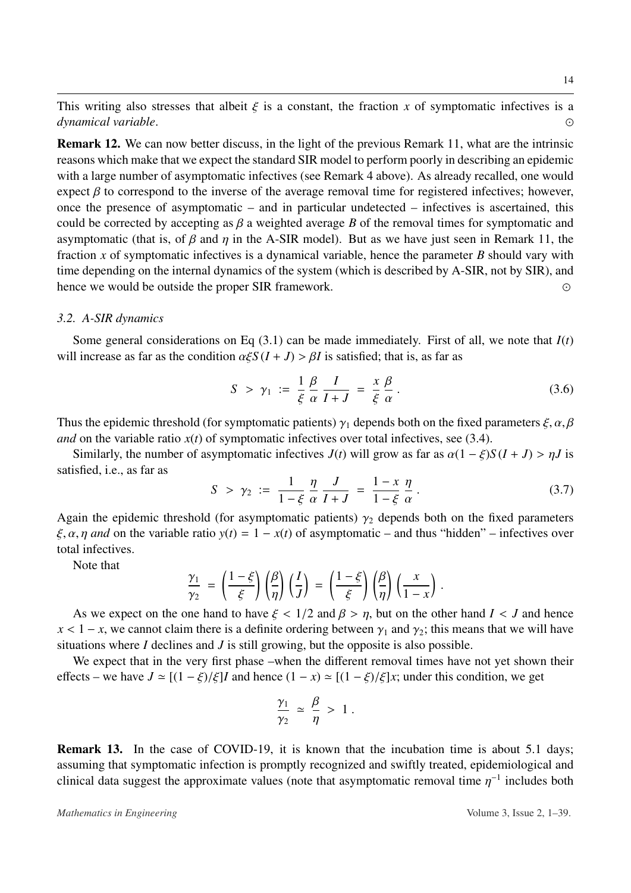This writing also stresses that albeit $\xi$ is a constant, the fraction $x$ of symptomatic infectives is a *dynamical variable*. $\odot$

**Remark 12.** We can now better discuss, in the light of the previous Remark 11, what are the intrinsic reasons which make that we expect the standard SIR model to perform poorly in describing an epidemic with a large number of asymptomatic infectives (see Remark 4 above). As already recalled, one would expect $\beta$ to correspond to the inverse of the average removal time for registered infectives; however, once the presence of asymptomatic – and in particular undetected – infectives is ascertained, this could be corrected by accepting as $\beta$ a weighted average $B$ of the removal times for symptomatic and asymptomatic (that is, of $\beta$ and $\eta$ in the A-SIR model). But as we have just seen in Remark 11, the fraction $x$ of symptomatic infectives is a dynamical variable, hence the parameter $B$ should vary with time depending on the internal dynamics of the system (which is described by A-SIR, not by SIR), and hence we would be outside the proper SIR framework. $\odot$

### *3.2. A-SIR dynamics*

Some general considerations on Eq (3.1) can be made immediately. First of all, we note that $I(t)$ will increase as far as the condition $\alpha\xi S(I+J) > \beta I$ is satisfied; that is, as far as

$$S \; > \; \gamma_1 \; := \; \frac{1}{\xi}\,\frac{\beta}{\alpha}\,\frac{I}{I+J} \; = \; \frac{x}{\xi}\,\frac{\beta}{\alpha} \, . \tag{3.6}$$

Thus the epidemic threshold (for symptomatic patients) $\gamma_1$ depends both on the fixed parameters $\xi, \alpha, \beta$ *and* on the variable ratio $x(t)$ of symptomatic infectives over total infectives, see (3.4).

Similarly, the number of asymptomatic infectives $J(t)$ will grow as far as $\alpha(1-\xi)S(I+J) > \eta J$ is satisfied, i.e., as far as

$$S \; > \; \gamma_2 \; := \; \frac{1}{1-\xi}\,\frac{\eta}{\alpha}\,\frac{J}{I+J} \; = \; \frac{1-x}{1-\xi}\,\frac{\eta}{\alpha} \, . \tag{3.7}$$

Again the epidemic threshold (for asymptomatic patients) $\gamma_2$ depends both on the fixed parameters $\xi, \alpha, \eta$ *and* on the variable ratio $y(t) = 1 - x(t)$ of asymptomatic – and thus "hidden" – infectives over total infectives.

Note that

$$\frac{\gamma_1}{\gamma_2} \; = \; \left(\frac{1-\xi}{\xi}\right)\left(\frac{\beta}{\eta}\right)\left(\frac{I}{J}\right) \; = \; \left(\frac{1-\xi}{\xi}\right)\left(\frac{\beta}{\eta}\right)\left(\frac{x}{1-x}\right) \, .$$

As we expect on the one hand to have $\xi < 1/2$ and $\beta > \eta$, but on the other hand $I < J$ and hence $x < 1 - x$, we cannot claim there is a definite ordering between $\gamma_1$ and $\gamma_2$; this means that we will have situations where $I$ declines and $J$ is still growing, but the opposite is also possible.

We expect that in the very first phase –when the different removal times have not yet shown their effects – we have $J \simeq [(1-\xi)/\xi]I$ and hence $(1-x) \simeq [(1-\xi)/\xi]x$; under this condition, we get

$$\frac{\gamma_1}{\gamma_2} \; \simeq \; \frac{\beta}{\eta} \; > \; 1 \, .$$

**Remark 13.** In the case of COVID-19, it is known that the incubation time is about 5.1 days; assuming that symptomatic infection is promptly recognized and swiftly treated, epidemiological and clinical data suggest the approximate values (note that asymptomatic removal time $\eta^{-1}$ includes both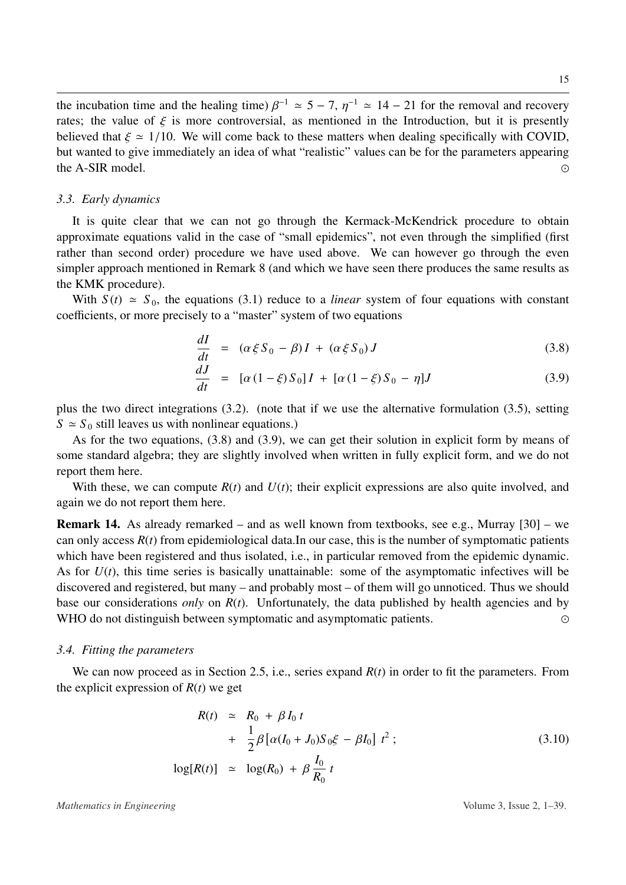the incubation time and the healing time) $\beta^{-1} \simeq 5 - 7$, $\eta^{-1} \simeq 14 - 21$ for the removal and recovery rates; the value of $\xi$ is more controversial, as mentioned in the Introduction, but it is presently believed that $\xi \simeq 1/10$. We will come back to these matters when dealing specifically with COVID, but wanted to give immediately an idea of what "realistic" values can be for the parameters appearing the A-SIR model. ⊙

### 3.3. Early dynamics

It is quite clear that we can not go through the Kermack-McKendrick procedure to obtain approximate equations valid in the case of "small epidemics", not even through the simplified (first rather than second order) procedure we have used above. We can however go through the even simpler approach mentioned in Remark 8 (and which we have seen there produces the same results as the KMK procedure).

With $S(t) \simeq S_0$, the equations (3.1) reduce to a *linear* system of four equations with constant coefficients, or more precisely to a "master" system of two equations

$$\frac{dI}{dt} = (\alpha \xi S_0 - \beta) I + (\alpha \xi S_0) J \tag{3.8}$$

$$\frac{dJ}{dt} = [\alpha (1 - \xi) S_0] I + [\alpha (1 - \xi) S_0 - \eta] J \tag{3.9}$$

plus the two direct integrations (3.2). (note that if we use the alternative formulation (3.5), setting $S \simeq S_0$ still leaves us with nonlinear equations.)

As for the two equations, (3.8) and (3.9), we can get their solution in explicit form by means of some standard algebra; they are slightly involved when written in fully explicit form, and we do not report them here.

With these, we can compute $R(t)$ and $U(t)$; their explicit expressions are also quite involved, and again we do not report them here.

**Remark 14.** As already remarked – and as well known from textbooks, see e.g., Murray [30] – we can only access $R(t)$ from epidemiological data.In our case, this is the number of symptomatic patients which have been registered and thus isolated, i.e., in particular removed from the epidemic dynamic. As for $U(t)$, this time series is basically unattainable: some of the asymptomatic infectives will be discovered and registered, but many – and probably most – of them will go unnoticed. Thus we should base our considerations *only* on $R(t)$. Unfortunately, the data published by health agencies and by WHO do not distinguish between symptomatic and asymptomatic patients. ⊙

### 3.4. Fitting the parameters

We can now proceed as in Section 2.5, i.e., series expand $R(t)$ in order to fit the parameters. From the explicit expression of $R(t)$ we get

$$\begin{aligned} R(t) &\simeq R_0 + \beta I_0 t \\ &\quad + \frac{1}{2} \beta \left[ \alpha (I_0 + J_0) S_0 \xi - \beta I_0 \right] t^2 ; \\ \log[R(t)] &\simeq \log(R_0) + \beta \frac{I_0}{R_0} t \end{aligned} \tag{3.10}$$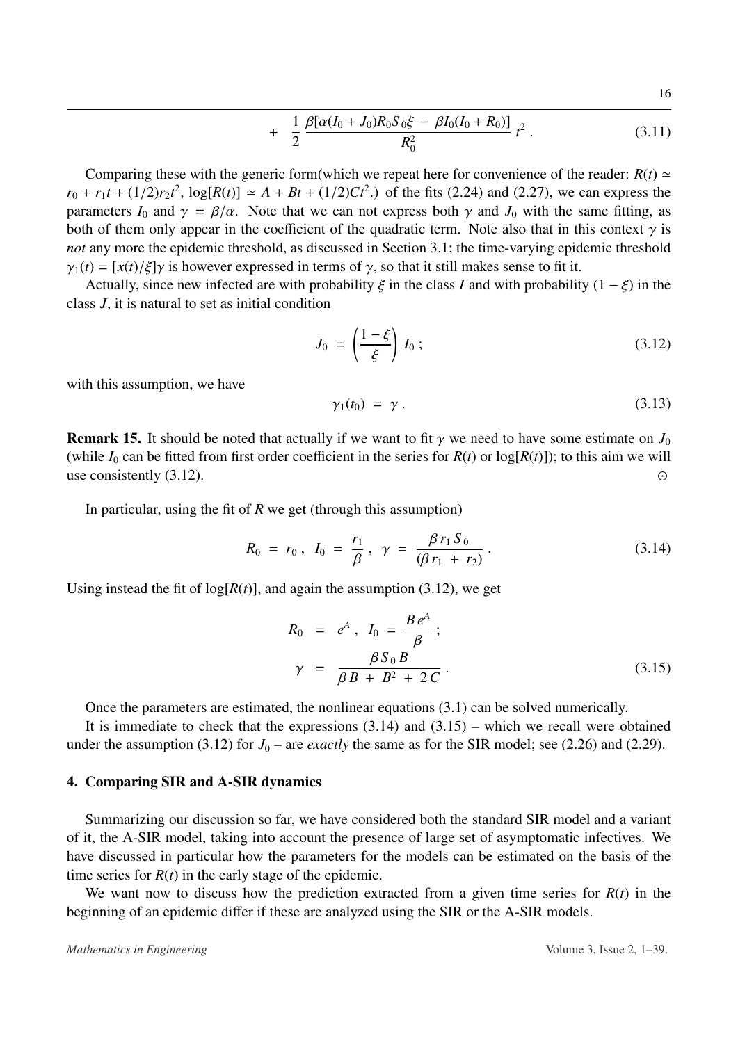$$+ \quad \frac{1}{2} \, \frac{\beta[\alpha(I_0 + J_0) R_0 S_0 \xi \; - \; \beta I_0 (I_0 + R_0)]}{R_0^2} \, t^2 \, . \tag{3.11}$$

Comparing these with the generic form(which we repeat here for convenience of the reader: $R(t) \simeq r_0 + r_1 t + (1/2) r_2 t^2$, $\log[R(t)] \simeq A + Bt + (1/2)Ct^2$.) of the fits (2.24) and (2.27), we can express the parameters $I_0$ and $\gamma = \beta/\alpha$. Note that we can not express both $\gamma$ and $J_0$ with the same fitting, as both of them only appear in the coefficient of the quadratic term. Note also that in this context $\gamma$ is *not* any more the epidemic threshold, as discussed in Section 3.1; the time-varying epidemic threshold $\gamma_1(t) = [x(t)/\xi]\gamma$ is however expressed in terms of $\gamma$, so that it still makes sense to fit it.

Actually, since new infected are with probability $\xi$ in the class $I$ and with probability $(1-\xi)$ in the class $J$, it is natural to set as initial condition

$$J_0 \; = \; \left( \frac{1-\xi}{\xi} \right) \, I_0 \; ; \tag{3.12}$$

with this assumption, we have

$$\gamma_1(t_0) \; = \; \gamma \, . \tag{3.13}$$

**Remark 15.** It should be noted that actually if we want to fit $\gamma$ we need to have some estimate on $J_0$ (while $I_0$ can be fitted from first order coefficient in the series for $R(t)$ or $\log[R(t)]$); to this aim we will use consistently (3.12). ⊙

In particular, using the fit of $R$ we get (through this assumption)

$$R_0 \; = \; r_0 \, , \quad I_0 \; = \; \frac{r_1}{\beta} \, , \quad \gamma \; = \; \frac{\beta \, r_1 \, S_0}{(\beta \, r_1 \; + \; r_2)} \, . \tag{3.14}$$

Using instead the fit of $\log[R(t)]$, and again the assumption (3.12), we get

$$\begin{aligned} R_0 \;&=\; e^A \, , \quad I_0 \; = \; \frac{B \, e^A}{\beta} \; ; \\ \gamma \;&=\; \frac{\beta \, S_0 \, B}{\beta \, B \; + \; B^2 \; + \; 2 \, C} \, . \end{aligned} \tag{3.15}$$

Once the parameters are estimated, the nonlinear equations (3.1) can be solved numerically.

It is immediate to check that the expressions (3.14) and (3.15) – which we recall were obtained under the assumption (3.12) for $J_0$ – are *exactly* the same as for the SIR model; see (2.26) and (2.29).

## 4. Comparing SIR and A-SIR dynamics

Summarizing our discussion so far, we have considered both the standard SIR model and a variant of it, the A-SIR model, taking into account the presence of large set of asymptomatic infectives. We have discussed in particular how the parameters for the models can be estimated on the basis of the time series for $R(t)$ in the early stage of the epidemic.

We want now to discuss how the prediction extracted from a given time series for $R(t)$ in the beginning of an epidemic differ if these are analyzed using the SIR or the A-SIR models.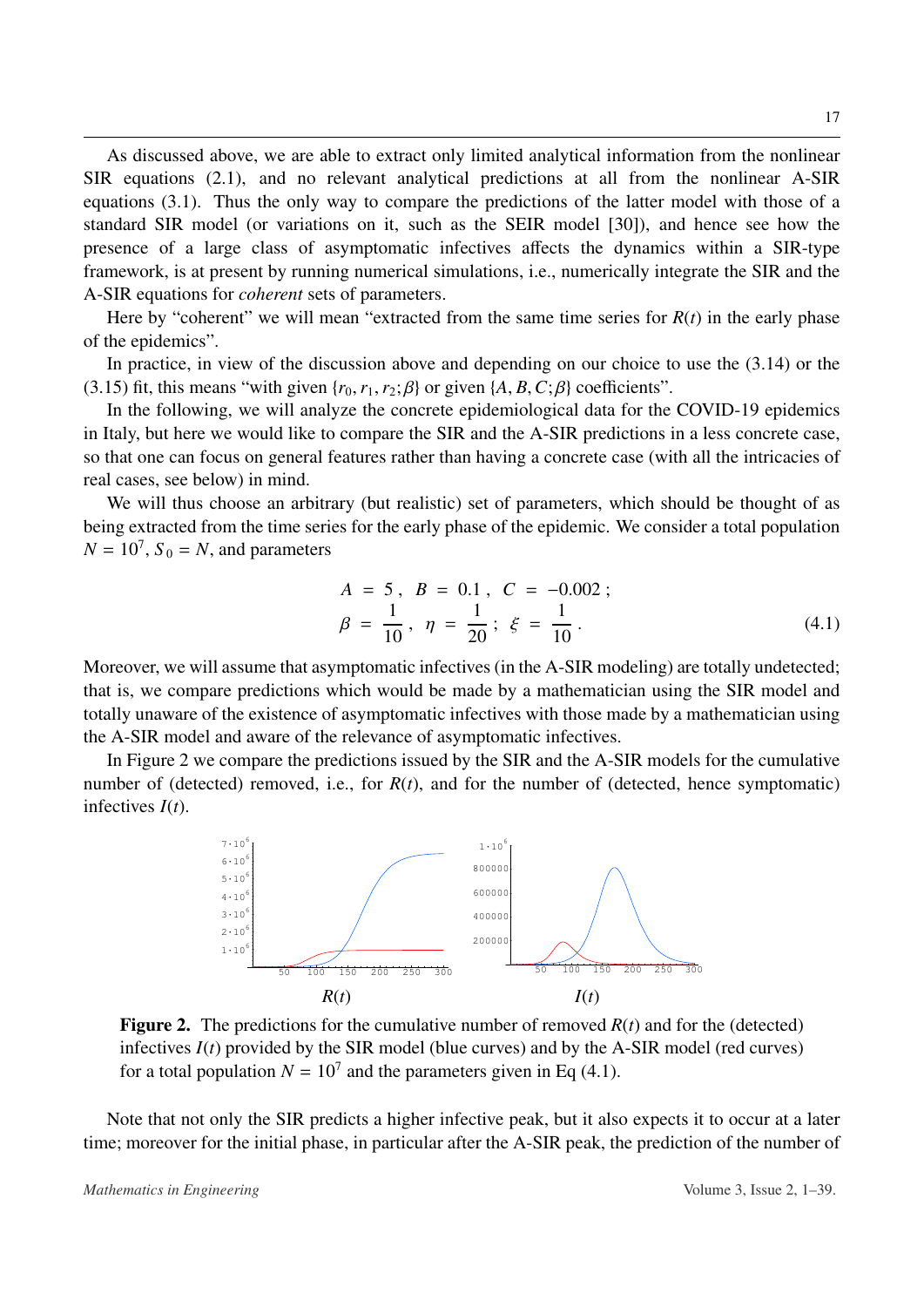As discussed above, we are able to extract only limited analytical information from the nonlinear SIR equations (2.1), and no relevant analytical predictions at all from the nonlinear A-SIR equations (3.1). Thus the only way to compare the predictions of the latter model with those of a standard SIR model (or variations on it, such as the SEIR model [30]), and hence see how the presence of a large class of asymptomatic infectives affects the dynamics within a SIR-type framework, is at present by running numerical simulations, i.e., numerically integrate the SIR and the A-SIR equations for *coherent* sets of parameters.

Here by "coherent" we will mean "extracted from the same time series for $R(t)$ in the early phase of the epidemics".

In practice, in view of the discussion above and depending on our choice to use the (3.14) or the (3.15) fit, this means "with given $\{r_0, r_1, r_2; \beta\}$ or given $\{A, B, C; \beta\}$ coefficients".

In the following, we will analyze the concrete epidemiological data for the COVID-19 epidemics in Italy, but here we would like to compare the SIR and the A-SIR predictions in a less concrete case, so that one can focus on general features rather than having a concrete case (with all the intricacies of real cases, see below) in mind.

We will thus choose an arbitrary (but realistic) set of parameters, which should be thought of as being extracted from the time series for the early phase of the epidemic. We consider a total population $N = 10^7$, $S_0 = N$, and parameters

$$
\begin{aligned}
A &= 5\,, \quad B = 0.1\,, \quad C = -0.002\,; \\
\beta &= \frac{1}{10}\,, \quad \eta = \frac{1}{20}\,; \quad \xi = \frac{1}{10}\,.
\end{aligned}
\tag{4.1}
$$

Moreover, we will assume that asymptomatic infectives (in the A-SIR modeling) are totally undetected; that is, we compare predictions which would be made by a mathematician using the SIR model and totally unaware of the existence of asymptomatic infectives with those made by a mathematician using the A-SIR model and aware of the relevance of asymptomatic infectives.

In Figure 2 we compare the predictions issued by the SIR and the A-SIR models for the cumulative number of (detected) removed, i.e., for $R(t)$, and for the number of (detected, hence symptomatic) infectives $I(t)$.

**Figure 2.** The predictions for the cumulative number of removed $R(t)$ and for the (detected) infectives $I(t)$ provided by the SIR model (blue curves) and by the A-SIR model (red curves) for a total population $N = 10^7$ and the parameters given in Eq (4.1).

Note that not only the SIR predicts a higher infective peak, but it also expects it to occur at a later time; moreover for the initial phase, in particular after the A-SIR peak, the prediction of the number of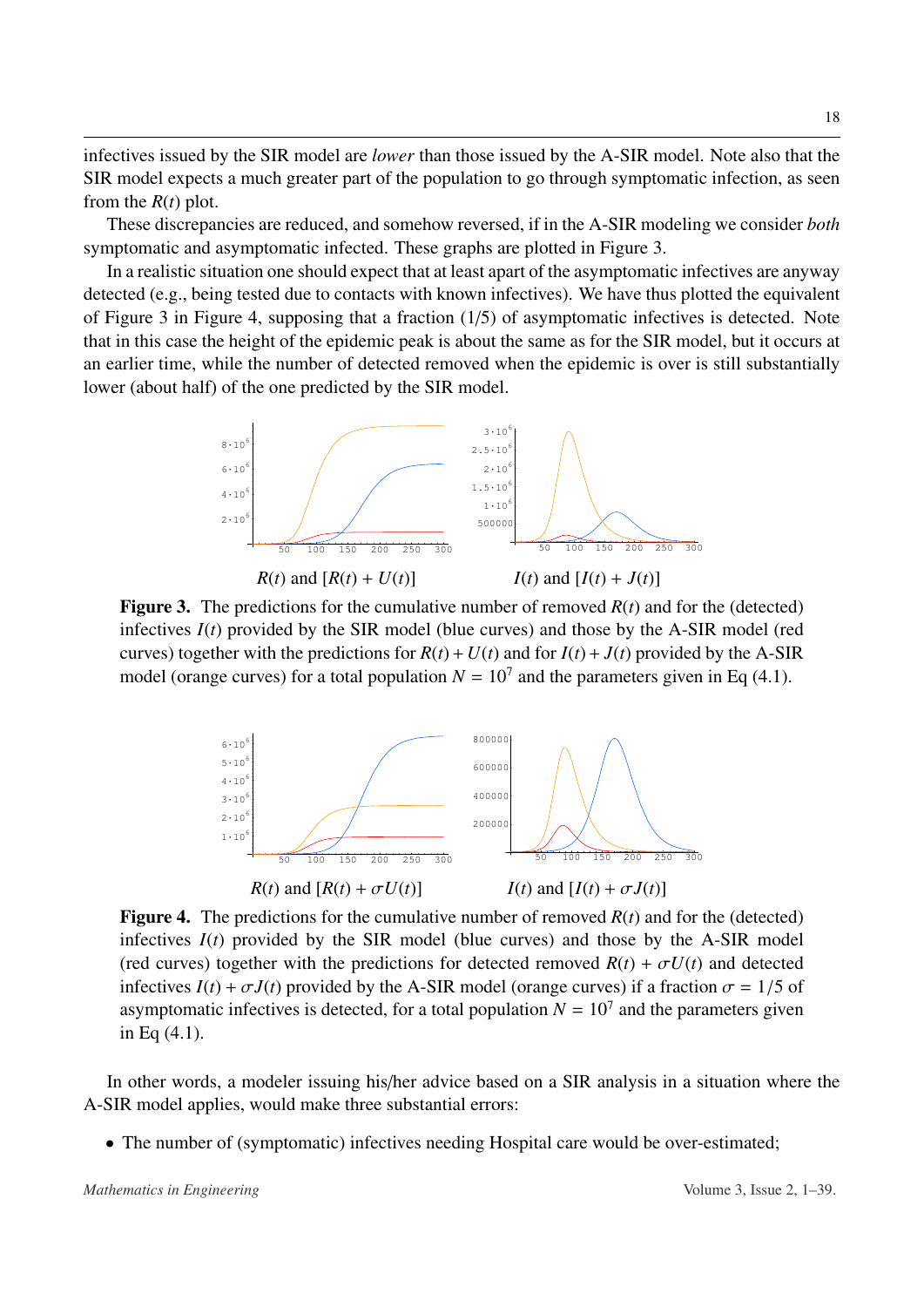infectives issued by the SIR model are *lower* than those issued by the A-SIR model. Note also that the SIR model expects a much greater part of the population to go through symptomatic infection, as seen from the $R(t)$ plot.

These discrepancies are reduced, and somehow reversed, if in the A-SIR modeling we consider *both* symptomatic and asymptomatic infected. These graphs are plotted in Figure 3.

In a realistic situation one should expect that at least apart of the asymptomatic infectives are anyway detected (e.g., being tested due to contacts with known infectives). We have thus plotted the equivalent of Figure 3 in Figure 4, supposing that a fraction (1/5) of asymptomatic infectives is detected. Note that in this case the height of the epidemic peak is about the same as for the SIR model, but it occurs at an earlier time, while the number of detected removed when the epidemic is over is still substantially lower (about half) of the one predicted by the SIR model.

$R(t)$ and $[R(t) + U(t)]$ $\quad$ $I(t)$ and $[I(t) + J(t)]$

**Figure 3.** The predictions for the cumulative number of removed $R(t)$ and for the (detected) infectives $I(t)$ provided by the SIR model (blue curves) and those by the A-SIR model (red curves) together with the predictions for $R(t) + U(t)$ and for $I(t) + J(t)$ provided by the A-SIR model (orange curves) for a total population $N = 10^7$ and the parameters given in Eq (4.1).

$R(t)$ and $[R(t) + \sigma U(t)]$ $\quad$ $I(t)$ and $[I(t) + \sigma J(t)]$

**Figure 4.** The predictions for the cumulative number of removed $R(t)$ and for the (detected) infectives $I(t)$ provided by the SIR model (blue curves) and those by the A-SIR model (red curves) together with the predictions for detected removed $R(t) + \sigma U(t)$ and detected infectives $I(t) + \sigma J(t)$ provided by the A-SIR model (orange curves) if a fraction $\sigma = 1/5$ of asymptomatic infectives is detected, for a total population $N = 10^7$ and the parameters given in Eq (4.1).

In other words, a modeler issuing his/her advice based on a SIR analysis in a situation where the A-SIR model applies, would make three substantial errors:

- The number of (symptomatic) infectives needing Hospital care would be over-estimated;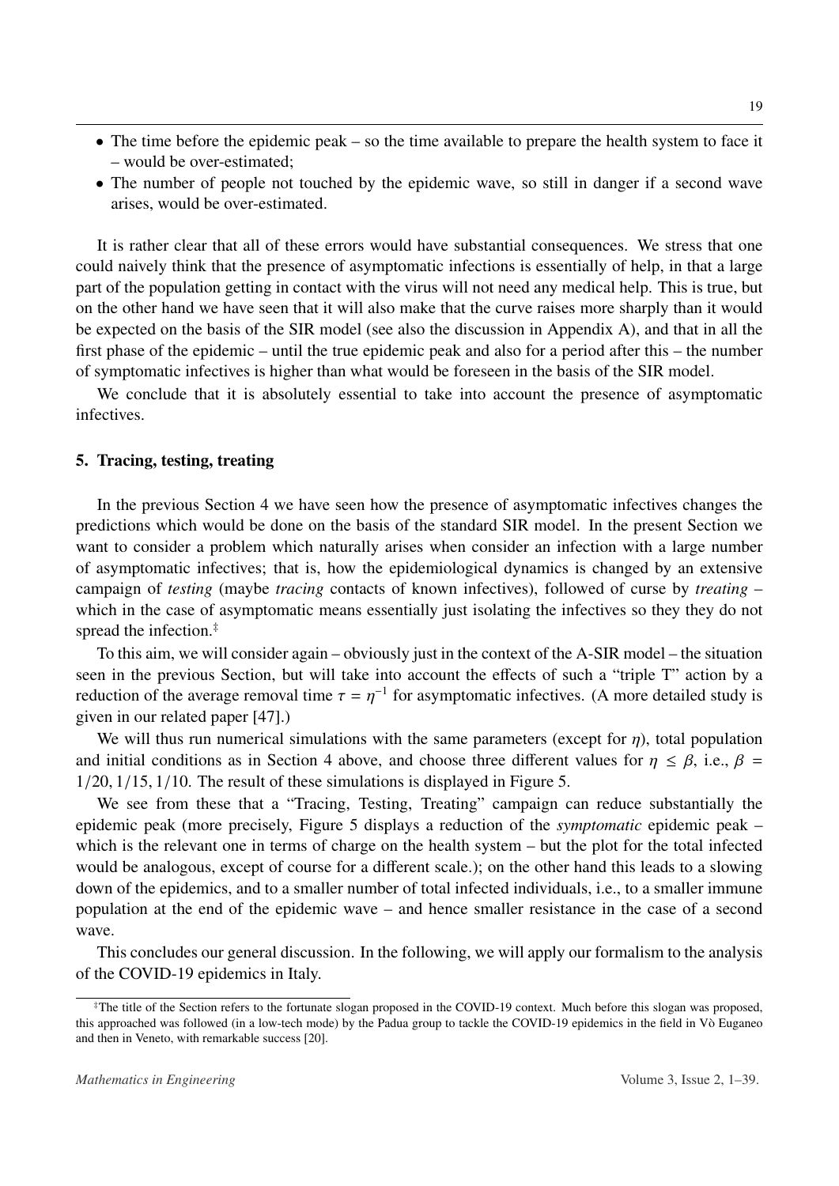- The time before the epidemic peak – so the time available to prepare the health system to face it – would be over-estimated;
- The number of people not touched by the epidemic wave, so still in danger if a second wave arises, would be over-estimated.

It is rather clear that all of these errors would have substantial consequences. We stress that one could naively think that the presence of asymptomatic infections is essentially of help, in that a large part of the population getting in contact with the virus will not need any medical help. This is true, but on the other hand we have seen that it will also make that the curve raises more sharply than it would be expected on the basis of the SIR model (see also the discussion in Appendix A), and that in all the first phase of the epidemic – until the true epidemic peak and also for a period after this – the number of symptomatic infectives is higher than what would be foreseen in the basis of the SIR model.

We conclude that it is absolutely essential to take into account the presence of asymptomatic infectives.

## 5. Tracing, testing, treating

In the previous Section 4 we have seen how the presence of asymptomatic infectives changes the predictions which would be done on the basis of the standard SIR model. In the present Section we want to consider a problem which naturally arises when consider an infection with a large number of asymptomatic infectives; that is, how the epidemiological dynamics is changed by an extensive campaign of *testing* (maybe *tracing* contacts of known infectives), followed of curse by *treating* – which in the case of asymptomatic means essentially just isolating the infectives so they they do not spread the infection.[‡]

To this aim, we will consider again – obviously just in the context of the A-SIR model – the situation seen in the previous Section, but will take into account the effects of such a "triple T" action by a reduction of the average removal time $\tau = \eta^{-1}$ for asymptomatic infectives. (A more detailed study is given in our related paper [47].)

We will thus run numerical simulations with the same parameters (except for $\eta$), total population and initial conditions as in Section 4 above, and choose three different values for $\eta \leq \beta$, i.e., $\beta = 1/20, 1/15, 1/10$. The result of these simulations is displayed in Figure 5.

We see from these that a "Tracing, Testing, Treating" campaign can reduce substantially the epidemic peak (more precisely, Figure 5 displays a reduction of the *symptomatic* epidemic peak – which is the relevant one in terms of charge on the health system – but the plot for the total infected would be analogous, except of course for a different scale.); on the other hand this leads to a slowing down of the epidemics, and to a smaller number of total infected individuals, i.e., to a smaller immune population at the end of the epidemic wave – and hence smaller resistance in the case of a second wave.

This concludes our general discussion. In the following, we will apply our formalism to the analysis of the COVID-19 epidemics in Italy.

---

[‡]The title of the Section refers to the fortunate slogan proposed in the COVID-19 context. Much before this slogan was proposed, this approached was followed (in a low-tech mode) by the Padua group to tackle the COVID-19 epidemics in the field in Vò Euganeo and then in Veneto, with remarkable success [20].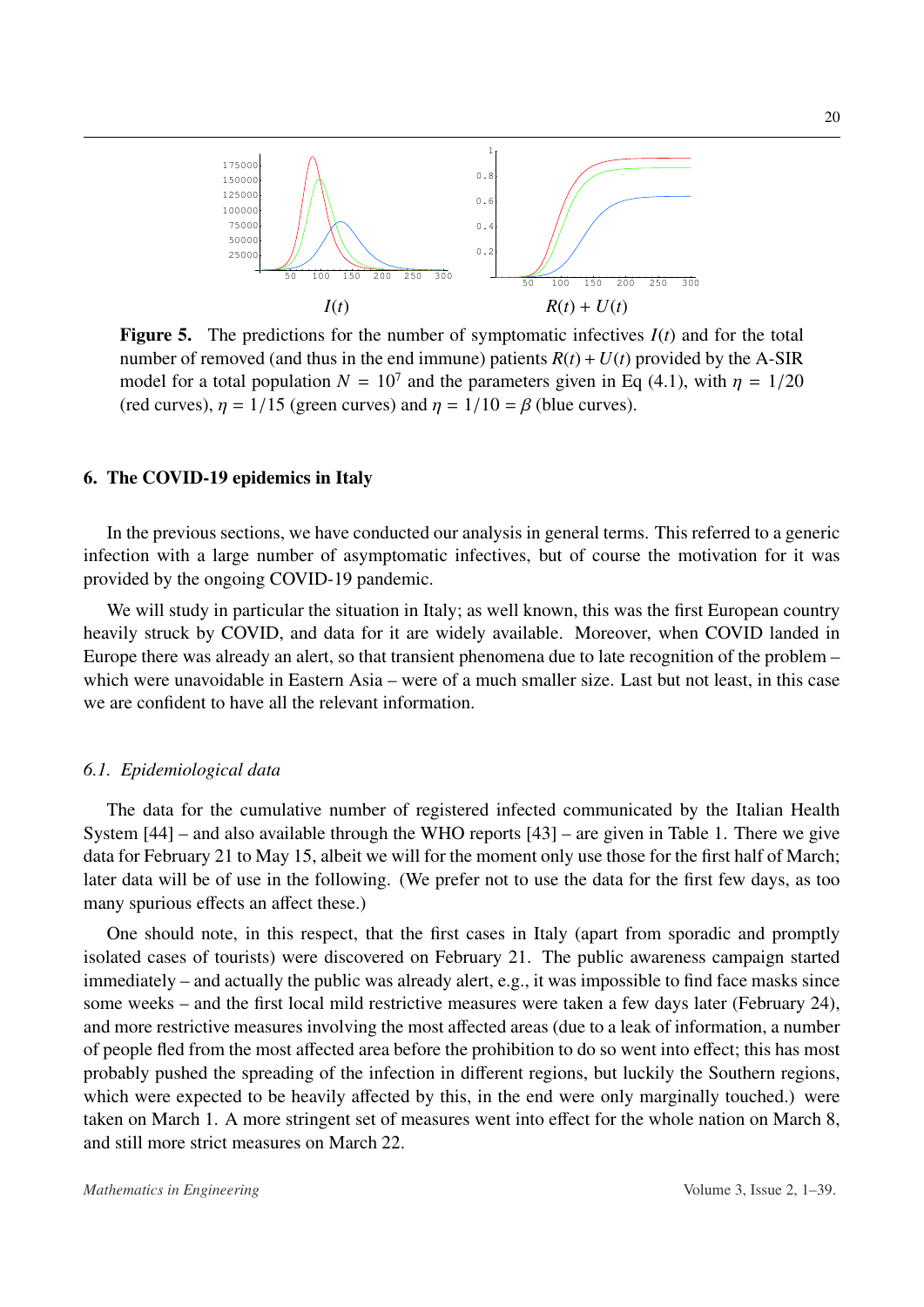**Figure 5.** The predictions for the number of symptomatic infectives $I(t)$ and for the total number of removed (and thus in the end immune) patients $R(t) + U(t)$ provided by the A-SIR model for a total population $N = 10^7$ and the parameters given in Eq (4.1), with $\eta = 1/20$ (red curves), $\eta = 1/15$ (green curves) and $\eta = 1/10 = \beta$ (blue curves).

## 6. The COVID-19 epidemics in Italy

In the previous sections, we have conducted our analysis in general terms. This referred to a generic infection with a large number of asymptomatic infectives, but of course the motivation for it was provided by the ongoing COVID-19 pandemic.

We will study in particular the situation in Italy; as well known, this was the first European country heavily struck by COVID, and data for it are widely available. Moreover, when COVID landed in Europe there was already an alert, so that transient phenomena due to late recognition of the problem – which were unavoidable in Eastern Asia – were of a much smaller size. Last but not least, in this case we are confident to have all the relevant information.

### *6.1. Epidemiological data*

The data for the cumulative number of registered infected communicated by the Italian Health System [44] – and also available through the WHO reports [43] – are given in Table 1. There we give data for February 21 to May 15, albeit we will for the moment only use those for the first half of March; later data will be of use in the following. (We prefer not to use the data for the first few days, as too many spurious effects an affect these.)

One should note, in this respect, that the first cases in Italy (apart from sporadic and promptly isolated cases of tourists) were discovered on February 21. The public awareness campaign started immediately – and actually the public was already alert, e.g., it was impossible to find face masks since some weeks – and the first local mild restrictive measures were taken a few days later (February 24), and more restrictive measures involving the most affected areas (due to a leak of information, a number of people fled from the most affected area before the prohibition to do so went into effect; this has most probably pushed the spreading of the infection in different regions, but luckily the Southern regions, which were expected to be heavily affected by this, in the end were only marginally touched.) were taken on March 1. A more stringent set of measures went into effect for the whole nation on March 8, and still more strict measures on March 22.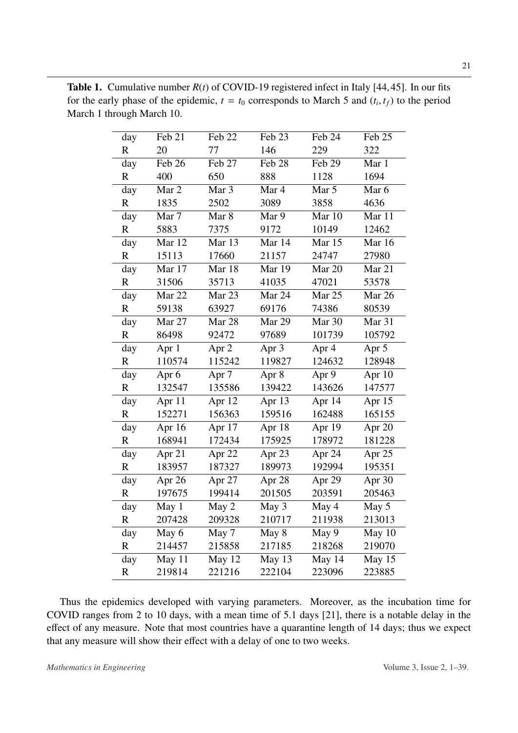**Table 1.** Cumulative number $R(t)$ of COVID-19 registered infect in Italy [44, 45]. In our fits for the early phase of the epidemic, $t = t_0$ corresponds to March 5 and $(t_i, t_f)$ to the period March 1 through March 10.

| day | Feb 21 | Feb 22 | Feb 23 | Feb 24 | Feb 25 |
|---|---|---|---|---|---|
| R | 20 | 77 | 146 | 229 | 322 |
| day | Feb 26 | Feb 27 | Feb 28 | Feb 29 | Mar 1 |
| R | 400 | 650 | 888 | 1128 | 1694 |
| day | Mar 2 | Mar 3 | Mar 4 | Mar 5 | Mar 6 |
| R | 1835 | 2502 | 3089 | 3858 | 4636 |
| day | Mar 7 | Mar 8 | Mar 9 | Mar 10 | Mar 11 |
| R | 5883 | 7375 | 9172 | 10149 | 12462 |
| day | Mar 12 | Mar 13 | Mar 14 | Mar 15 | Mar 16 |
| R | 15113 | 17660 | 21157 | 24747 | 27980 |
| day | Mar 17 | Mar 18 | Mar 19 | Mar 20 | Mar 21 |
| R | 31506 | 35713 | 41035 | 47021 | 53578 |
| day | Mar 22 | Mar 23 | Mar 24 | Mar 25 | Mar 26 |
| R | 59138 | 63927 | 69176 | 74386 | 80539 |
| day | Mar 27 | Mar 28 | Mar 29 | Mar 30 | Mar 31 |
| R | 86498 | 92472 | 97689 | 101739 | 105792 |
| day | Apr 1 | Apr 2 | Apr 3 | Apr 4 | Apr 5 |
| R | 110574 | 115242 | 119827 | 124632 | 128948 |
| day | Apr 6 | Apr 7 | Apr 8 | Apr 9 | Apr 10 |
| R | 132547 | 135586 | 139422 | 143626 | 147577 |
| day | Apr 11 | Apr 12 | Apr 13 | Apr 14 | Apr 15 |
| R | 152271 | 156363 | 159516 | 162488 | 165155 |
| day | Apr 16 | Apr 17 | Apr 18 | Apr 19 | Apr 20 |
| R | 168941 | 172434 | 175925 | 178972 | 181228 |
| day | Apr 21 | Apr 22 | Apr 23 | Apr 24 | Apr 25 |
| R | 183957 | 187327 | 189973 | 192994 | 195351 |
| day | Apr 26 | Apr 27 | Apr 28 | Apr 29 | Apr 30 |
| R | 197675 | 199414 | 201505 | 203591 | 205463 |
| day | May 1 | May 2 | May 3 | May 4 | May 5 |
| R | 207428 | 209328 | 210717 | 211938 | 213013 |
| day | May 6 | May 7 | May 8 | May 9 | May 10 |
| R | 214457 | 215858 | 217185 | 218268 | 219070 |
| day | May 11 | May 12 | May 13 | May 14 | May 15 |
| R | 219814 | 221216 | 222104 | 223096 | 223885 |

Thus the epidemics developed with varying parameters. Moreover, as the incubation time for COVID ranges from 2 to 10 days, with a mean time of 5.1 days [21], there is a notable delay in the effect of any measure. Note that most countries have a quarantine length of 14 days; thus we expect that any measure will show their effect with a delay of one to two weeks.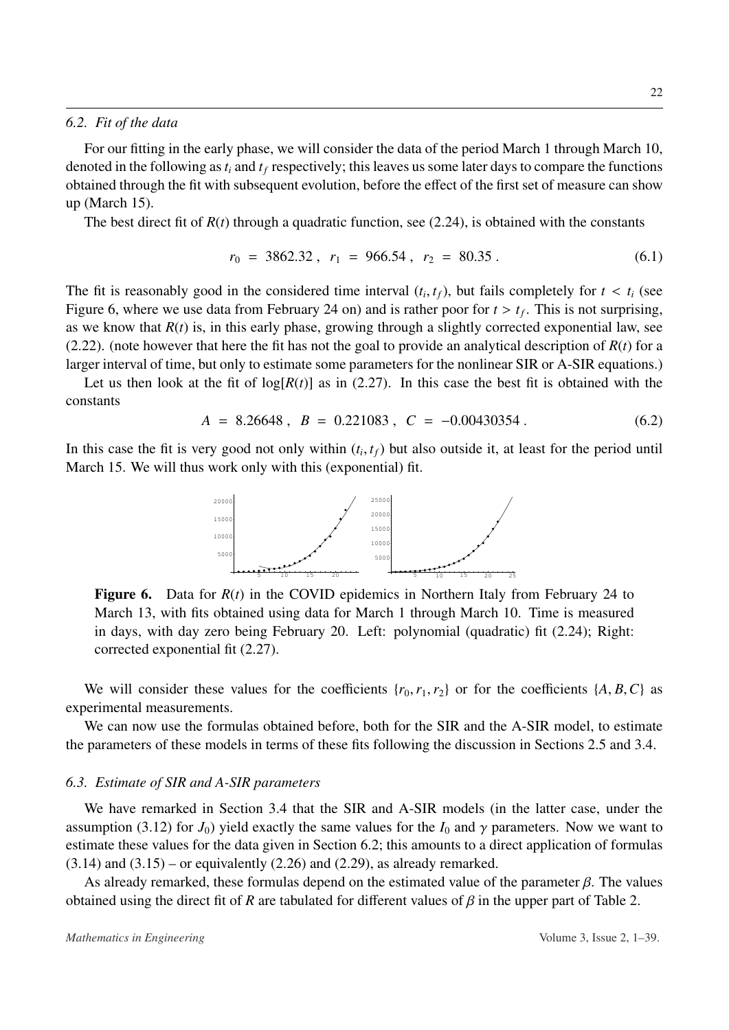### 6.2. Fit of the data

For our fitting in the early phase, we will consider the data of the period March 1 through March 10, denoted in the following as $t_i$ and $t_f$ respectively; this leaves us some later days to compare the functions obtained through the fit with subsequent evolution, before the effect of the first set of measure can show up (March 15).

The best direct fit of $R(t)$ through a quadratic function, see (2.24), is obtained with the constants

$$r_0 = 3862.32 , \quad r_1 = 966.54 , \quad r_2 = 80.35 . \tag{6.1}$$

The fit is reasonably good in the considered time interval $(t_i, t_f)$, but fails completely for $t < t_i$ (see Figure 6, where we use data from February 24 on) and is rather poor for $t > t_f$. This is not surprising, as we know that $R(t)$ is, in this early phase, growing through a slightly corrected exponential law, see (2.22). (note however that here the fit has not the goal to provide an analytical description of $R(t)$ for a larger interval of time, but only to estimate some parameters for the nonlinear SIR or A-SIR equations.)

Let us then look at the fit of $\log[R(t)]$ as in (2.27). In this case the best fit is obtained with the constants

$$A = 8.26648 , \quad B = 0.221083 , \quad C = -0.00430354 . \tag{6.2}$$

In this case the fit is very good not only within $(t_i, t_f)$ but also outside it, at least for the period until March 15. We will thus work only with this (exponential) fit.

**Figure 6.** Data for $R(t)$ in the COVID epidemics in Northern Italy from February 24 to March 13, with fits obtained using data for March 1 through March 10. Time is measured in days, with day zero being February 20. Left: polynomial (quadratic) fit (2.24); Right: corrected exponential fit (2.27).

We will consider these values for the coefficients $\{r_0, r_1, r_2\}$ or for the coefficients $\{A, B, C\}$ as experimental measurements.

We can now use the formulas obtained before, both for the SIR and the A-SIR model, to estimate the parameters of these models in terms of these fits following the discussion in Sections 2.5 and 3.4.

### 6.3. Estimate of SIR and A-SIR parameters

We have remarked in Section 3.4 that the SIR and A-SIR models (in the latter case, under the assumption (3.12) for $J_0$) yield exactly the same values for the $I_0$ and $\gamma$ parameters. Now we want to estimate these values for the data given in Section 6.2; this amounts to a direct application of formulas (3.14) and (3.15) – or equivalently (2.26) and (2.29), as already remarked.

As already remarked, these formulas depend on the estimated value of the parameter $\beta$. The values obtained using the direct fit of $R$ are tabulated for different values of $\beta$ in the upper part of Table 2.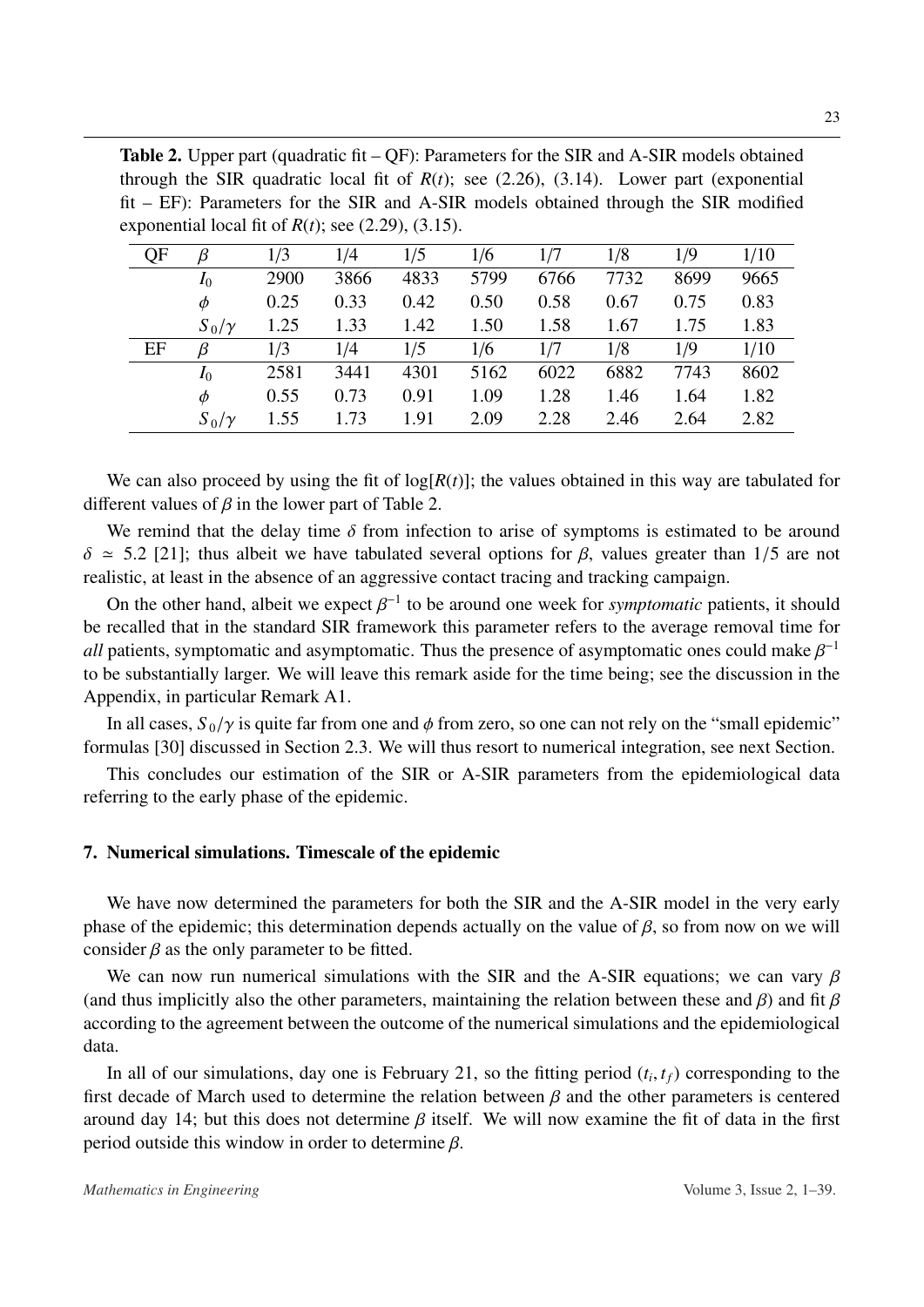**Table 2.** Upper part (quadratic fit – QF): Parameters for the SIR and A-SIR models obtained through the SIR quadratic local fit of $R(t)$; see (2.26), (3.14). Lower part (exponential fit – EF): Parameters for the SIR and A-SIR models obtained through the SIR modified exponential local fit of $R(t)$; see (2.29), (3.15).

| QF | $\beta$ | 1/3 | 1/4 | 1/5 | 1/6 | 1/7 | 1/8 | 1/9 | 1/10 |
|---|---|---|---|---|---|---|---|---|---|
| | $I_0$ | 2900 | 3866 | 4833 | 5799 | 6766 | 7732 | 8699 | 9665 |
| | $\phi$ | 0.25 | 0.33 | 0.42 | 0.50 | 0.58 | 0.67 | 0.75 | 0.83 |
| | $S_0/\gamma$ | 1.25 | 1.33 | 1.42 | 1.50 | 1.58 | 1.67 | 1.75 | 1.83 |
| EF | $\beta$ | 1/3 | 1/4 | 1/5 | 1/6 | 1/7 | 1/8 | 1/9 | 1/10 |
| | $I_0$ | 2581 | 3441 | 4301 | 5162 | 6022 | 6882 | 7743 | 8602 |
| | $\phi$ | 0.55 | 0.73 | 0.91 | 1.09 | 1.28 | 1.46 | 1.64 | 1.82 |
| | $S_0/\gamma$ | 1.55 | 1.73 | 1.91 | 2.09 | 2.28 | 2.46 | 2.64 | 2.82 |

We can also proceed by using the fit of $\log[R(t)]$; the values obtained in this way are tabulated for different values of $\beta$ in the lower part of Table 2.

We remind that the delay time $\delta$ from infection to arise of symptoms is estimated to be around $\delta \simeq 5.2$ [21]; thus albeit we have tabulated several options for $\beta$, values greater than $1/5$ are not realistic, at least in the absence of an aggressive contact tracing and tracking campaign.

On the other hand, albeit we expect $\beta^{-1}$ to be around one week for *symptomatic* patients, it should be recalled that in the standard SIR framework this parameter refers to the average removal time for *all* patients, symptomatic and asymptomatic. Thus the presence of asymptomatic ones could make $\beta^{-1}$ to be substantially larger. We will leave this remark aside for the time being; see the discussion in the Appendix, in particular Remark A1.

In all cases, $S_0/\gamma$ is quite far from one and $\phi$ from zero, so one can not rely on the "small epidemic" formulas [30] discussed in Section 2.3. We will thus resort to numerical integration, see next Section.

This concludes our estimation of the SIR or A-SIR parameters from the epidemiological data referring to the early phase of the epidemic.

## 7. Numerical simulations. Timescale of the epidemic

We have now determined the parameters for both the SIR and the A-SIR model in the very early phase of the epidemic; this determination depends actually on the value of $\beta$, so from now on we will consider $\beta$ as the only parameter to be fitted.

We can now run numerical simulations with the SIR and the A-SIR equations; we can vary $\beta$ (and thus implicitly also the other parameters, maintaining the relation between these and $\beta$) and fit $\beta$ according to the agreement between the outcome of the numerical simulations and the epidemiological data.

In all of our simulations, day one is February 21, so the fitting period $(t_i, t_f)$ corresponding to the first decade of March used to determine the relation between $\beta$ and the other parameters is centered around day 14; but this does not determine $\beta$ itself. We will now examine the fit of data in the first period outside this window in order to determine $\beta$.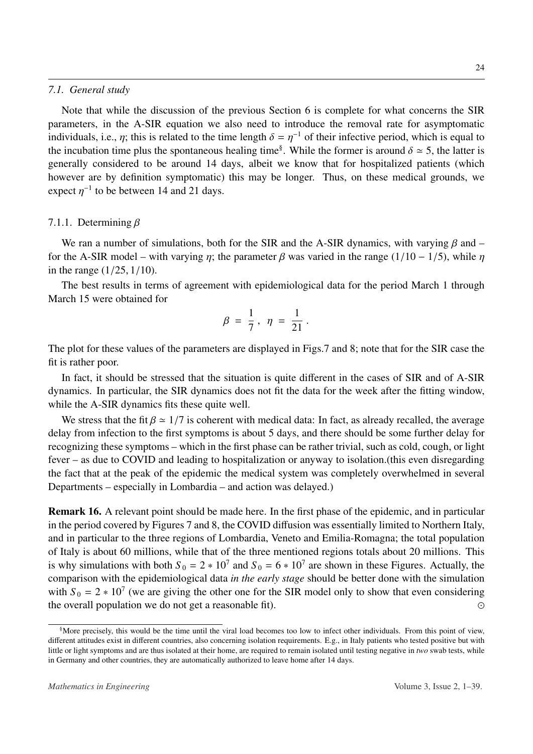### 7.1. General study

Note that while the discussion of the previous Section 6 is complete for what concerns the SIR parameters, in the A-SIR equation we also need to introduce the removal rate for asymptomatic individuals, i.e., $\eta$; this is related to the time length $\delta = \eta^{-1}$ of their infective period, which is equal to the incubation time plus the spontaneous healing time[§]. While the former is around $\delta \simeq 5$, the latter is generally considered to be around 14 days, albeit we know that for hospitalized patients (which however are by definition symptomatic) this may be longer. Thus, on these medical grounds, we expect $\eta^{-1}$ to be between 14 and 21 days.

#### 7.1.1. Determining $\beta$

We ran a number of simulations, both for the SIR and the A-SIR dynamics, with varying $\beta$ and – for the A-SIR model – with varying $\eta$; the parameter $\beta$ was varied in the range $(1/10 - 1/5)$, while $\eta$ in the range $(1/25, 1/10)$.

The best results in terms of agreement with epidemiological data for the period March 1 through March 15 were obtained for

$$\beta = \frac{1}{7}, \quad \eta = \frac{1}{21}.$$

The plot for these values of the parameters are displayed in Figs.7 and 8; note that for the SIR case the fit is rather poor.

In fact, it should be stressed that the situation is quite different in the cases of SIR and of A-SIR dynamics. In particular, the SIR dynamics does not fit the data for the week after the fitting window, while the A-SIR dynamics fits these quite well.

We stress that the fit $\beta \simeq 1/7$ is coherent with medical data: In fact, as already recalled, the average delay from infection to the first symptoms is about 5 days, and there should be some further delay for recognizing these symptoms – which in the first phase can be rather trivial, such as cold, cough, or light fever – as due to COVID and leading to hospitalization or anyway to isolation.(this even disregarding the fact that at the peak of the epidemic the medical system was completely overwhelmed in several Departments – especially in Lombardia – and action was delayed.)

**Remark 16.** A relevant point should be made here. In the first phase of the epidemic, and in particular in the period covered by Figures 7 and 8, the COVID diffusion was essentially limited to Northern Italy, and in particular to the three regions of Lombardia, Veneto and Emilia-Romagna; the total population of Italy is about 60 millions, while that of the three mentioned regions totals about 20 millions. This is why simulations with both $S_0 = 2 * 10^7$ and $S_0 = 6 * 10^7$ are shown in these Figures. Actually, the comparison with the epidemiological data *in the early stage* should be better done with the simulation with $S_0 = 2 * 10^7$ (we are giving the other one for the SIR model only to show that even considering the overall population we do not get a reasonable fit). $\odot$

---

[§] More precisely, this would be the time until the viral load becomes too low to infect other individuals. From this point of view, different attitudes exist in different countries, also concerning isolation requirements. E.g., in Italy patients who tested positive but with little or light symptoms and are thus isolated at their home, are required to remain isolated until testing negative in *two* swab tests, while in Germany and other countries, they are automatically authorized to leave home after 14 days.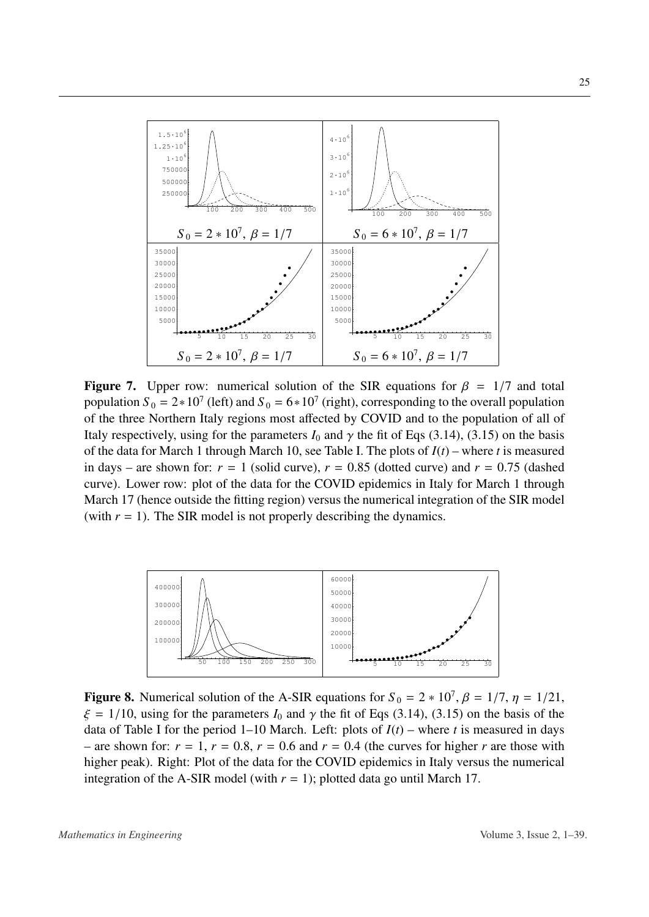**Figure 7.** Upper row: numerical solution of the SIR equations for $\beta = 1/7$ and total population $S_0 = 2 * 10^7$ (left) and $S_0 = 6 * 10^7$ (right), corresponding to the overall population of the three Northern Italy regions most affected by COVID and to the population of all of Italy respectively, using for the parameters $I_0$ and $\gamma$ the fit of Eqs (3.14), (3.15) on the basis of the data for March 1 through March 10, see Table I. The plots of $I(t)$ – where $t$ is measured in days – are shown for: $r = 1$ (solid curve), $r = 0.85$ (dotted curve) and $r = 0.75$ (dashed curve). Lower row: plot of the data for the COVID epidemics in Italy for March 1 through March 17 (hence outside the fitting region) versus the numerical integration of the SIR model (with $r = 1$). The SIR model is not properly describing the dynamics.

**Figure 8.** Numerical solution of the A-SIR equations for $S_0 = 2 * 10^7$, $\beta = 1/7$, $\eta = 1/21$, $\xi = 1/10$, using for the parameters $I_0$ and $\gamma$ the fit of Eqs (3.14), (3.15) on the basis of the data of Table I for the period 1–10 March. Left: plots of $I(t)$ – where $t$ is measured in days – are shown for: $r = 1$, $r = 0.8$, $r = 0.6$ and $r = 0.4$ (the curves for higher $r$ are those with higher peak). Right: Plot of the data for the COVID epidemics in Italy versus the numerical integration of the A-SIR model (with $r = 1$); plotted data go until March 17.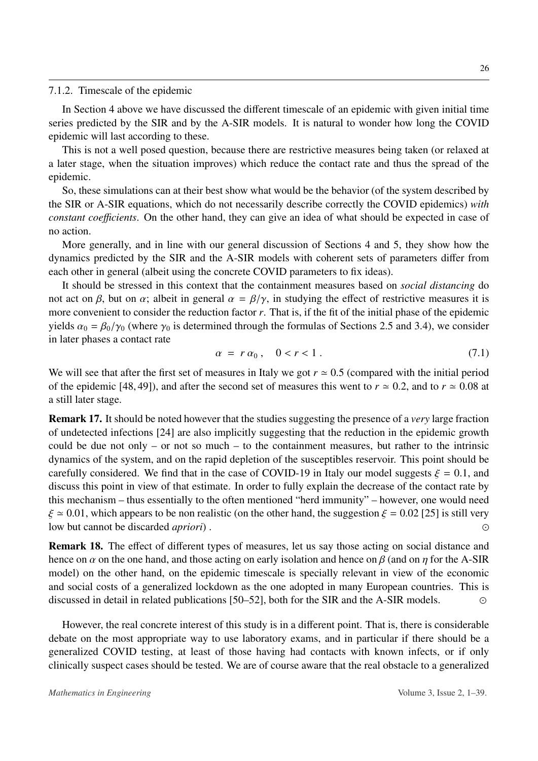#### 7.1.2. Timescale of the epidemic

In Section 4 above we have discussed the different timescale of an epidemic with given initial time series predicted by the SIR and by the A-SIR models. It is natural to wonder how long the COVID epidemic will last according to these.

This is not a well posed question, because there are restrictive measures being taken (or relaxed at a later stage, when the situation improves) which reduce the contact rate and thus the spread of the epidemic.

So, these simulations can at their best show what would be the behavior (of the system described by the SIR or A-SIR equations, which do not necessarily describe correctly the COVID epidemics) *with constant coefficients*. On the other hand, they can give an idea of what should be expected in case of no action.

More generally, and in line with our general discussion of Sections 4 and 5, they show how the dynamics predicted by the SIR and the A-SIR models with coherent sets of parameters differ from each other in general (albeit using the concrete COVID parameters to fix ideas).

It should be stressed in this context that the containment measures based on *social distancing* do not act on $\beta$, but on $\alpha$; albeit in general $\alpha = \beta/\gamma$, in studying the effect of restrictive measures it is more convenient to consider the reduction factor $r$. That is, if the fit of the initial phase of the epidemic yields $\alpha_0 = \beta_0/\gamma_0$ (where $\gamma_0$ is determined through the formulas of Sections 2.5 and 3.4), we consider in later phases a contact rate

$$\alpha \ = \ r \, \alpha_0 \, , \quad 0 < r < 1 \, . \tag{7.1}$$

We will see that after the first set of measures in Italy we got $r \simeq 0.5$ (compared with the initial period of the epidemic [48, 49]), and after the second set of measures this went to $r \simeq 0.2$, and to $r \simeq 0.08$ at a still later stage.

**Remark 17.** It should be noted however that the studies suggesting the presence of a *very* large fraction of undetected infections [24] are also implicitly suggesting that the reduction in the epidemic growth could be due not only – or not so much – to the containment measures, but rather to the intrinsic dynamics of the system, and on the rapid depletion of the susceptibles reservoir. This point should be carefully considered. We find that in the case of COVID-19 in Italy our model suggests $\xi = 0.1$, and discuss this point in view of that estimate. In order to fully explain the decrease of the contact rate by this mechanism – thus essentially to the often mentioned "herd immunity" – however, one would need $\xi \simeq 0.01$, which appears to be non realistic (on the other hand, the suggestion $\xi = 0.02$ [25] is still very low but cannot be discarded *apriori*) . ⊙

**Remark 18.** The effect of different types of measures, let us say those acting on social distance and hence on $\alpha$ on the one hand, and those acting on early isolation and hence on $\beta$ (and on $\eta$ for the A-SIR model) on the other hand, on the epidemic timescale is specially relevant in view of the economic and social costs of a generalized lockdown as the one adopted in many European countries. This is discussed in detail in related publications [50–52], both for the SIR and the A-SIR models. ⊙

However, the real concrete interest of this study is in a different point. That is, there is considerable debate on the most appropriate way to use laboratory exams, and in particular if there should be a generalized COVID testing, at least of those having had contacts with known infects, or if only clinically suspect cases should be tested. We are of course aware that the real obstacle to a generalized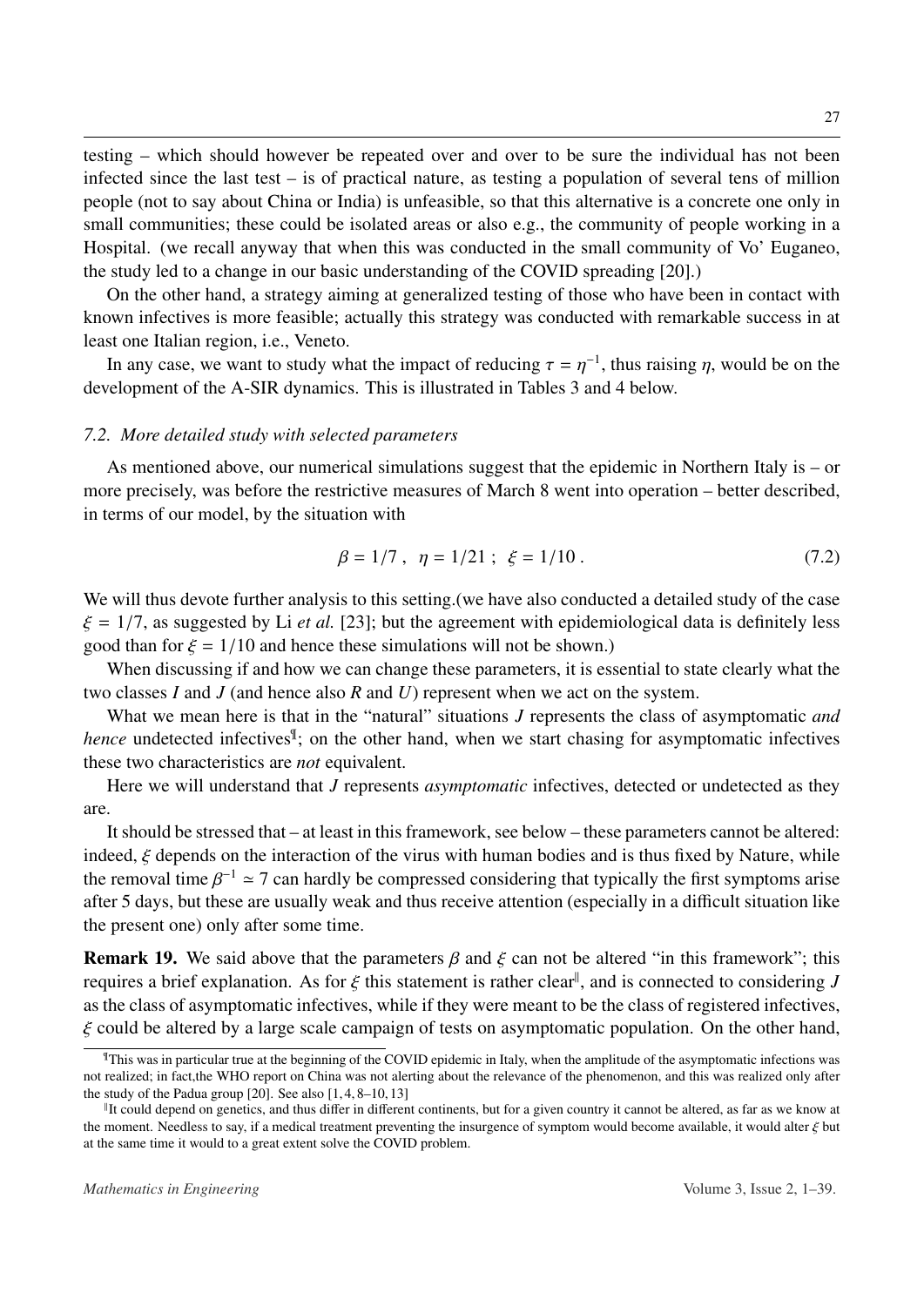testing – which should however be repeated over and over to be sure the individual has not been infected since the last test – is of practical nature, as testing a population of several tens of million people (not to say about China or India) is unfeasible, so that this alternative is a concrete one only in small communities; these could be isolated areas or also e.g., the community of people working in a Hospital. (we recall anyway that when this was conducted in the small community of Vo' Euganeo, the study led to a change in our basic understanding of the COVID spreading [20].)

On the other hand, a strategy aiming at generalized testing of those who have been in contact with known infectives is more feasible; actually this strategy was conducted with remarkable success in at least one Italian region, i.e., Veneto.

In any case, we want to study what the impact of reducing $\tau = \eta^{-1}$, thus raising $\eta$, would be on the development of the A-SIR dynamics. This is illustrated in Tables 3 and 4 below.

### 7.2. More detailed study with selected parameters

As mentioned above, our numerical simulations suggest that the epidemic in Northern Italy is – or more precisely, was before the restrictive measures of March 8 went into operation – better described, in terms of our model, by the situation with

$$\beta = 1/7 \ , \ \ \eta = 1/21 \ ; \ \ \xi = 1/10 \ . \tag{7.2}$$

We will thus devote further analysis to this setting.(we have also conducted a detailed study of the case $\xi = 1/7$, as suggested by Li *et al.* [23]; but the agreement with epidemiological data is definitely less good than for $\xi = 1/10$ and hence these simulations will not be shown.)

When discussing if and how we can change these parameters, it is essential to state clearly what the two classes $I$ and $J$ (and hence also $R$ and $U$) represent when we act on the system.

What we mean here is that in the "natural" situations $J$ represents the class of asymptomatic *and hence* undetected infectives[¶]; on the other hand, when we start chasing for asymptomatic infectives these two characteristics are *not* equivalent.

Here we will understand that $J$ represents *asymptomatic* infectives, detected or undetected as they are.

It should be stressed that – at least in this framework, see below – these parameters cannot be altered: indeed, $\xi$ depends on the interaction of the virus with human bodies and is thus fixed by Nature, while the removal time $\beta^{-1} \simeq 7$ can hardly be compressed considering that typically the first symptoms arise after 5 days, but these are usually weak and thus receive attention (especially in a difficult situation like the present one) only after some time.

**Remark 19.** We said above that the parameters $\beta$ and $\xi$ can not be altered "in this framework"; this requires a brief explanation. As for $\xi$ this statement is rather clear[‖], and is connected to considering $J$ as the class of asymptomatic infectives, while if they were meant to be the class of registered infectives, $\xi$ could be altered by a large scale campaign of tests on asymptomatic population. On the other hand,

[¶] This was in particular true at the beginning of the COVID epidemic in Italy, when the amplitude of the asymptomatic infections was not realized; in fact,the WHO report on China was not alerting about the relevance of the phenomenon, and this was realized only after the study of the Padua group [20]. See also [1, 4, 8–10, 13]

[‖] It could depend on genetics, and thus differ in different continents, but for a given country it cannot be altered, as far as we know at the moment. Needless to say, if a medical treatment preventing the insurgence of symptom would become available, it would alter $\xi$ but at the same time it would to a great extent solve the COVID problem.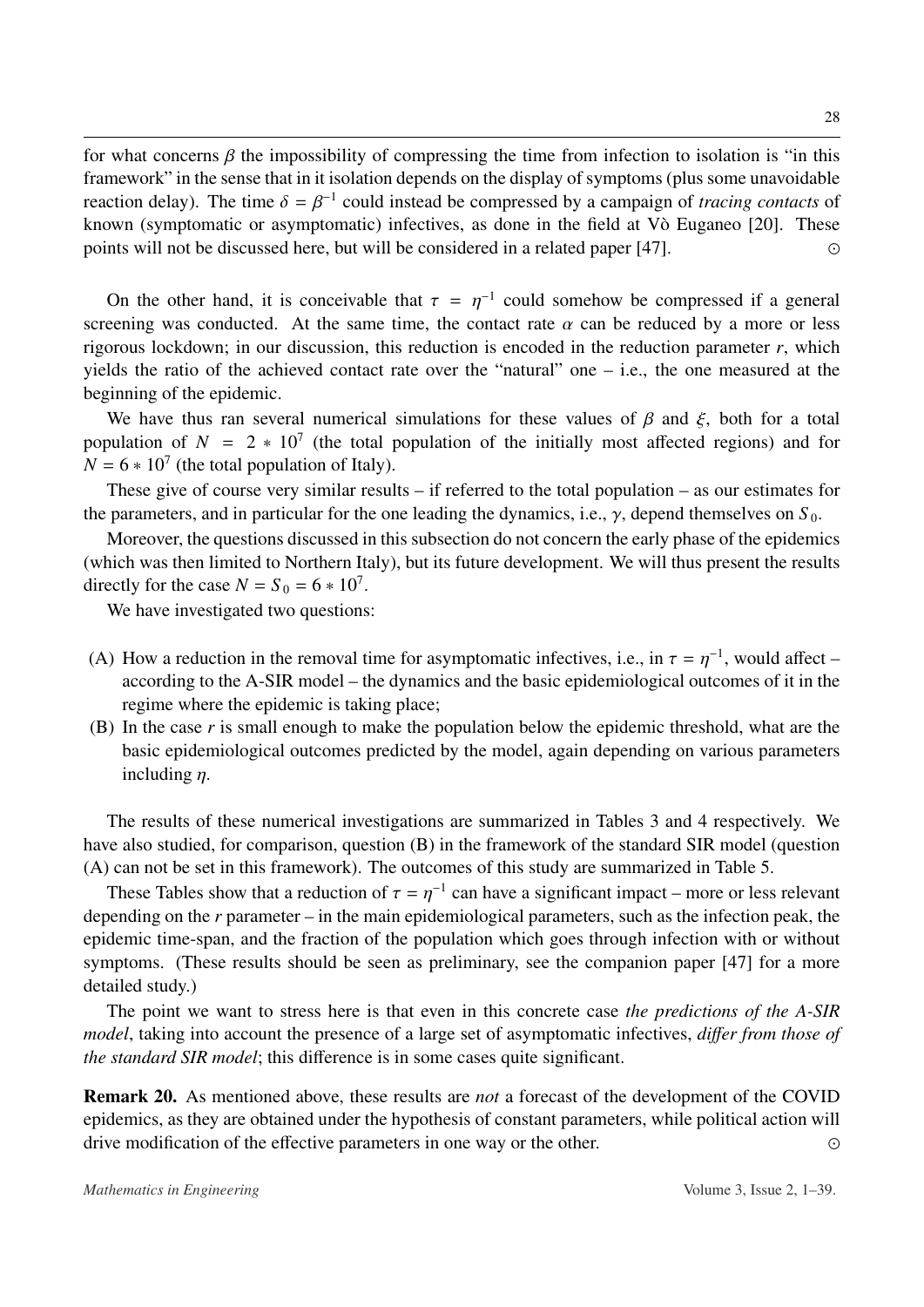for what concerns $\beta$ the impossibility of compressing the time from infection to isolation is "in this framework" in the sense that in it isolation depends on the display of symptoms (plus some unavoidable reaction delay). The time $\delta = \beta^{-1}$ could instead be compressed by a campaign of *tracing contacts* of known (symptomatic or asymptomatic) infectives, as done in the field at Vò Euganeo [20]. These points will not be discussed here, but will be considered in a related paper [47]. ⊙

On the other hand, it is conceivable that $\tau = \eta^{-1}$ could somehow be compressed if a general screening was conducted. At the same time, the contact rate $\alpha$ can be reduced by a more or less rigorous lockdown; in our discussion, this reduction is encoded in the reduction parameter $r$, which yields the ratio of the achieved contact rate over the "natural" one – i.e., the one measured at the beginning of the epidemic.

We have thus ran several numerical simulations for these values of $\beta$ and $\xi$, both for a total population of $N = 2 * 10^7$ (the total population of the initially most affected regions) and for $N = 6 * 10^7$ (the total population of Italy).

These give of course very similar results – if referred to the total population – as our estimates for the parameters, and in particular for the one leading the dynamics, i.e., $\gamma$, depend themselves on $S_0$.

Moreover, the questions discussed in this subsection do not concern the early phase of the epidemics (which was then limited to Northern Italy), but its future development. We will thus present the results directly for the case $N = S_0 = 6 * 10^7$.

We have investigated two questions:

(A) How a reduction in the removal time for asymptomatic infectives, i.e., in $\tau = \eta^{-1}$, would affect – according to the A-SIR model – the dynamics and the basic epidemiological outcomes of it in the regime where the epidemic is taking place;

(B) In the case $r$ is small enough to make the population below the epidemic threshold, what are the basic epidemiological outcomes predicted by the model, again depending on various parameters including $\eta$.

The results of these numerical investigations are summarized in Tables 3 and 4 respectively. We have also studied, for comparison, question (B) in the framework of the standard SIR model (question (A) can not be set in this framework). The outcomes of this study are summarized in Table 5.

These Tables show that a reduction of $\tau = \eta^{-1}$ can have a significant impact – more or less relevant depending on the $r$ parameter – in the main epidemiological parameters, such as the infection peak, the epidemic time-span, and the fraction of the population which goes through infection with or without symptoms. (These results should be seen as preliminary, see the companion paper [47] for a more detailed study.)

The point we want to stress here is that even in this concrete case *the predictions of the A-SIR model*, taking into account the presence of a large set of asymptomatic infectives, *differ from those of the standard SIR model*; this difference is in some cases quite significant.

**Remark 20.** As mentioned above, these results are *not* a forecast of the development of the COVID epidemics, as they are obtained under the hypothesis of constant parameters, while political action will drive modification of the effective parameters in one way or the other. ⊙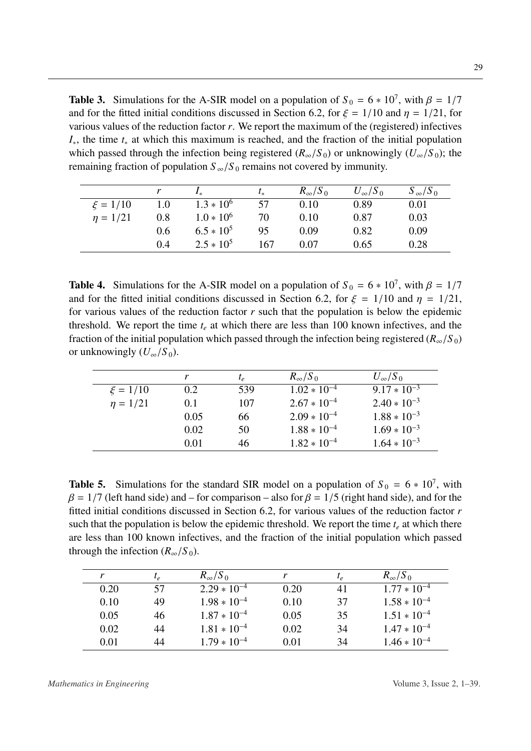**Table 3.** Simulations for the A-SIR model on a population of $S_0 = 6 * 10^7$, with $\beta = 1/7$ and for the fitted initial conditions discussed in Section 6.2, for $\xi = 1/10$ and $\eta = 1/21$, for various values of the reduction factor $r$. We report the maximum of the (registered) infectives $I_*$, the time $t_*$ at which this maximum is reached, and the fraction of the initial population which passed through the infection being registered ($R_\infty/S_0$) or unknowingly ($U_\infty/S_0$); the remaining fraction of population $S_\infty/S_0$ remains not covered by immunity.

| | $r$ | $I_*$ | $t_*$ | $R_\infty/S_0$ | $U_\infty/S_0$ | $S_\infty/S_0$ |
|---|---|---|---|---|---|---|
| $\xi = 1/10$ | 1.0 | $1.3 * 10^6$ | 57 | 0.10 | 0.89 | 0.01 |
| $\eta = 1/21$ | 0.8 | $1.0 * 10^6$ | 70 | 0.10 | 0.87 | 0.03 |
| | 0.6 | $6.5 * 10^5$ | 95 | 0.09 | 0.82 | 0.09 |
| | 0.4 | $2.5 * 10^5$ | 167 | 0.07 | 0.65 | 0.28 |

**Table 4.** Simulations for the A-SIR model on a population of $S_0 = 6 * 10^7$, with $\beta = 1/7$ and for the fitted initial conditions discussed in Section 6.2, for $\xi = 1/10$ and $\eta = 1/21$, for various values of the reduction factor $r$ such that the population is below the epidemic threshold. We report the time $t_e$ at which there are less than 100 known infectives, and the fraction of the initial population which passed through the infection being registered ($R_\infty/S_0$) or unknowingly ($U_\infty/S_0$).

| | $r$ | $t_e$ | $R_\infty/S_0$ | $U_\infty/S_0$ |
|---|---|---|---|---|
| $\xi = 1/10$ | 0.2 | 539 | $1.02 * 10^{-4}$ | $9.17 * 10^{-3}$ |
| $\eta = 1/21$ | 0.1 | 107 | $2.67 * 10^{-4}$ | $2.40 * 10^{-3}$ |
| | 0.05 | 66 | $2.09 * 10^{-4}$ | $1.88 * 10^{-3}$ |
| | 0.02 | 50 | $1.88 * 10^{-4}$ | $1.69 * 10^{-3}$ |
| | 0.01 | 46 | $1.82 * 10^{-4}$ | $1.64 * 10^{-3}$ |

**Table 5.** Simulations for the standard SIR model on a population of $S_0 = 6 * 10^7$, with $\beta = 1/7$ (left hand side) and – for comparison – also for $\beta = 1/5$ (right hand side), and for the fitted initial conditions discussed in Section 6.2, for various values of the reduction factor $r$ such that the population is below the epidemic threshold. We report the time $t_e$ at which there are less than 100 known infectives, and the fraction of the initial population which passed through the infection ($R_\infty/S_0$).

| $r$ | $t_e$ | $R_\infty/S_0$ | $r$ | $t_e$ | $R_\infty/S_0$ |
|---|---|---|---|---|---|
| 0.20 | 57 | $2.29 * 10^{-4}$ | 0.20 | 41 | $1.77 * 10^{-4}$ |
| 0.10 | 49 | $1.98 * 10^{-4}$ | 0.10 | 37 | $1.58 * 10^{-4}$ |
| 0.05 | 46 | $1.87 * 10^{-4}$ | 0.05 | 35 | $1.51 * 10^{-4}$ |
| 0.02 | 44 | $1.81 * 10^{-4}$ | 0.02 | 34 | $1.47 * 10^{-4}$ |
| 0.01 | 44 | $1.79 * 10^{-4}$ | 0.01 | 34 | $1.46 * 10^{-4}$ |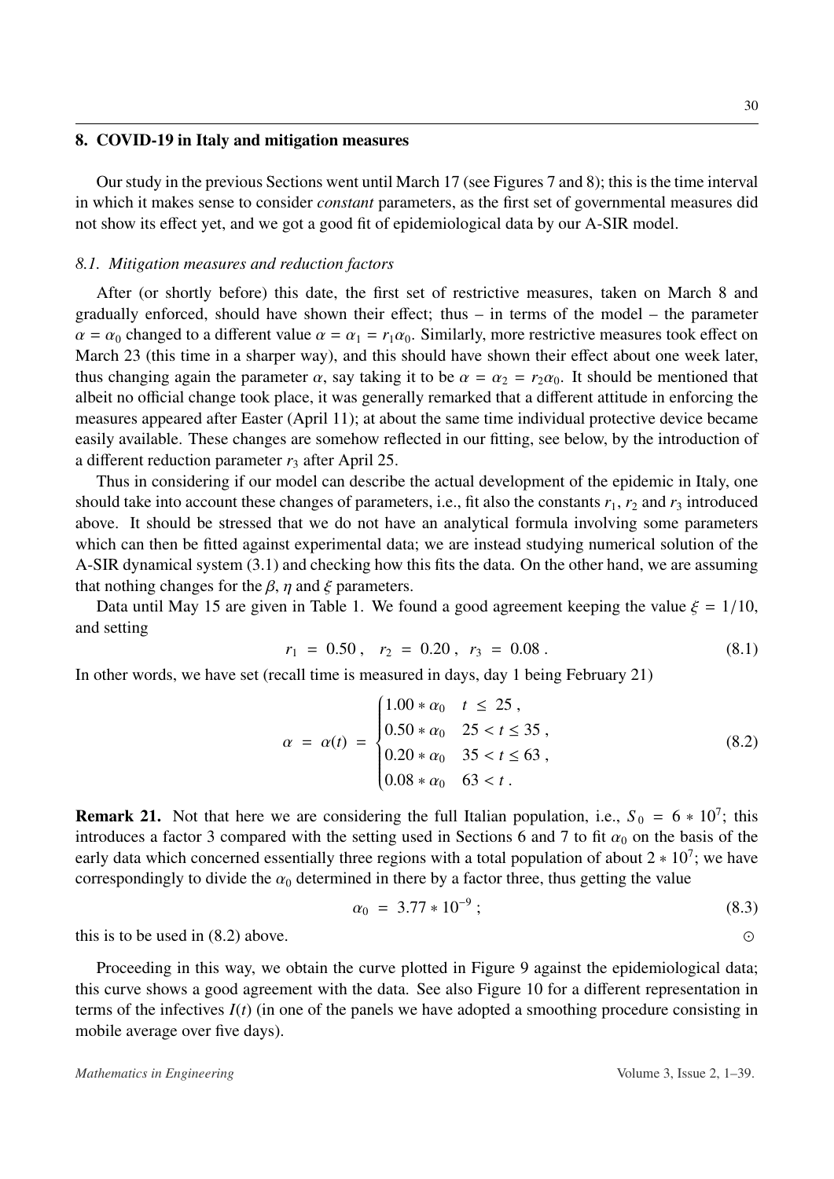## 8. COVID-19 in Italy and mitigation measures

Our study in the previous Sections went until March 17 (see Figures 7 and 8); this is the time interval in which it makes sense to consider *constant* parameters, as the first set of governmental measures did not show its effect yet, and we got a good fit of epidemiological data by our A-SIR model.

### *8.1. Mitigation measures and reduction factors*

After (or shortly before) this date, the first set of restrictive measures, taken on March 8 and gradually enforced, should have shown their effect; thus – in terms of the model – the parameter $\alpha = \alpha_0$ changed to a different value $\alpha = \alpha_1 = r_1 \alpha_0$. Similarly, more restrictive measures took effect on March 23 (this time in a sharper way), and this should have shown their effect about one week later, thus changing again the parameter $\alpha$, say taking it to be $\alpha = \alpha_2 = r_2 \alpha_0$. It should be mentioned that albeit no official change took place, it was generally remarked that a different attitude in enforcing the measures appeared after Easter (April 11); at about the same time individual protective device became easily available. These changes are somehow reflected in our fitting, see below, by the introduction of a different reduction parameter $r_3$ after April 25.

Thus in considering if our model can describe the actual development of the epidemic in Italy, one should take into account these changes of parameters, i.e., fit also the constants $r_1$, $r_2$ and $r_3$ introduced above. It should be stressed that we do not have an analytical formula involving some parameters which can then be fitted against experimental data; we are instead studying numerical solution of the A-SIR dynamical system (3.1) and checking how this fits the data. On the other hand, we are assuming that nothing changes for the $\beta$, $\eta$ and $\xi$ parameters.

Data until May 15 are given in Table 1. We found a good agreement keeping the value $\xi = 1/10$, and setting

$$r_1 \ = \ 0.50 \, , \quad r_2 \ = \ 0.20 \, , \quad r_3 \ = \ 0.08 \, . \tag{8.1}$$

In other words, we have set (recall time is measured in days, day 1 being February 21)

$$\alpha \ = \ \alpha(t) \ = \ \begin{cases} 1.00 * \alpha_0 & t \ \leq \ 25 \, , \\ 0.50 * \alpha_0 & 25 < t \leq 35 \, , \\ 0.20 * \alpha_0 & 35 < t \leq 63 \, , \\ 0.08 * \alpha_0 & 63 < t \, . \end{cases} \tag{8.2}$$

**Remark 21.** Not that here we are considering the full Italian population, i.e., $S_0 = 6 * 10^7$; this introduces a factor 3 compared with the setting used in Sections 6 and 7 to fit $\alpha_0$ on the basis of the early data which concerned essentially three regions with a total population of about $2 * 10^7$; we have correspondingly to divide the $\alpha_0$ determined in there by a factor three, thus getting the value

$$\alpha_0 \ = \ 3.77 * 10^{-9} \, ; \tag{8.3}$$

this is to be used in (8.2) above. ⊙

Proceeding in this way, we obtain the curve plotted in Figure 9 against the epidemiological data; this curve shows a good agreement with the data. See also Figure 10 for a different representation in terms of the infectives $I(t)$ (in one of the panels we have adopted a smoothing procedure consisting in mobile average over five days).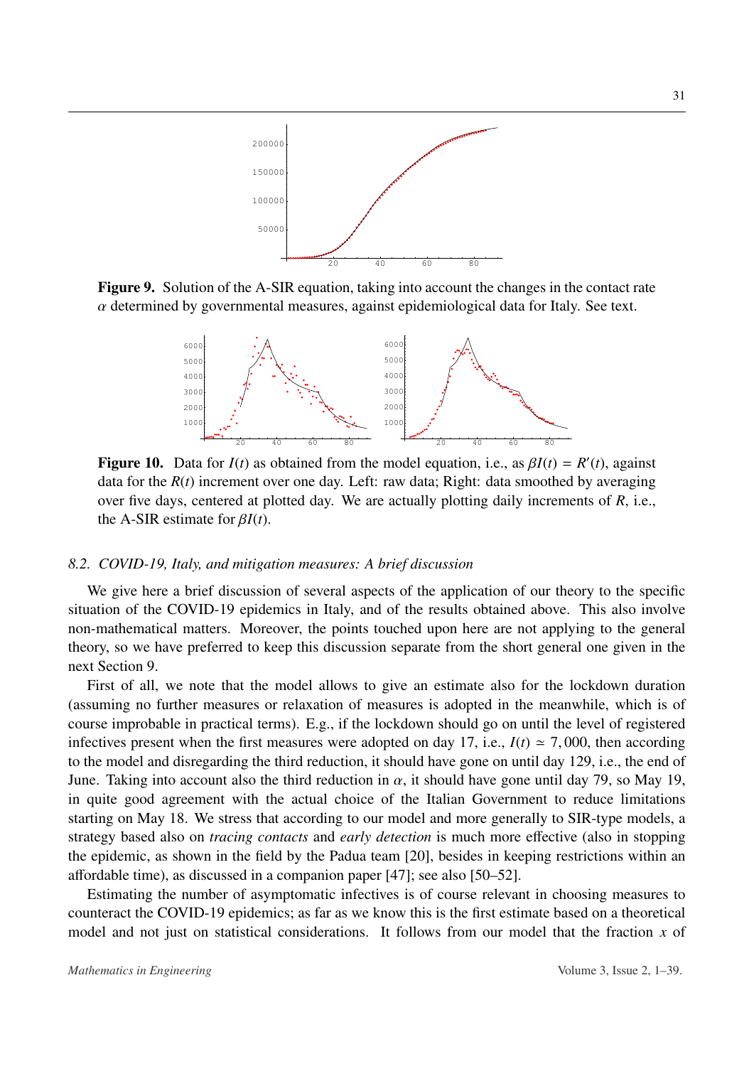**Figure 9.** Solution of the A-SIR equation, taking into account the changes in the contact rate $\alpha$ determined by governmental measures, against epidemiological data for Italy. See text.

**Figure 10.** Data for $I(t)$ as obtained from the model equation, i.e., as $\beta I(t) = R'(t)$, against data for the $R(t)$ increment over one day. Left: raw data; Right: data smoothed by averaging over five days, centered at plotted day. We are actually plotting daily increments of $R$, i.e., the A-SIR estimate for $\beta I(t)$.

### 8.2. COVID-19, Italy, and mitigation measures: A brief discussion

We give here a brief discussion of several aspects of the application of our theory to the specific situation of the COVID-19 epidemics in Italy, and of the results obtained above. This also involve non-mathematical matters. Moreover, the points touched upon here are not applying to the general theory, so we have preferred to keep this discussion separate from the short general one given in the next Section 9.

First of all, we note that the model allows to give an estimate also for the lockdown duration (assuming no further measures or relaxation of measures is adopted in the meanwhile, which is of course improbable in practical terms). E.g., if the lockdown should go on until the level of registered infectives present when the first measures were adopted on day 17, i.e., $I(t) \simeq 7,000$, then according to the model and disregarding the third reduction, it should have gone on until day 129, i.e., the end of June. Taking into account also the third reduction in $\alpha$, it should have gone until day 79, so May 19, in quite good agreement with the actual choice of the Italian Government to reduce limitations starting on May 18. We stress that according to our model and more generally to SIR-type models, a strategy based also on *tracing contacts* and *early detection* is much more effective (also in stopping the epidemic, as shown in the field by the Padua team [20], besides in keeping restrictions within an affordable time), as discussed in a companion paper [47]; see also [50–52].

Estimating the number of asymptomatic infectives is of course relevant in choosing measures to counteract the COVID-19 epidemics; as far as we know this is the first estimate based on a theoretical model and not just on statistical considerations. It follows from our model that the fraction $x$ of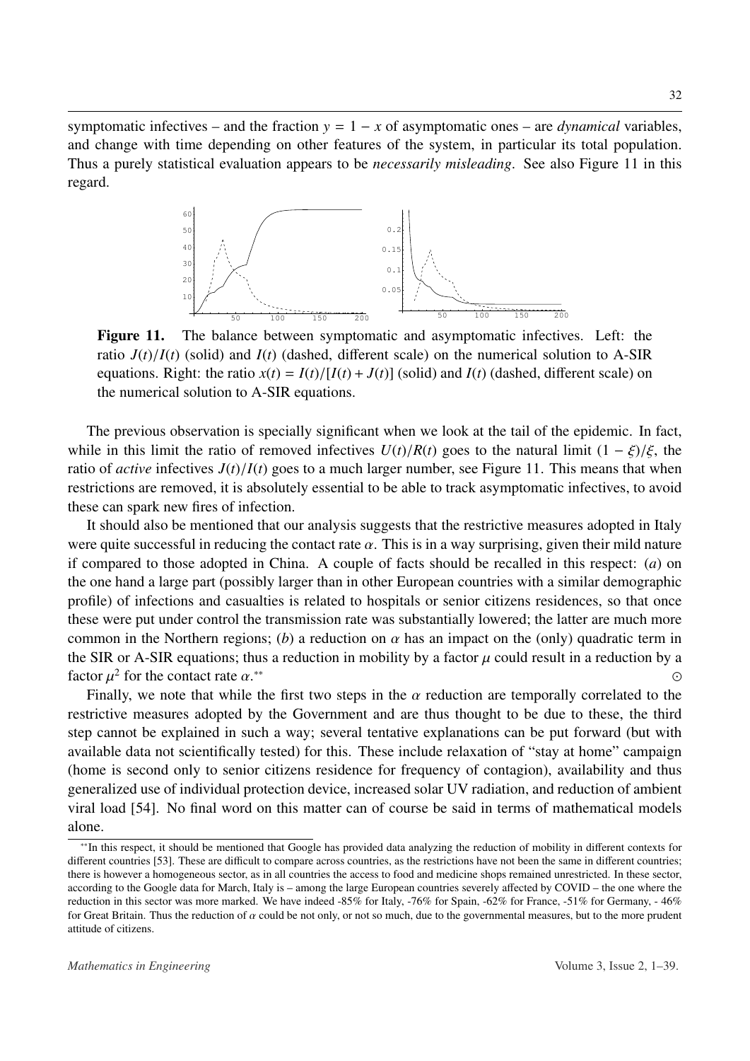symptomatic infectives – and the fraction $y = 1 - x$ of asymptomatic ones – are *dynamical* variables, and change with time depending on other features of the system, in particular its total population. Thus a purely statistical evaluation appears to be *necessarily misleading*. See also Figure 11 in this regard.

**Figure 11.** The balance between symptomatic and asymptomatic infectives. Left: the ratio $J(t)/I(t)$ (solid) and $I(t)$ (dashed, different scale) on the numerical solution to A-SIR equations. Right: the ratio $x(t) = I(t)/[I(t) + J(t)]$ (solid) and $I(t)$ (dashed, different scale) on the numerical solution to A-SIR equations.

The previous observation is specially significant when we look at the tail of the epidemic. In fact, while in this limit the ratio of removed infectives $U(t)/R(t)$ goes to the natural limit $(1 - \xi)/\xi$, the ratio of *active* infectives $J(t)/I(t)$ goes to a much larger number, see Figure 11. This means that when restrictions are removed, it is absolutely essential to be able to track asymptomatic infectives, to avoid these can spark new fires of infection.

It should also be mentioned that our analysis suggests that the restrictive measures adopted in Italy were quite successful in reducing the contact rate $\alpha$. This is in a way surprising, given their mild nature if compared to those adopted in China. A couple of facts should be recalled in this respect: (*a*) on the one hand a large part (possibly larger than in other European countries with a similar demographic profile) of infections and casualties is related to hospitals or senior citizens residences, so that once these were put under control the transmission rate was substantially lowered; the latter are much more common in the Northern regions; (*b*) a reduction on $\alpha$ has an impact on the (only) quadratic term in the SIR or A-SIR equations; thus a reduction in mobility by a factor $\mu$ could result in a reduction by a factor $\mu^2$ for the contact rate $\alpha$.[**] ⊙

Finally, we note that while the first two steps in the $\alpha$ reduction are temporally correlated to the restrictive measures adopted by the Government and are thus thought to be due to these, the third step cannot be explained in such a way; several tentative explanations can be put forward (but with available data not scientifically tested) for this. These include relaxation of "stay at home" campaign (home is second only to senior citizens residence for frequency of contagion), availability and thus generalized use of individual protection device, increased solar UV radiation, and reduction of ambient viral load [54]. No final word on this matter can of course be said in terms of mathematical models alone.

[**] In this respect, it should be mentioned that Google has provided data analyzing the reduction of mobility in different contexts for different countries [53]. These are difficult to compare across countries, as the restrictions have not been the same in different countries; there is however a homogeneous sector, as in all countries the access to food and medicine shops remained unrestricted. In these sector, according to the Google data for March, Italy is – among the large European countries severely affected by COVID – the one where the reduction in this sector was more marked. We have indeed -85% for Italy, -76% for Spain, -62% for France, -51% for Germany, - 46% for Great Britain. Thus the reduction of $\alpha$ could be not only, or not so much, due to the governmental measures, but to the more prudent attitude of citizens.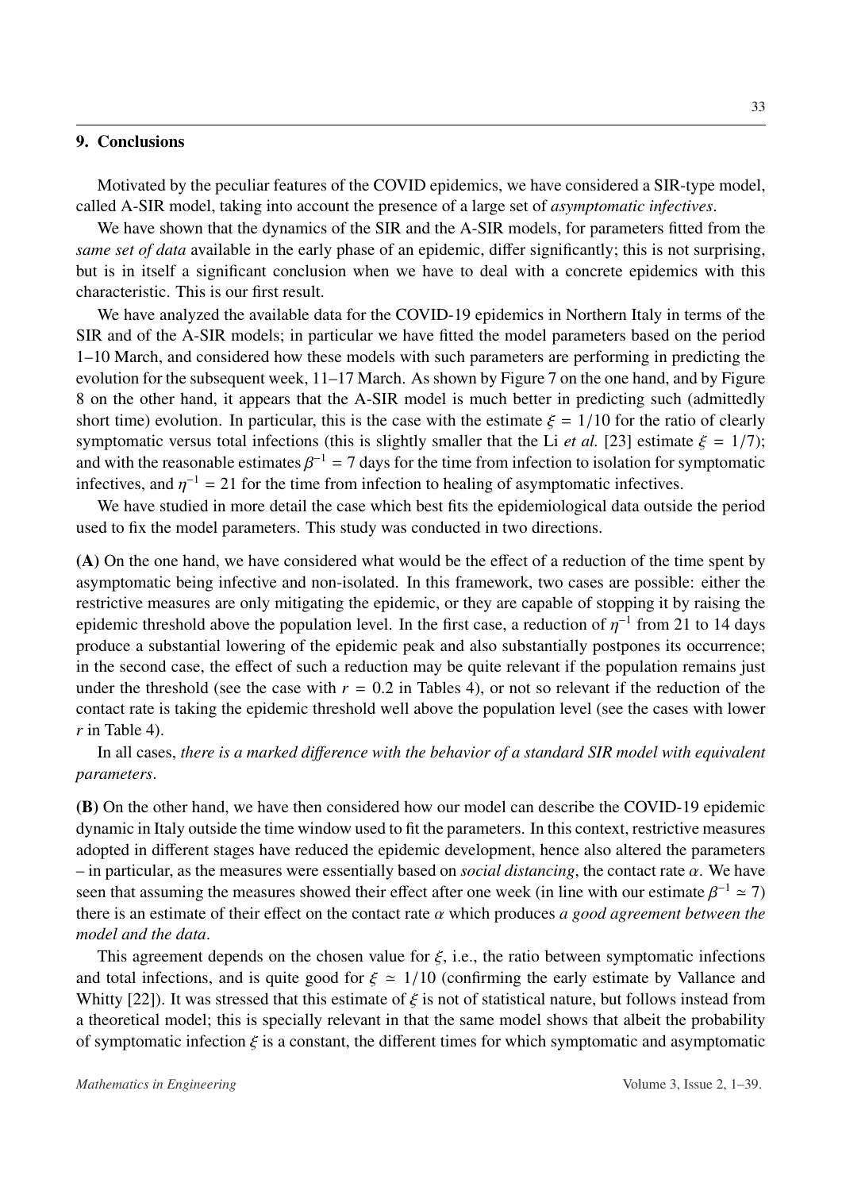## 9. Conclusions

Motivated by the peculiar features of the COVID epidemics, we have considered a SIR-type model, called A-SIR model, taking into account the presence of a large set of *asymptomatic infectives*.

We have shown that the dynamics of the SIR and the A-SIR models, for parameters fitted from the *same set of data* available in the early phase of an epidemic, differ significantly; this is not surprising, but is in itself a significant conclusion when we have to deal with a concrete epidemics with this characteristic. This is our first result.

We have analyzed the available data for the COVID-19 epidemics in Northern Italy in terms of the SIR and of the A-SIR models; in particular we have fitted the model parameters based on the period 1–10 March, and considered how these models with such parameters are performing in predicting the evolution for the subsequent week, 11–17 March. As shown by Figure 7 on the one hand, and by Figure 8 on the other hand, it appears that the A-SIR model is much better in predicting such (admittedly short time) evolution. In particular, this is the case with the estimate $\xi = 1/10$ for the ratio of clearly symptomatic versus total infections (this is slightly smaller that the Li *et al.* [23] estimate $\xi = 1/7$); and with the reasonable estimates $\beta^{-1} = 7$ days for the time from infection to isolation for symptomatic infectives, and $\eta^{-1} = 21$ for the time from infection to healing of asymptomatic infectives.

We have studied in more detail the case which best fits the epidemiological data outside the period used to fix the model parameters. This study was conducted in two directions.

**(A)** On the one hand, we have considered what would be the effect of a reduction of the time spent by asymptomatic being infective and non-isolated. In this framework, two cases are possible: either the restrictive measures are only mitigating the epidemic, or they are capable of stopping it by raising the epidemic threshold above the population level. In the first case, a reduction of $\eta^{-1}$ from 21 to 14 days produce a substantial lowering of the epidemic peak and also substantially postpones its occurrence; in the second case, the effect of such a reduction may be quite relevant if the population remains just under the threshold (see the case with $r = 0.2$ in Tables 4), or not so relevant if the reduction of the contact rate is taking the epidemic threshold well above the population level (see the cases with lower $r$ in Table 4).

In all cases, *there is a marked difference with the behavior of a standard SIR model with equivalent parameters*.

**(B)** On the other hand, we have then considered how our model can describe the COVID-19 epidemic dynamic in Italy outside the time window used to fit the parameters. In this context, restrictive measures adopted in different stages have reduced the epidemic development, hence also altered the parameters – in particular, as the measures were essentially based on *social distancing*, the contact rate $\alpha$. We have seen that assuming the measures showed their effect after one week (in line with our estimate $\beta^{-1} \simeq 7$) there is an estimate of their effect on the contact rate $\alpha$ which produces *a good agreement between the model and the data*.

This agreement depends on the chosen value for $\xi$, i.e., the ratio between symptomatic infections and total infections, and is quite good for $\xi \simeq 1/10$ (confirming the early estimate by Vallance and Whitty [22]). It was stressed that this estimate of $\xi$ is not of statistical nature, but follows instead from a theoretical model; this is specially relevant in that the same model shows that albeit the probability of symptomatic infection $\xi$ is a constant, the different times for which symptomatic and asymptomatic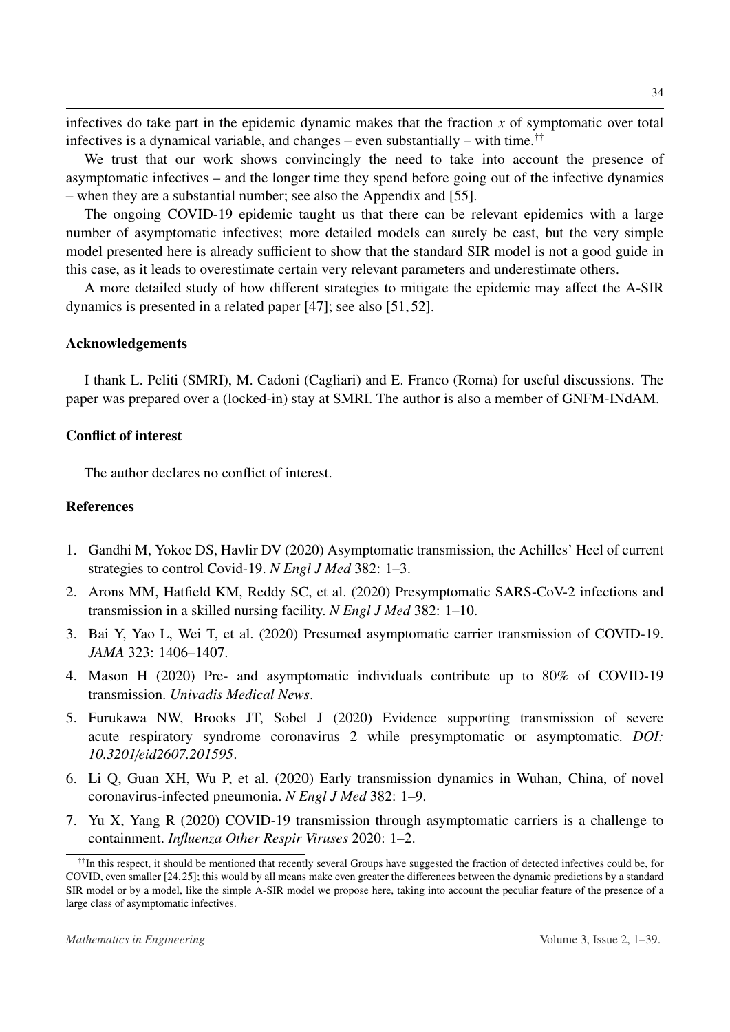infectives do take part in the epidemic dynamic makes that the fraction $x$ of symptomatic over total infectives is a dynamical variable, and changes – even substantially – with time.[††]

We trust that our work shows convincingly the need to take into account the presence of asymptomatic infectives – and the longer time they spend before going out of the infective dynamics – when they are a substantial number; see also the Appendix and [55].

The ongoing COVID-19 epidemic taught us that there can be relevant epidemics with a large number of asymptomatic infectives; more detailed models can surely be cast, but the very simple model presented here is already sufficient to show that the standard SIR model is not a good guide in this case, as it leads to overestimate certain very relevant parameters and underestimate others.

A more detailed study of how different strategies to mitigate the epidemic may affect the A-SIR dynamics is presented in a related paper [47]; see also [51, 52].

## Acknowledgements

I thank L. Peliti (SMRI), M. Cadoni (Cagliari) and E. Franco (Roma) for useful discussions. The paper was prepared over a (locked-in) stay at SMRI. The author is also a member of GNFM-INdAM.

## Conflict of interest

The author declares no conflict of interest.

## References

1. Gandhi M, Yokoe DS, Havlir DV (2020) Asymptomatic transmission, the Achilles' Heel of current strategies to control Covid-19. *N Engl J Med* 382: 1–3.
2. Arons MM, Hatfield KM, Reddy SC, et al. (2020) Presymptomatic SARS-CoV-2 infections and transmission in a skilled nursing facility. *N Engl J Med* 382: 1–10.
3. Bai Y, Yao L, Wei T, et al. (2020) Presumed asymptomatic carrier transmission of COVID-19. *JAMA* 323: 1406–1407.
4. Mason H (2020) Pre- and asymptomatic individuals contribute up to 80% of COVID-19 transmission. *Univadis Medical News*.
5. Furukawa NW, Brooks JT, Sobel J (2020) Evidence supporting transmission of severe acute respiratory syndrome coronavirus 2 while presymptomatic or asymptomatic. *DOI: 10.3201/eid2607.201595*.
6. Li Q, Guan XH, Wu P, et al. (2020) Early transmission dynamics in Wuhan, China, of novel coronavirus-infected pneumonia. *N Engl J Med* 382: 1–9.
7. Yu X, Yang R (2020) COVID-19 transmission through asymptomatic carriers is a challenge to containment. *Influenza Other Respir Viruses* 2020: 1–2.

[††] In this respect, it should be mentioned that recently several Groups have suggested the fraction of detected infectives could be, for COVID, even smaller [24, 25]; this would by all means make even greater the differences between the dynamic predictions by a standard SIR model or by a model, like the simple A-SIR model we propose here, taking into account the peculiar feature of the presence of a large class of asymptomatic infectives.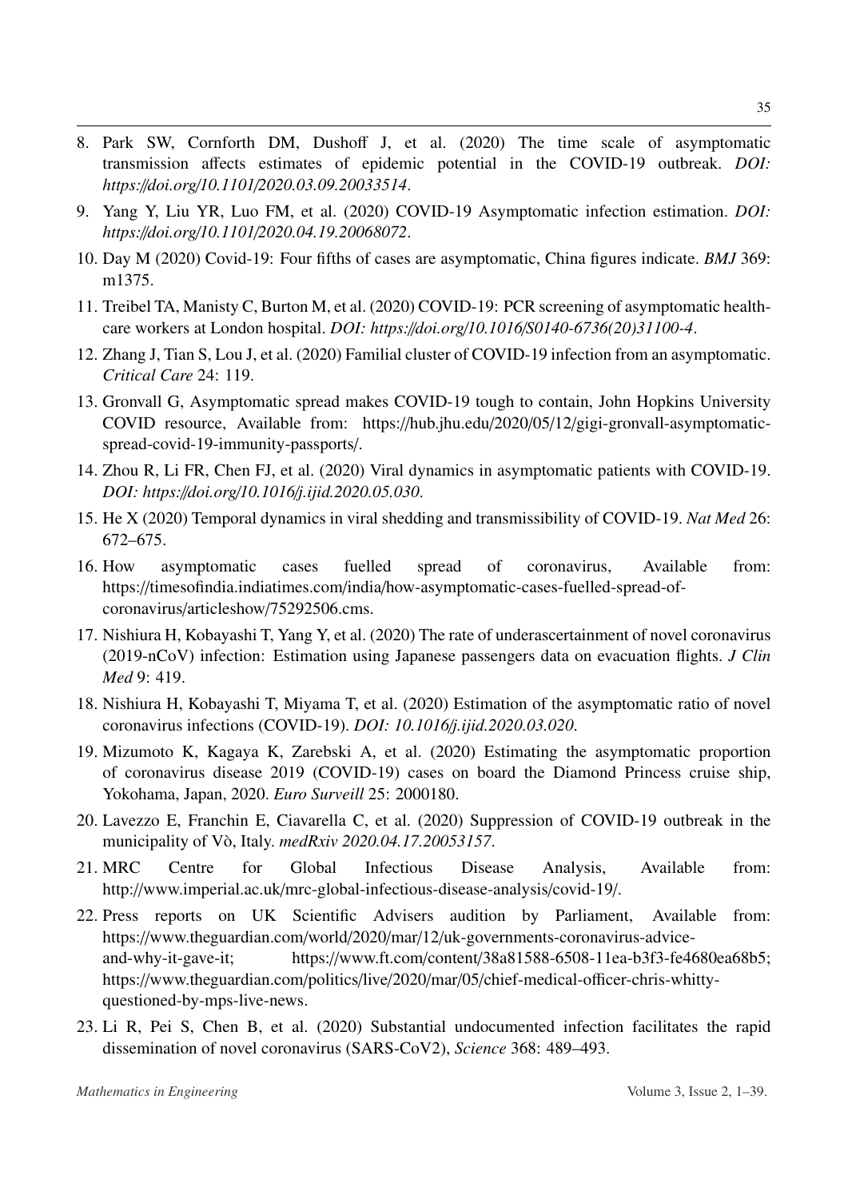8. Park SW, Cornforth DM, Dushoff J, et al. (2020) The time scale of asymptomatic transmission affects estimates of epidemic potential in the COVID-19 outbreak. *DOI: https://doi.org/10.1101/2020.03.09.20033514*.
9. Yang Y, Liu YR, Luo FM, et al. (2020) COVID-19 Asymptomatic infection estimation. *DOI: https://doi.org/10.1101/2020.04.19.20068072*.
10. Day M (2020) Covid-19: Four fifths of cases are asymptomatic, China figures indicate. *BMJ* 369: m1375.
11. Treibel TA, Manisty C, Burton M, et al. (2020) COVID-19: PCR screening of asymptomatic health-care workers at London hospital. *DOI: https://doi.org/10.1016/S0140-6736(20)31100-4*.
12. Zhang J, Tian S, Lou J, et al. (2020) Familial cluster of COVID-19 infection from an asymptomatic. *Critical Care* 24: 119.
13. Gronvall G, Asymptomatic spread makes COVID-19 tough to contain, John Hopkins University COVID resource, Available from: https://hub.jhu.edu/2020/05/12/gigi-gronvall-asymptomatic-spread-covid-19-immunity-passports/.
14. Zhou R, Li FR, Chen FJ, et al. (2020) Viral dynamics in asymptomatic patients with COVID-19. *DOI: https://doi.org/10.1016/j.ijid.2020.05.030*.
15. He X (2020) Temporal dynamics in viral shedding and transmissibility of COVID-19. *Nat Med* 26: 672–675.
16. How asymptomatic cases fuelled spread of coronavirus, Available from: https://timesofindia.indiatimes.com/india/how-asymptomatic-cases-fuelled-spread-of-coronavirus/articleshow/75292506.cms.
17. Nishiura H, Kobayashi T, Yang Y, et al. (2020) The rate of underascertainment of novel coronavirus (2019-nCoV) infection: Estimation using Japanese passengers data on evacuation flights. *J Clin Med* 9: 419.
18. Nishiura H, Kobayashi T, Miyama T, et al. (2020) Estimation of the asymptomatic ratio of novel coronavirus infections (COVID-19). *DOI: 10.1016/j.ijid.2020.03.020*.
19. Mizumoto K, Kagaya K, Zarebski A, et al. (2020) Estimating the asymptomatic proportion of coronavirus disease 2019 (COVID-19) cases on board the Diamond Princess cruise ship, Yokohama, Japan, 2020. *Euro Surveill* 25: 2000180.
20. Lavezzo E, Franchin E, Ciavarella C, et al. (2020) Suppression of COVID-19 outbreak in the municipality of Vò, Italy. *medRxiv 2020.04.17.20053157*.
21. MRC Centre for Global Infectious Disease Analysis, Available from: http://www.imperial.ac.uk/mrc-global-infectious-disease-analysis/covid-19/.
22. Press reports on UK Scientific Advisers audition by Parliament, Available from: https://www.theguardian.com/world/2020/mar/12/uk-governments-coronavirus-advice-and-why-it-gave-it; https://www.ft.com/content/38a81588-6508-11ea-b3f3-fe4680ea68b5; https://www.theguardian.com/politics/live/2020/mar/05/chief-medical-officer-chris-whitty-questioned-by-mps-live-news.
23. Li R, Pei S, Chen B, et al. (2020) Substantial undocumented infection facilitates the rapid dissemination of novel coronavirus (SARS-CoV2), *Science* 368: 489–493.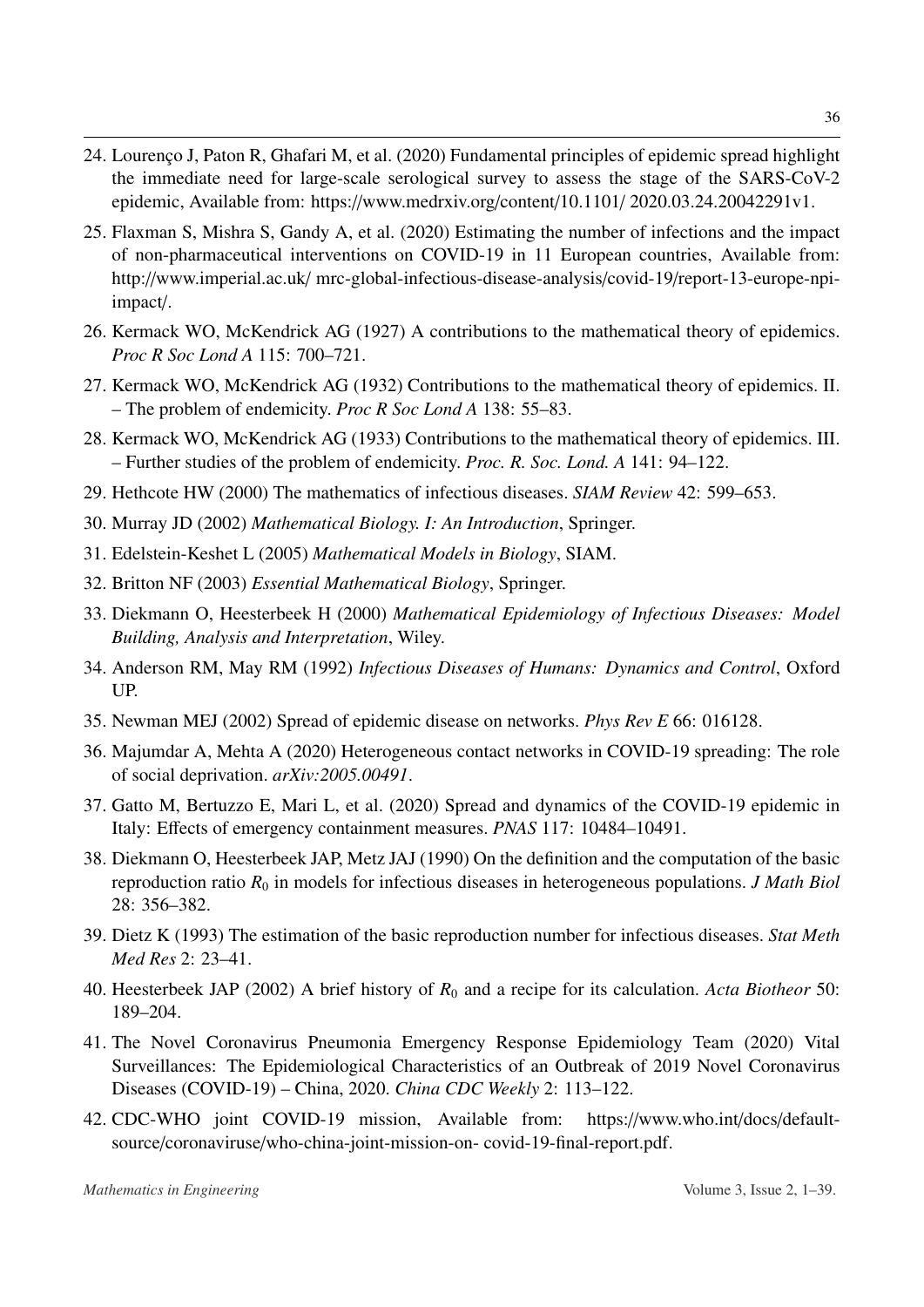24. Lourenço J, Paton R, Ghafari M, et al. (2020) Fundamental principles of epidemic spread highlight the immediate need for large-scale serological survey to assess the stage of the SARS-CoV-2 epidemic, Available from: https://www.medrxiv.org/content/10.1101/ 2020.03.24.20042291v1.

25. Flaxman S, Mishra S, Gandy A, et al. (2020) Estimating the number of infections and the impact of non-pharmaceutical interventions on COVID-19 in 11 European countries, Available from: http://www.imperial.ac.uk/ mrc-global-infectious-disease-analysis/covid-19/report-13-europe-npi-impact/.

26. Kermack WO, McKendrick AG (1927) A contributions to the mathematical theory of epidemics. *Proc R Soc Lond A* 115: 700–721.

27. Kermack WO, McKendrick AG (1932) Contributions to the mathematical theory of epidemics. II. – The problem of endemicity. *Proc R Soc Lond A* 138: 55–83.

28. Kermack WO, McKendrick AG (1933) Contributions to the mathematical theory of epidemics. III. – Further studies of the problem of endemicity. *Proc. R. Soc. Lond. A* 141: 94–122.

29. Hethcote HW (2000) The mathematics of infectious diseases. *SIAM Review* 42: 599–653.

30. Murray JD (2002) *Mathematical Biology. I: An Introduction*, Springer.

31. Edelstein-Keshet L (2005) *Mathematical Models in Biology*, SIAM.

32. Britton NF (2003) *Essential Mathematical Biology*, Springer.

33. Diekmann O, Heesterbeek H (2000) *Mathematical Epidemiology of Infectious Diseases: Model Building, Analysis and Interpretation*, Wiley.

34. Anderson RM, May RM (1992) *Infectious Diseases of Humans: Dynamics and Control*, Oxford UP.

35. Newman MEJ (2002) Spread of epidemic disease on networks. *Phys Rev E* 66: 016128.

36. Majumdar A, Mehta A (2020) Heterogeneous contact networks in COVID-19 spreading: The role of social deprivation. *arXiv:2005.00491*.

37. Gatto M, Bertuzzo E, Mari L, et al. (2020) Spread and dynamics of the COVID-19 epidemic in Italy: Effects of emergency containment measures. *PNAS* 117: 10484–10491.

38. Diekmann O, Heesterbeek JAP, Metz JAJ (1990) On the definition and the computation of the basic reproduction ratio $R_0$ in models for infectious diseases in heterogeneous populations. *J Math Biol* 28: 356–382.

39. Dietz K (1993) The estimation of the basic reproduction number for infectious diseases. *Stat Meth Med Res* 2: 23–41.

40. Heesterbeek JAP (2002) A brief history of $R_0$ and a recipe for its calculation. *Acta Biotheor* 50: 189–204.

41. The Novel Coronavirus Pneumonia Emergency Response Epidemiology Team (2020) Vital Surveillances: The Epidemiological Characteristics of an Outbreak of 2019 Novel Coronavirus Diseases (COVID-19) – China, 2020. *China CDC Weekly* 2: 113–122.

42. CDC-WHO joint COVID-19 mission, Available from: https://www.who.int/docs/default-source/coronaviruse/who-china-joint-mission-on- covid-19-final-report.pdf.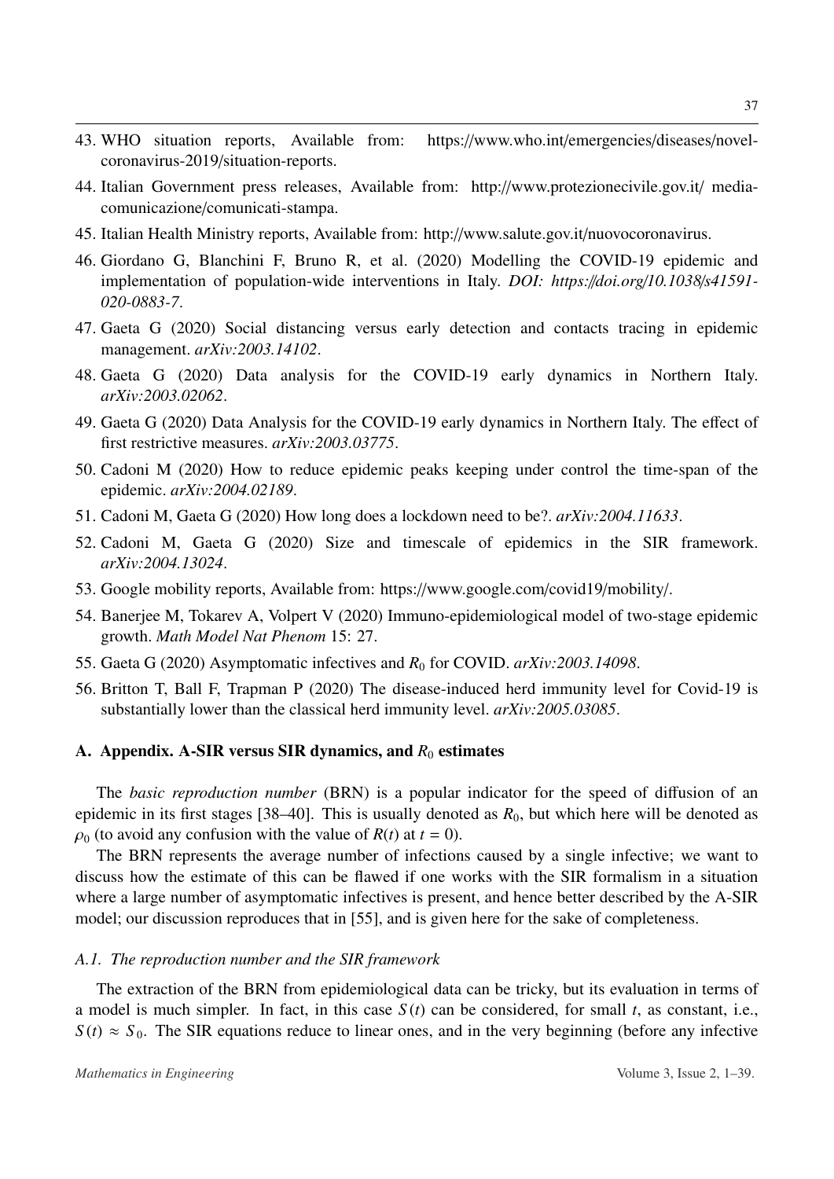43. WHO situation reports, Available from: https://www.who.int/emergencies/diseases/novel-coronavirus-2019/situation-reports.
44. Italian Government press releases, Available from: http://www.protezionecivile.gov.it/ media-comunicazione/comunicati-stampa.
45. Italian Health Ministry reports, Available from: http://www.salute.gov.it/nuovocoronavirus.
46. Giordano G, Blanchini F, Bruno R, et al. (2020) Modelling the COVID-19 epidemic and implementation of population-wide interventions in Italy. *DOI: https://doi.org/10.1038/s41591-020-0883-7*.
47. Gaeta G (2020) Social distancing versus early detection and contacts tracing in epidemic management. *arXiv:2003.14102*.
48. Gaeta G (2020) Data analysis for the COVID-19 early dynamics in Northern Italy. *arXiv:2003.02062*.
49. Gaeta G (2020) Data Analysis for the COVID-19 early dynamics in Northern Italy. The effect of first restrictive measures. *arXiv:2003.03775*.
50. Cadoni M (2020) How to reduce epidemic peaks keeping under control the time-span of the epidemic. *arXiv:2004.02189*.
51. Cadoni M, Gaeta G (2020) How long does a lockdown need to be?. *arXiv:2004.11633*.
52. Cadoni M, Gaeta G (2020) Size and timescale of epidemics in the SIR framework. *arXiv:2004.13024*.
53. Google mobility reports, Available from: https://www.google.com/covid19/mobility/.
54. Banerjee M, Tokarev A, Volpert V (2020) Immuno-epidemiological model of two-stage epidemic growth. *Math Model Nat Phenom* 15: 27.
55. Gaeta G (2020) Asymptomatic infectives and $R_0$ for COVID. *arXiv:2003.14098*.
56. Britton T, Ball F, Trapman P (2020) The disease-induced herd immunity level for Covid-19 is substantially lower than the classical herd immunity level. *arXiv:2005.03085*.

## A. Appendix. A-SIR versus SIR dynamics, and $R_0$ estimates

The *basic reproduction number* (BRN) is a popular indicator for the speed of diffusion of an epidemic in its first stages [38–40]. This is usually denoted as $R_0$, but which here will be denoted as $\rho_0$ (to avoid any confusion with the value of $R(t)$ at $t = 0$).

The BRN represents the average number of infections caused by a single infective; we want to discuss how the estimate of this can be flawed if one works with the SIR formalism in a situation where a large number of asymptomatic infectives is present, and hence better described by the A-SIR model; our discussion reproduces that in [55], and is given here for the sake of completeness.

### *A.1. The reproduction number and the SIR framework*

The extraction of the BRN from epidemiological data can be tricky, but its evaluation in terms of a model is much simpler. In fact, in this case $S(t)$ can be considered, for small $t$, as constant, i.e., $S(t) \approx S_0$. The SIR equations reduce to linear ones, and in the very beginning (before any infective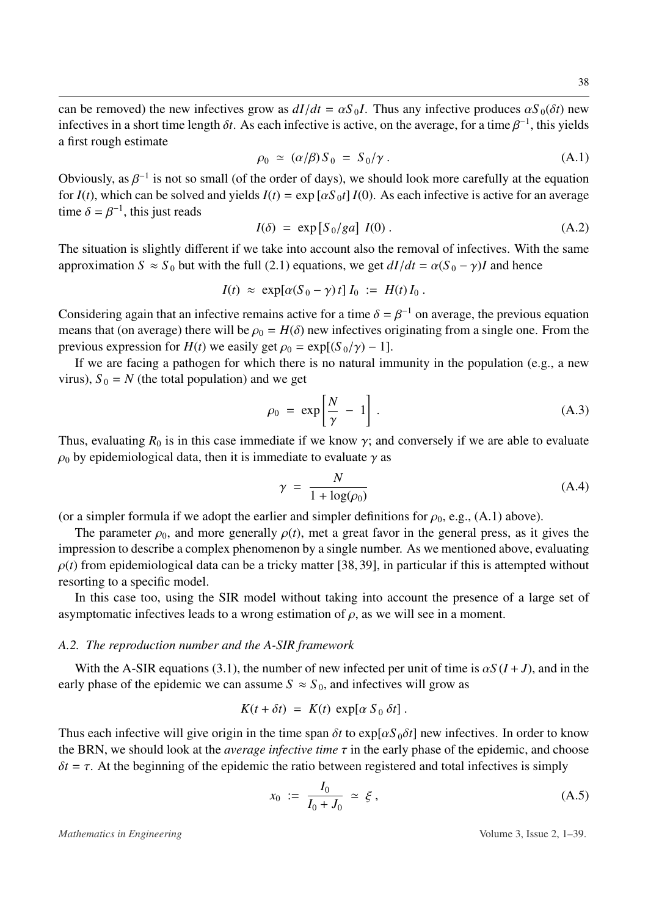can be removed) the new infectives grow as $dI/dt = \alpha S_0 I$. Thus any infective produces $\alpha S_0(\delta t)$ new infectives in a short time length $\delta t$. As each infective is active, on the average, for a time $\beta^{-1}$, this yields a first rough estimate

$$\rho_0 \simeq (\alpha/\beta) S_0 = S_0/\gamma . \tag{A.1}$$

Obviously, as $\beta^{-1}$ is not so small (of the order of days), we should look more carefully at the equation for $I(t)$, which can be solved and yields $I(t) = \exp[\alpha S_0 t] I(0)$. As each infective is active for an average time $\delta = \beta^{-1}$, this just reads

$$I(\delta) = \exp[S_0/ga] \ I(0) . \tag{A.2}$$

The situation is slightly different if we take into account also the removal of infectives. With the same approximation $S \approx S_0$ but with the full (2.1) equations, we get $dI/dt = \alpha(S_0 - \gamma)I$ and hence

$$I(t) \approx \exp[\alpha(S_0 - \gamma)t] I_0 := H(t) I_0 .$$

Considering again that an infective remains active for a time $\delta = \beta^{-1}$ on average, the previous equation means that (on average) there will be $\rho_0 = H(\delta)$ new infectives originating from a single one. From the previous expression for $H(t)$ we easily get $\rho_0 = \exp[(S_0/\gamma) - 1]$.

If we are facing a pathogen for which there is no natural immunity in the population (e.g., a new virus), $S_0 = N$ (the total population) and we get

$$\rho_0 = \exp\left[\frac{N}{\gamma} - 1\right] . \tag{A.3}$$

Thus, evaluating $R_0$ is in this case immediate if we know $\gamma$; and conversely if we are able to evaluate $\rho_0$ by epidemiological data, then it is immediate to evaluate $\gamma$ as

$$\gamma = \frac{N}{1 + \log(\rho_0)} \tag{A.4}$$

(or a simpler formula if we adopt the earlier and simpler definitions for $\rho_0$, e.g., (A.1) above).

The parameter $\rho_0$, and more generally $\rho(t)$, met a great favor in the general press, as it gives the impression to describe a complex phenomenon by a single number. As we mentioned above, evaluating $\rho(t)$ from epidemiological data can be a tricky matter [38, 39], in particular if this is attempted without resorting to a specific model.

In this case too, using the SIR model without taking into account the presence of a large set of asymptomatic infectives leads to a wrong estimation of $\rho$, as we will see in a moment.

### A.2. The reproduction number and the A-SIR framework

With the A-SIR equations (3.1), the number of new infected per unit of time is $\alpha S(I + J)$, and in the early phase of the epidemic we can assume $S \approx S_0$, and infectives will grow as

$$K(t + \delta t) = K(t) \exp[\alpha S_0 \delta t] .$$

Thus each infective will give origin in the time span $\delta t$ to $\exp[\alpha S_0 \delta t]$ new infectives. In order to know the BRN, we should look at the *average infective time* $\tau$ in the early phase of the epidemic, and choose $\delta t = \tau$. At the beginning of the epidemic the ratio between registered and total infectives is simply

$$x_0 := \frac{I_0}{I_0 + J_0} \simeq \xi , \tag{A.5}$$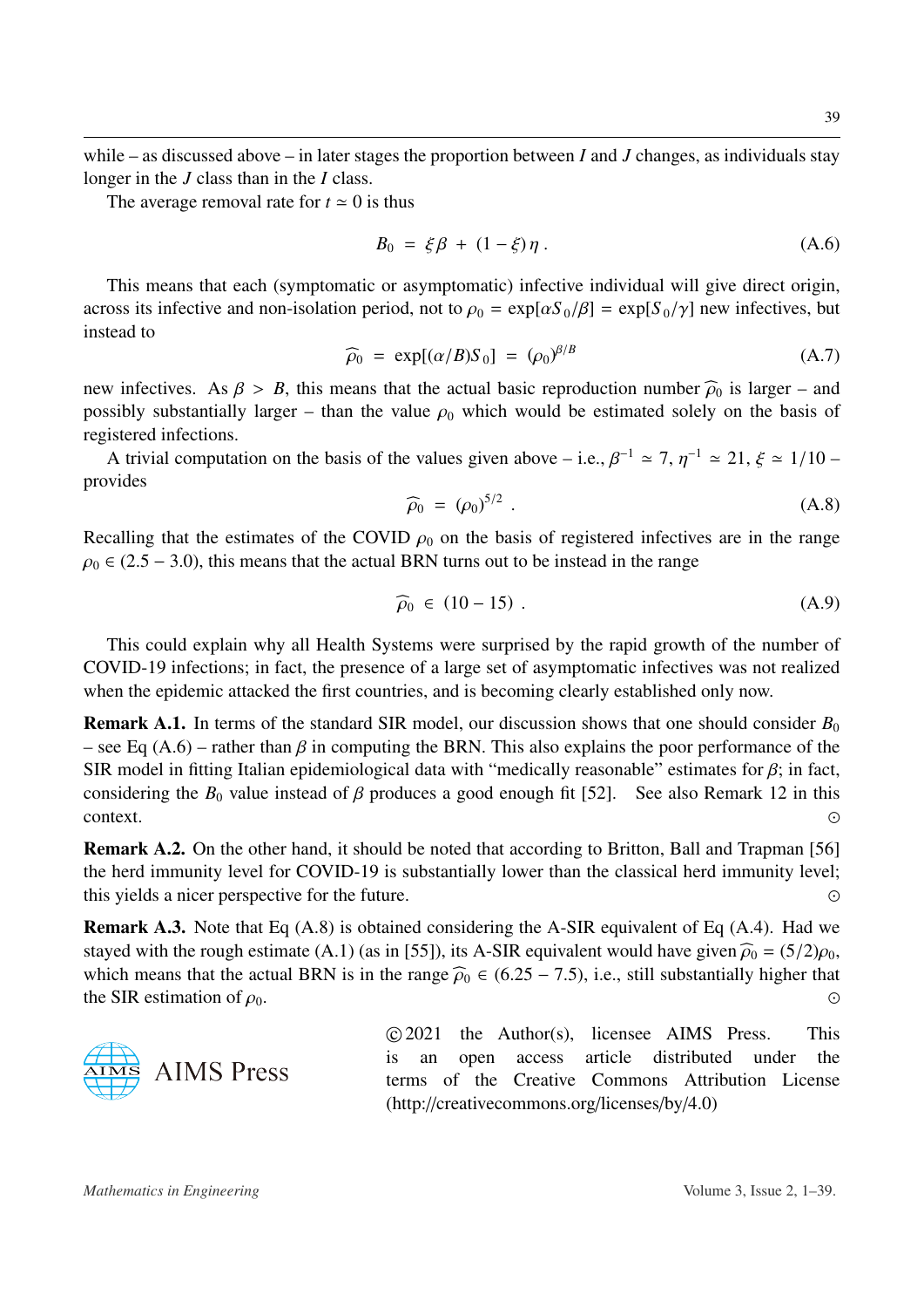while – as discussed above – in later stages the proportion between $I$ and $J$ changes, as individuals stay longer in the $J$ class than in the $I$ class.

The average removal rate for $t \simeq 0$ is thus

$$B_0 = \xi \beta + (1 - \xi) \eta . \tag{A.6}$$

This means that each (symptomatic or asymptomatic) infective individual will give direct origin, across its infective and non-isolation period, not to $\rho_0 = \exp[\alpha S_0 / \beta] = \exp[S_0 / \gamma]$ new infectives, but instead to

$$\widehat{\rho_0} = \exp[(\alpha / B) S_0] = (\rho_0)^{\beta / B} \tag{A.7}$$

new infectives. As $\beta > B$, this means that the actual basic reproduction number $\widehat{\rho_0}$ is larger – and possibly substantially larger – than the value $\rho_0$ which would be estimated solely on the basis of registered infections.

A trivial computation on the basis of the values given above – i.e., $\beta^{-1} \simeq 7$, $\eta^{-1} \simeq 21$, $\xi \simeq 1/10$ – provides

$$\widehat{\rho_0} = (\rho_0)^{5/2} . \tag{A.8}$$

Recalling that the estimates of the COVID $\rho_0$ on the basis of registered infectives are in the range $\rho_0 \in (2.5 - 3.0)$, this means that the actual BRN turns out to be instead in the range

$$\widehat{\rho_0} \in (10 - 15) . \tag{A.9}$$

This could explain why all Health Systems were surprised by the rapid growth of the number of COVID-19 infections; in fact, the presence of a large set of asymptomatic infectives was not realized when the epidemic attacked the first countries, and is becoming clearly established only now.

**Remark A.1.** In terms of the standard SIR model, our discussion shows that one should consider $B_0$ – see Eq (A.6) – rather than $\beta$ in computing the BRN. This also explains the poor performance of the SIR model in fitting Italian epidemiological data with "medically reasonable" estimates for $\beta$; in fact, considering the $B_0$ value instead of $\beta$ produces a good enough fit [52]. See also Remark 12 in this context. ⊙

**Remark A.2.** On the other hand, it should be noted that according to Britton, Ball and Trapman [56] the herd immunity level for COVID-19 is substantially lower than the classical herd immunity level; this yields a nicer perspective for the future. ⊙

**Remark A.3.** Note that Eq (A.8) is obtained considering the A-SIR equivalent of Eq (A.4). Had we stayed with the rough estimate (A.1) (as in [55]), its A-SIR equivalent would have given $\widehat{\rho_0} = (5/2)\rho_0$, which means that the actual BRN is in the range $\widehat{\rho_0} \in (6.25 - 7.5)$, i.e., still substantially higher that the SIR estimation of $\rho_0$. ⊙

AIMS Press

© 2021 the Author(s), licensee AIMS Press. This is an open access article distributed under the terms of the Creative Commons Attribution License (http://creativecommons.org/licenses/by/4.0)